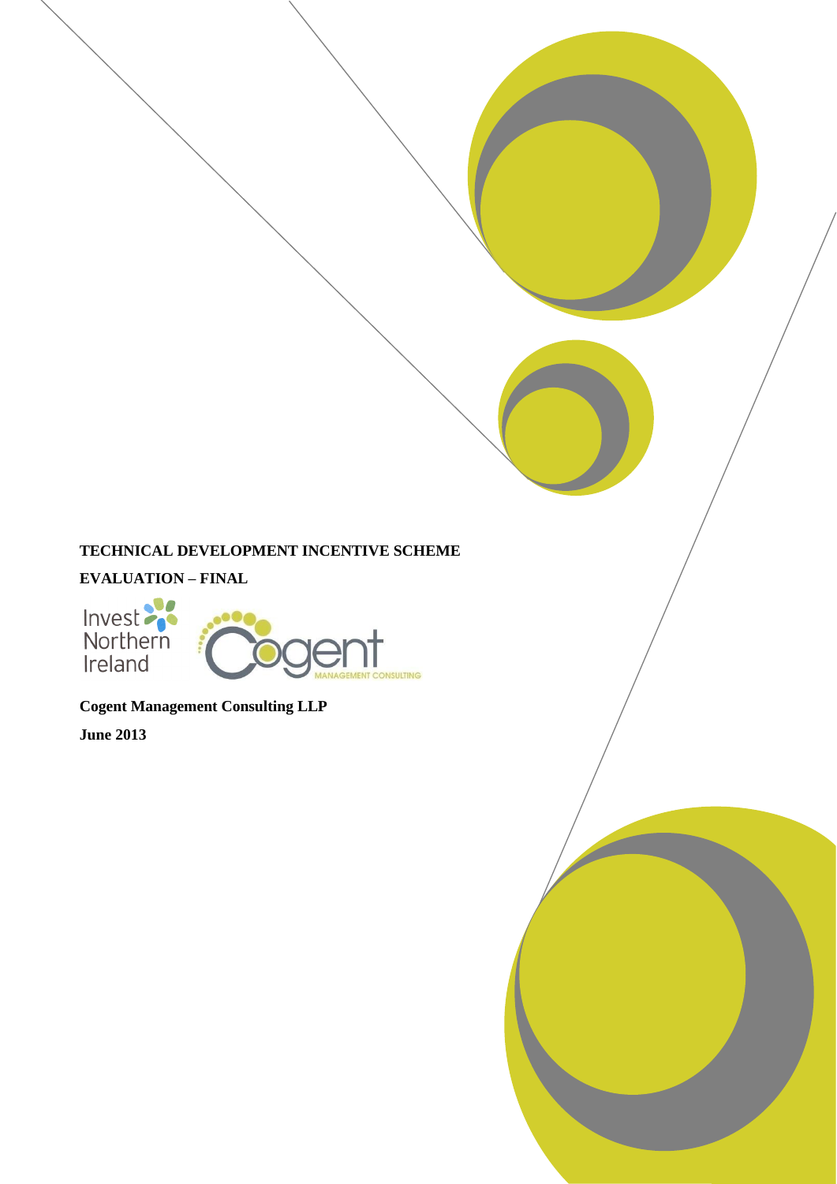**TECHNICAL DEVELOPMENT INCENTIVE SCHEME**

**EVALUATION – FINAL**

**Cogent Management Consulting LLP**

**June 2013**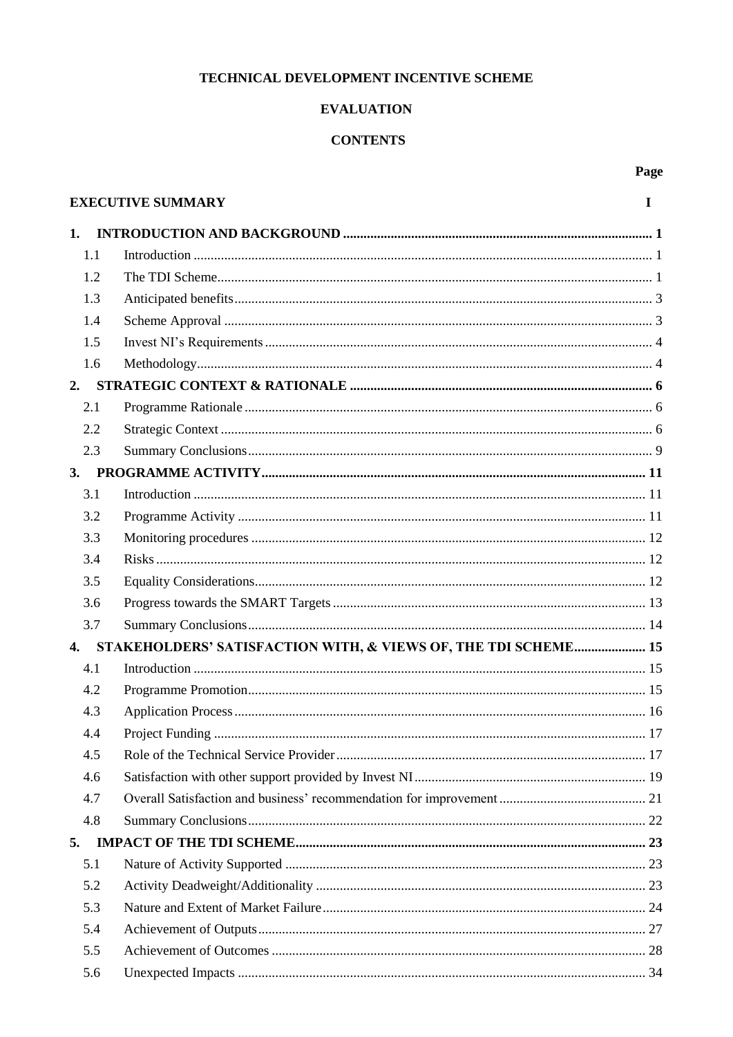**TECHNICAL DEVELOPMENT INCENTIVE SCHEME**

**EVALUATION**

**CONTENTS**

| | | Page |
|---|---|---|
| **EXECUTIVE SUMMARY** | | **I** |
| **1.** | **INTRODUCTION AND BACKGROUND** | **1** |
| 1.1 | Introduction | 1 |
| 1.2 | The TDI Scheme | 1 |
| 1.3 | Anticipated benefits | 3 |
| 1.4 | Scheme Approval | 3 |
| 1.5 | Invest NI's Requirements | 4 |
| 1.6 | Methodology | 4 |
| **2.** | **STRATEGIC CONTEXT & RATIONALE** | **6** |
| 2.1 | Programme Rationale | 6 |
| 2.2 | Strategic Context | 6 |
| 2.3 | Summary Conclusions | 9 |
| **3.** | **PROGRAMME ACTIVITY** | **11** |
| 3.1 | Introduction | 11 |
| 3.2 | Programme Activity | 11 |
| 3.3 | Monitoring procedures | 12 |
| 3.4 | Risks | 12 |
| 3.5 | Equality Considerations | 12 |
| 3.6 | Progress towards the SMART Targets | 13 |
| 3.7 | Summary Conclusions | 14 |
| **4.** | **STAKEHOLDERS' SATISFACTION WITH, & VIEWS OF, THE TDI SCHEME** | **15** |
| 4.1 | Introduction | 15 |
| 4.2 | Programme Promotion | 15 |
| 4.3 | Application Process | 16 |
| 4.4 | Project Funding | 17 |
| 4.5 | Role of the Technical Service Provider | 17 |
| 4.6 | Satisfaction with other support provided by Invest NI | 19 |
| 4.7 | Overall Satisfaction and business' recommendation for improvement | 21 |
| 4.8 | Summary Conclusions | 22 |
| **5.** | **IMPACT OF THE TDI SCHEME** | **23** |
| 5.1 | Nature of Activity Supported | 23 |
| 5.2 | Activity Deadweight/Additionality | 23 |
| 5.3 | Nature and Extent of Market Failure | 24 |
| 5.4 | Achievement of Outputs | 27 |
| 5.5 | Achievement of Outcomes | 28 |
| 5.6 | Unexpected Impacts | 34 |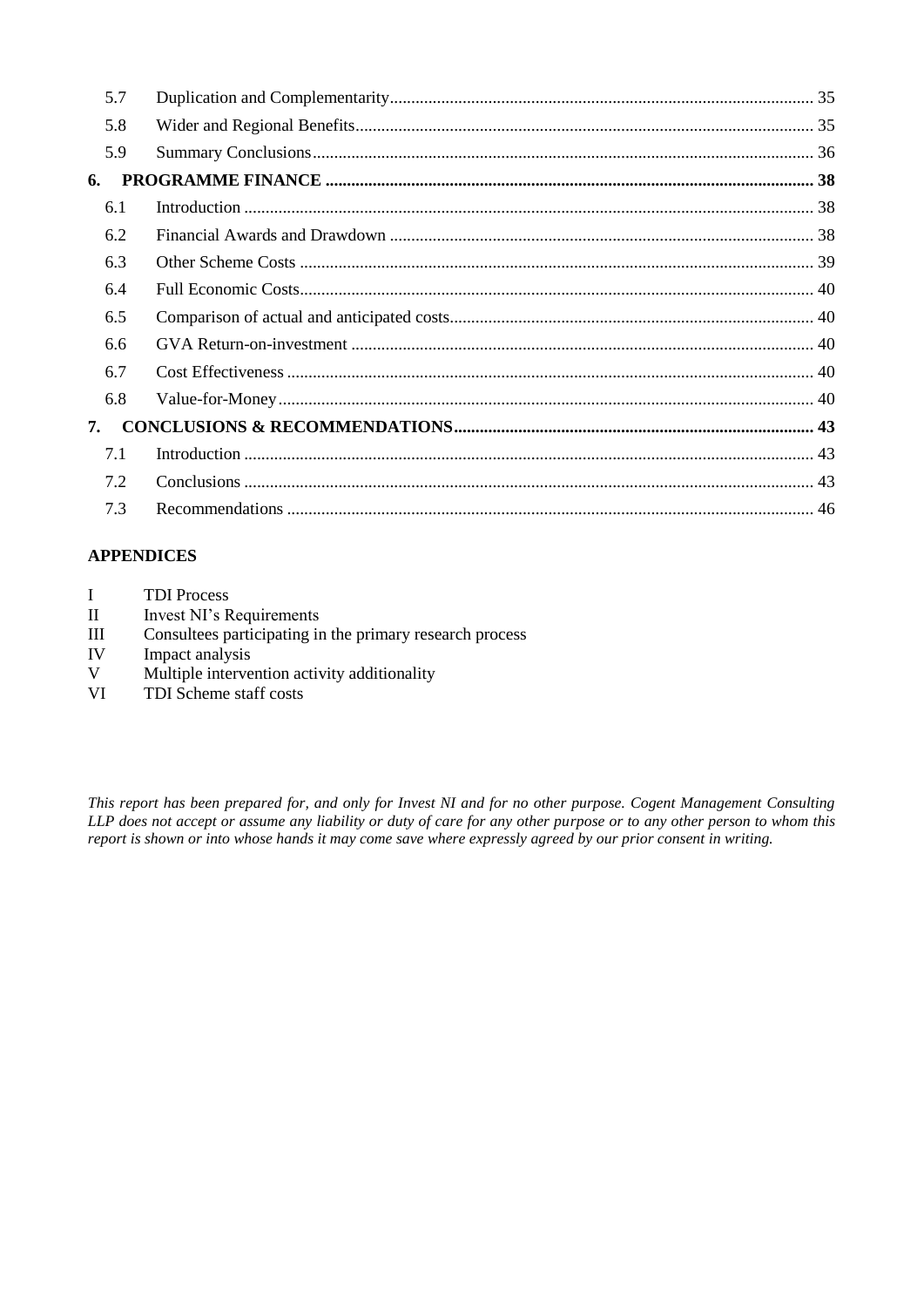| | | |
|---|---|---|
| 5.7 | Duplication and Complementarity | 35 |
| 5.8 | Wider and Regional Benefits | 35 |
| 5.9 | Summary Conclusions | 36 |
| **6.** | **PROGRAMME FINANCE** | **38** |
| 6.1 | Introduction | 38 |
| 6.2 | Financial Awards and Drawdown | 38 |
| 6.3 | Other Scheme Costs | 39 |
| 6.4 | Full Economic Costs | 40 |
| 6.5 | Comparison of actual and anticipated costs | 40 |
| 6.6 | GVA Return-on-investment | 40 |
| 6.7 | Cost Effectiveness | 40 |
| 6.8 | Value-for-Money | 40 |
| **7.** | **CONCLUSIONS & RECOMMENDATIONS** | **43** |
| 7.1 | Introduction | 43 |
| 7.2 | Conclusions | 43 |
| 7.3 | Recommendations | 46 |

**APPENDICES**

I TDI Process
II Invest NI's Requirements
III Consultees participating in the primary research process
IV Impact analysis
V Multiple intervention activity additionality
VI TDI Scheme staff costs

*This report has been prepared for, and only for Invest NI and for no other purpose. Cogent Management Consulting LLP does not accept or assume any liability or duty of care for any other purpose or to any other person to whom this report is shown or into whose hands it may come save where expressly agreed by our prior consent in writing.*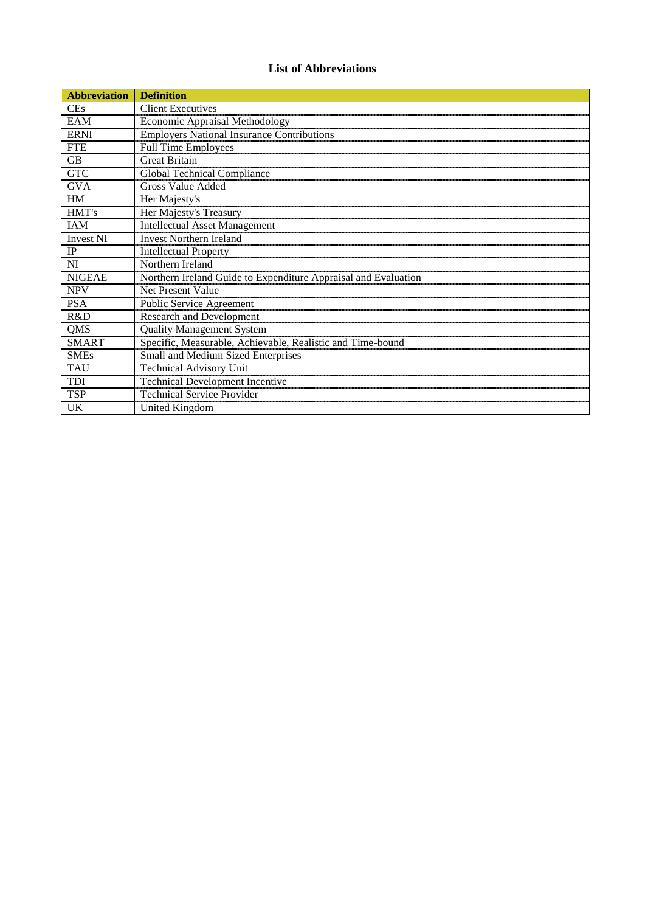# List of Abbreviations

| Abbreviation | Definition |
|---|---|
| CEs | Client Executives |
| EAM | Economic Appraisal Methodology |
| ERNI | Employers National Insurance Contributions |
| FTE | Full Time Employees |
| GB | Great Britain |
| GTC | Global Technical Compliance |
| GVA | Gross Value Added |
| HM | Her Majesty's |
| HMT's | Her Majesty's Treasury |
| IAM | Intellectual Asset Management |
| Invest NI | Invest Northern Ireland |
| IP | Intellectual Property |
| NI | Northern Ireland |
| NIGEAE | Northern Ireland Guide to Expenditure Appraisal and Evaluation |
| NPV | Net Present Value |
| PSA | Public Service Agreement |
| R&D | Research and Development |
| QMS | Quality Management System |
| SMART | Specific, Measurable, Achievable, Realistic and Time-bound |
| SMEs | Small and Medium Sized Enterprises |
| TAU | Technical Advisory Unit |
| TDI | Technical Development Incentive |
| TSP | Technical Service Provider |
| UK | United Kingdom |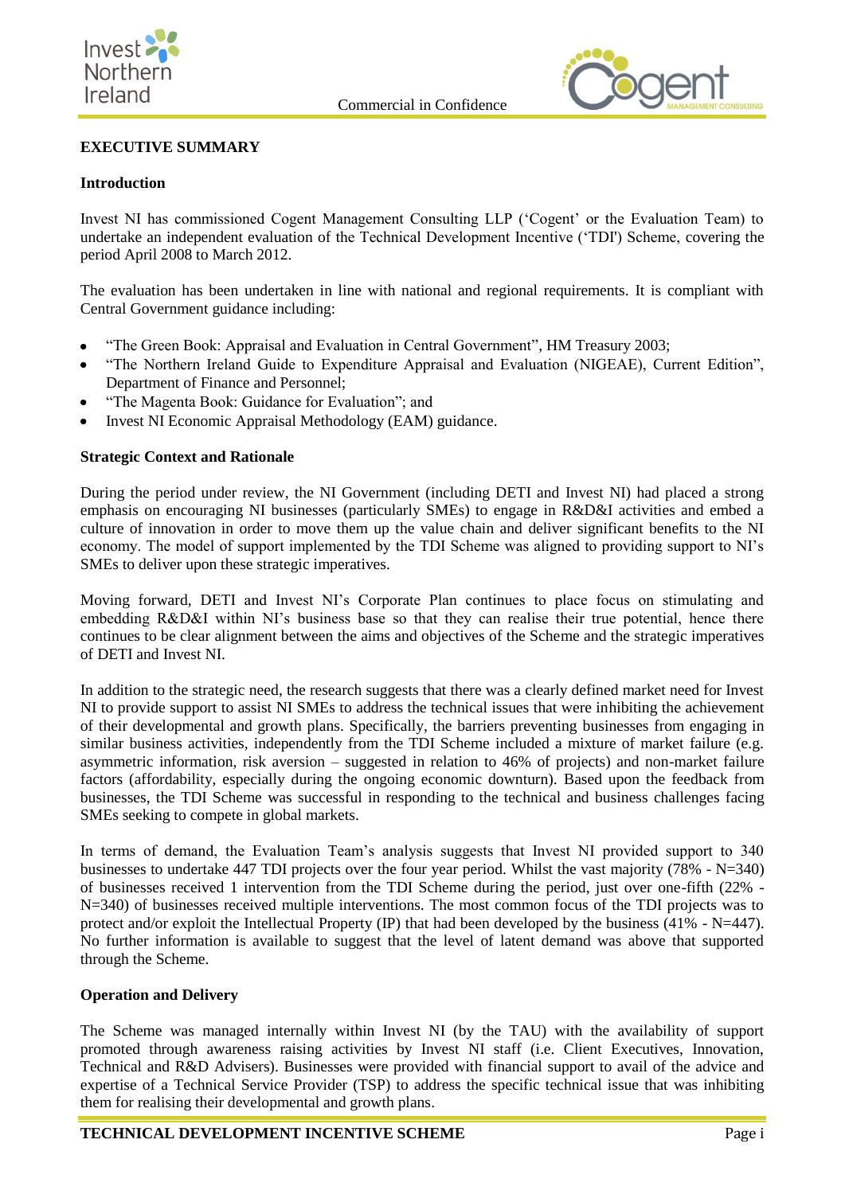## EXECUTIVE SUMMARY

### Introduction

Invest NI has commissioned Cogent Management Consulting LLP ('Cogent' or the Evaluation Team) to undertake an independent evaluation of the Technical Development Incentive ('TDI') Scheme, covering the period April 2008 to March 2012.

The evaluation has been undertaken in line with national and regional requirements. It is compliant with Central Government guidance including:

- "The Green Book: Appraisal and Evaluation in Central Government", HM Treasury 2003;
- "The Northern Ireland Guide to Expenditure Appraisal and Evaluation (NIGEAE), Current Edition", Department of Finance and Personnel;
- "The Magenta Book: Guidance for Evaluation"; and
- Invest NI Economic Appraisal Methodology (EAM) guidance.

### Strategic Context and Rationale

During the period under review, the NI Government (including DETI and Invest NI) had placed a strong emphasis on encouraging NI businesses (particularly SMEs) to engage in R&D&I activities and embed a culture of innovation in order to move them up the value chain and deliver significant benefits to the NI economy. The model of support implemented by the TDI Scheme was aligned to providing support to NI's SMEs to deliver upon these strategic imperatives.

Moving forward, DETI and Invest NI's Corporate Plan continues to place focus on stimulating and embedding R&D&I within NI's business base so that they can realise their true potential, hence there continues to be clear alignment between the aims and objectives of the Scheme and the strategic imperatives of DETI and Invest NI.

In addition to the strategic need, the research suggests that there was a clearly defined market need for Invest NI to provide support to assist NI SMEs to address the technical issues that were inhibiting the achievement of their developmental and growth plans. Specifically, the barriers preventing businesses from engaging in similar business activities, independently from the TDI Scheme included a mixture of market failure (e.g. asymmetric information, risk aversion – suggested in relation to 46% of projects) and non-market failure factors (affordability, especially during the ongoing economic downturn). Based upon the feedback from businesses, the TDI Scheme was successful in responding to the technical and business challenges facing SMEs seeking to compete in global markets.

In terms of demand, the Evaluation Team's analysis suggests that Invest NI provided support to 340 businesses to undertake 447 TDI projects over the four year period. Whilst the vast majority (78% - N=340) of businesses received 1 intervention from the TDI Scheme during the period, just over one-fifth (22% - N=340) of businesses received multiple interventions. The most common focus of the TDI projects was to protect and/or exploit the Intellectual Property (IP) that had been developed by the business (41% - N=447). No further information is available to suggest that the level of latent demand was above that supported through the Scheme.

### Operation and Delivery

The Scheme was managed internally within Invest NI (by the TAU) with the availability of support promoted through awareness raising activities by Invest NI staff (i.e. Client Executives, Innovation, Technical and R&D Advisers). Businesses were provided with financial support to avail of the advice and expertise of a Technical Service Provider (TSP) to address the specific technical issue that was inhibiting them for realising their developmental and growth plans.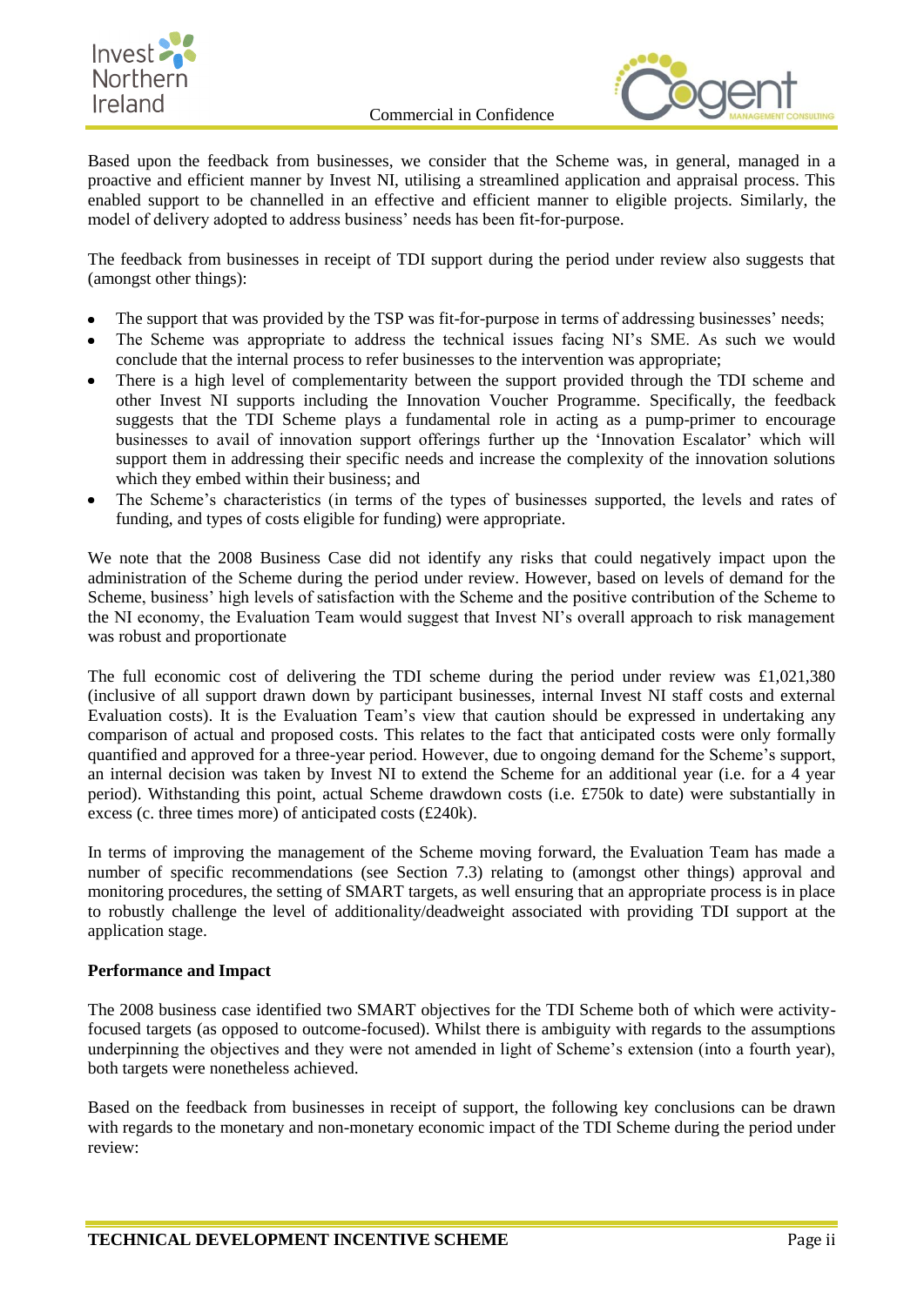Based upon the feedback from businesses, we consider that the Scheme was, in general, managed in a proactive and efficient manner by Invest NI, utilising a streamlined application and appraisal process. This enabled support to be channelled in an effective and efficient manner to eligible projects. Similarly, the model of delivery adopted to address business' needs has been fit-for-purpose.

The feedback from businesses in receipt of TDI support during the period under review also suggests that (amongst other things):

- The support that was provided by the TSP was fit-for-purpose in terms of addressing businesses' needs;
- The Scheme was appropriate to address the technical issues facing NI's SME. As such we would conclude that the internal process to refer businesses to the intervention was appropriate;
- There is a high level of complementarity between the support provided through the TDI scheme and other Invest NI supports including the Innovation Voucher Programme. Specifically, the feedback suggests that the TDI Scheme plays a fundamental role in acting as a pump-primer to encourage businesses to avail of innovation support offerings further up the 'Innovation Escalator' which will support them in addressing their specific needs and increase the complexity of the innovation solutions which they embed within their business; and
- The Scheme's characteristics (in terms of the types of businesses supported, the levels and rates of funding, and types of costs eligible for funding) were appropriate.

We note that the 2008 Business Case did not identify any risks that could negatively impact upon the administration of the Scheme during the period under review. However, based on levels of demand for the Scheme, business' high levels of satisfaction with the Scheme and the positive contribution of the Scheme to the NI economy, the Evaluation Team would suggest that Invest NI's overall approach to risk management was robust and proportionate

The full economic cost of delivering the TDI scheme during the period under review was £1,021,380 (inclusive of all support drawn down by participant businesses, internal Invest NI staff costs and external Evaluation costs). It is the Evaluation Team's view that caution should be expressed in undertaking any comparison of actual and proposed costs. This relates to the fact that anticipated costs were only formally quantified and approved for a three-year period. However, due to ongoing demand for the Scheme's support, an internal decision was taken by Invest NI to extend the Scheme for an additional year (i.e. for a 4 year period). Withstanding this point, actual Scheme drawdown costs (i.e. £750k to date) were substantially in excess (c. three times more) of anticipated costs (£240k).

In terms of improving the management of the Scheme moving forward, the Evaluation Team has made a number of specific recommendations (see Section 7.3) relating to (amongst other things) approval and monitoring procedures, the setting of SMART targets, as well ensuring that an appropriate process is in place to robustly challenge the level of additionality/deadweight associated with providing TDI support at the application stage.

**Performance and Impact**

The 2008 business case identified two SMART objectives for the TDI Scheme both of which were activity-focused targets (as opposed to outcome-focused). Whilst there is ambiguity with regards to the assumptions underpinning the objectives and they were not amended in light of Scheme's extension (into a fourth year), both targets were nonetheless achieved.

Based on the feedback from businesses in receipt of support, the following key conclusions can be drawn with regards to the monetary and non-monetary economic impact of the TDI Scheme during the period under review: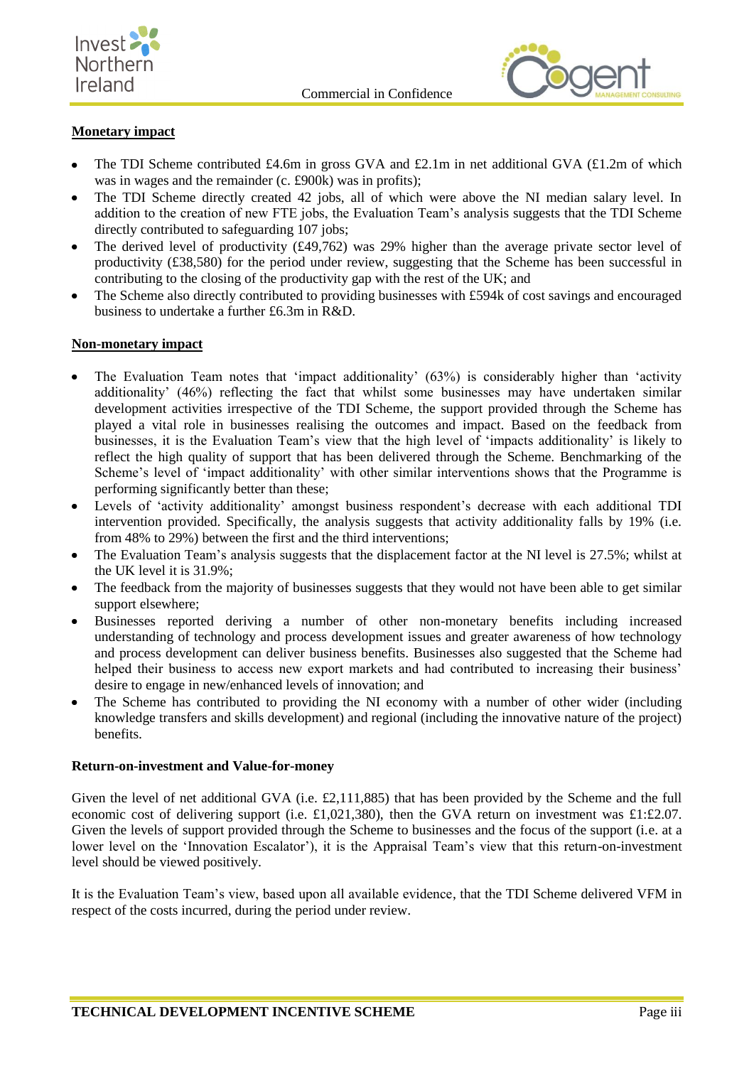**Monetary impact**

- The TDI Scheme contributed £4.6m in gross GVA and £2.1m in net additional GVA (£1.2m of which was in wages and the remainder (c. £900k) was in profits);
- The TDI Scheme directly created 42 jobs, all of which were above the NI median salary level. In addition to the creation of new FTE jobs, the Evaluation Team's analysis suggests that the TDI Scheme directly contributed to safeguarding 107 jobs;
- The derived level of productivity (£49,762) was 29% higher than the average private sector level of productivity (£38,580) for the period under review, suggesting that the Scheme has been successful in contributing to the closing of the productivity gap with the rest of the UK; and
- The Scheme also directly contributed to providing businesses with £594k of cost savings and encouraged business to undertake a further £6.3m in R&D.

**Non-monetary impact**

- The Evaluation Team notes that 'impact additionality' (63%) is considerably higher than 'activity additionality' (46%) reflecting the fact that whilst some businesses may have undertaken similar development activities irrespective of the TDI Scheme, the support provided through the Scheme has played a vital role in businesses realising the outcomes and impact. Based on the feedback from businesses, it is the Evaluation Team's view that the high level of 'impacts additionality' is likely to reflect the high quality of support that has been delivered through the Scheme. Benchmarking of the Scheme's level of 'impact additionality' with other similar interventions shows that the Programme is performing significantly better than these;
- Levels of 'activity additionality' amongst business respondent's decrease with each additional TDI intervention provided. Specifically, the analysis suggests that activity additionality falls by 19% (i.e. from 48% to 29%) between the first and the third interventions;
- The Evaluation Team's analysis suggests that the displacement factor at the NI level is 27.5%; whilst at the UK level it is 31.9%;
- The feedback from the majority of businesses suggests that they would not have been able to get similar support elsewhere;
- Businesses reported deriving a number of other non-monetary benefits including increased understanding of technology and process development issues and greater awareness of how technology and process development can deliver business benefits. Businesses also suggested that the Scheme had helped their business to access new export markets and had contributed to increasing their business' desire to engage in new/enhanced levels of innovation; and
- The Scheme has contributed to providing the NI economy with a number of other wider (including knowledge transfers and skills development) and regional (including the innovative nature of the project) benefits.

**Return-on-investment and Value-for-money**

Given the level of net additional GVA (i.e. £2,111,885) that has been provided by the Scheme and the full economic cost of delivering support (i.e. £1,021,380), then the GVA return on investment was £1:£2.07. Given the levels of support provided through the Scheme to businesses and the focus of the support (i.e. at a lower level on the 'Innovation Escalator'), it is the Appraisal Team's view that this return-on-investment level should be viewed positively.

It is the Evaluation Team's view, based upon all available evidence, that the TDI Scheme delivered VFM in respect of the costs incurred, during the period under review.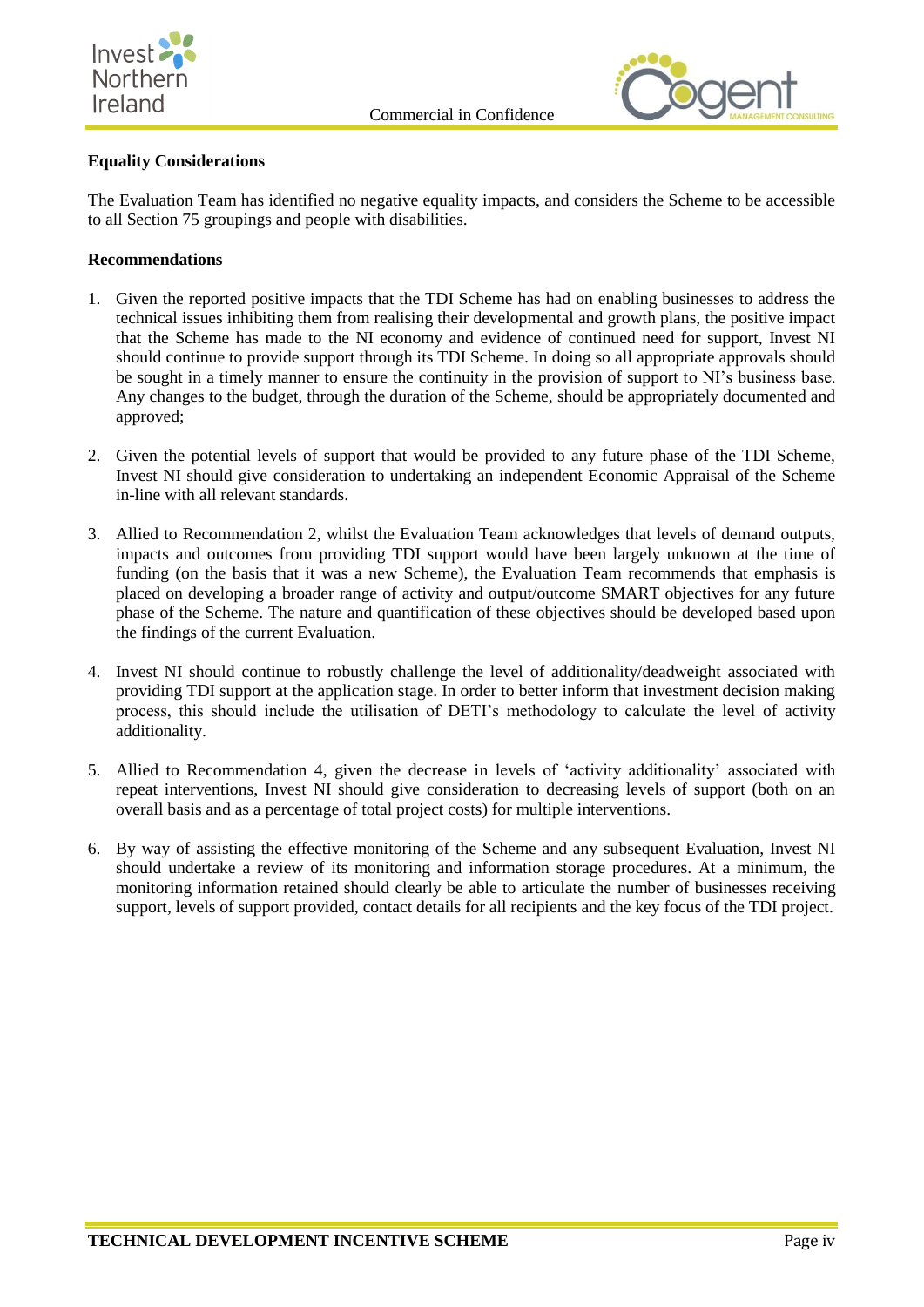**Equality Considerations**

The Evaluation Team has identified no negative equality impacts, and considers the Scheme to be accessible to all Section 75 groupings and people with disabilities.

**Recommendations**

1. Given the reported positive impacts that the TDI Scheme has had on enabling businesses to address the technical issues inhibiting them from realising their developmental and growth plans, the positive impact that the Scheme has made to the NI economy and evidence of continued need for support, Invest NI should continue to provide support through its TDI Scheme. In doing so all appropriate approvals should be sought in a timely manner to ensure the continuity in the provision of support to NI's business base. Any changes to the budget, through the duration of the Scheme, should be appropriately documented and approved;

2. Given the potential levels of support that would be provided to any future phase of the TDI Scheme, Invest NI should give consideration to undertaking an independent Economic Appraisal of the Scheme in-line with all relevant standards.

3. Allied to Recommendation 2, whilst the Evaluation Team acknowledges that levels of demand outputs, impacts and outcomes from providing TDI support would have been largely unknown at the time of funding (on the basis that it was a new Scheme), the Evaluation Team recommends that emphasis is placed on developing a broader range of activity and output/outcome SMART objectives for any future phase of the Scheme. The nature and quantification of these objectives should be developed based upon the findings of the current Evaluation.

4. Invest NI should continue to robustly challenge the level of additionality/deadweight associated with providing TDI support at the application stage. In order to better inform that investment decision making process, this should include the utilisation of DETI's methodology to calculate the level of activity additionality.

5. Allied to Recommendation 4, given the decrease in levels of 'activity additionality' associated with repeat interventions, Invest NI should give consideration to decreasing levels of support (both on an overall basis and as a percentage of total project costs) for multiple interventions.

6. By way of assisting the effective monitoring of the Scheme and any subsequent Evaluation, Invest NI should undertake a review of its monitoring and information storage procedures. At a minimum, the monitoring information retained should clearly be able to articulate the number of businesses receiving support, levels of support provided, contact details for all recipients and the key focus of the TDI project.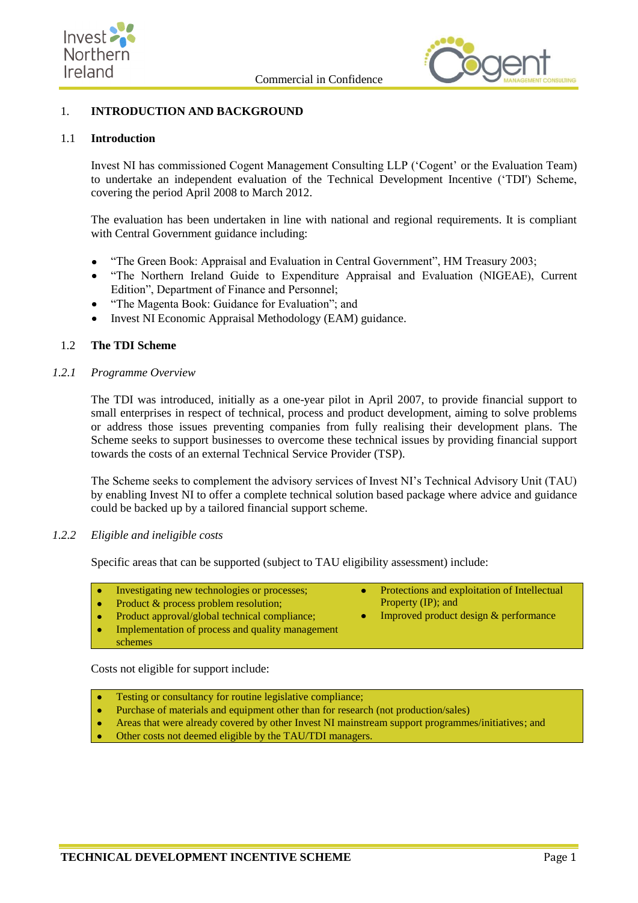# 1. INTRODUCTION AND BACKGROUND

## 1.1 Introduction

Invest NI has commissioned Cogent Management Consulting LLP ('Cogent' or the Evaluation Team) to undertake an independent evaluation of the Technical Development Incentive ('TDI') Scheme, covering the period April 2008 to March 2012.

The evaluation has been undertaken in line with national and regional requirements. It is compliant with Central Government guidance including:

- "The Green Book: Appraisal and Evaluation in Central Government", HM Treasury 2003;
- "The Northern Ireland Guide to Expenditure Appraisal and Evaluation (NIGEAE), Current Edition", Department of Finance and Personnel;
- "The Magenta Book: Guidance for Evaluation"; and
- Invest NI Economic Appraisal Methodology (EAM) guidance.

## 1.2 The TDI Scheme

### *1.2.1 Programme Overview*

The TDI was introduced, initially as a one-year pilot in April 2007, to provide financial support to small enterprises in respect of technical, process and product development, aiming to solve problems or address those issues preventing companies from fully realising their development plans. The Scheme seeks to support businesses to overcome these technical issues by providing financial support towards the costs of an external Technical Service Provider (TSP).

The Scheme seeks to complement the advisory services of Invest NI's Technical Advisory Unit (TAU) by enabling Invest NI to offer a complete technical solution based package where advice and guidance could be backed up by a tailored financial support scheme.

### *1.2.2 Eligible and ineligible costs*

Specific areas that can be supported (subject to TAU eligibility assessment) include:

- Investigating new technologies or processes;
- Product & process problem resolution;
- Product approval/global technical compliance;
- Implementation of process and quality management schemes
- Protections and exploitation of Intellectual Property (IP); and
- Improved product design & performance

Costs not eligible for support include:

- Testing or consultancy for routine legislative compliance;
- Purchase of materials and equipment other than for research (not production/sales)
- Areas that were already covered by other Invest NI mainstream support programmes/initiatives; and
- Other costs not deemed eligible by the TAU/TDI managers.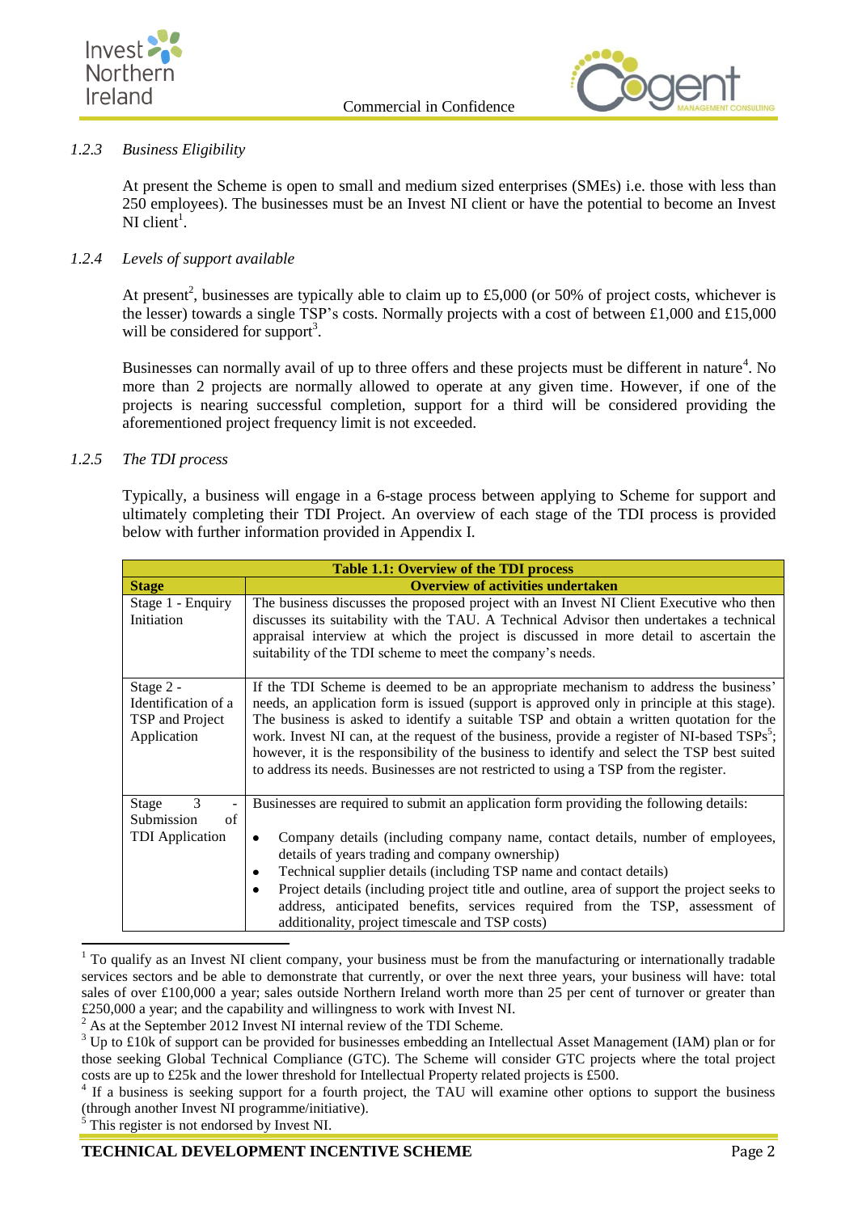#### 1.2.3 *Business Eligibility*

At present the Scheme is open to small and medium sized enterprises (SMEs) i.e. those with less than 250 employees). The businesses must be an Invest NI client or have the potential to become an Invest NI client[1].

#### 1.2.4 *Levels of support available*

At present[2], businesses are typically able to claim up to £5,000 (or 50% of project costs, whichever is the lesser) towards a single TSP's costs. Normally projects with a cost of between £1,000 and £15,000 will be considered for support[3].

Businesses can normally avail of up to three offers and these projects must be different in nature[4]. No more than 2 projects are normally allowed to operate at any given time. However, if one of the projects is nearing successful completion, support for a third will be considered providing the aforementioned project frequency limit is not exceeded.

#### 1.2.5 *The TDI process*

Typically, a business will engage in a 6-stage process between applying to Scheme for support and ultimately completing their TDI Project. An overview of each stage of the TDI process is provided below with further information provided in Appendix I.

**Table 1.1: Overview of the TDI process**

| Stage | Overview of activities undertaken |
|---|---|
| Stage 1 - Enquiry Initiation | The business discusses the proposed project with an Invest NI Client Executive who then discusses its suitability with the TAU. A Technical Advisor then undertakes a technical appraisal interview at which the project is discussed in more detail to ascertain the suitability of the TDI scheme to meet the company's needs. |
| Stage 2 - Identification of a TSP and Project Application | If the TDI Scheme is deemed to be an appropriate mechanism to address the business' needs, an application form is issued (support is approved only in principle at this stage). The business is asked to identify a suitable TSP and obtain a written quotation for the work. Invest NI can, at the request of the business, provide a register of NI-based TSPs[5]; however, it is the responsibility of the business to identify and select the TSP best suited to address its needs. Businesses are not restricted to using a TSP from the register. |
| Stage 3 - Submission of TDI Application | Businesses are required to submit an application form providing the following details: <br>• Company details (including company name, contact details, number of employees, details of years trading and company ownership) <br>• Technical supplier details (including TSP name and contact details) <br>• Project details (including project title and outline, area of support the project seeks to address, anticipated benefits, services required from the TSP, assessment of additionality, project timescale and TSP costs) |

[1] To qualify as an Invest NI client company, your business must be from the manufacturing or internationally tradable services sectors and be able to demonstrate that currently, or over the next three years, your business will have: total sales of over £100,000 a year; sales outside Northern Ireland worth more than 25 per cent of turnover or greater than £250,000 a year; and the capability and willingness to work with Invest NI.

[2] As at the September 2012 Invest NI internal review of the TDI Scheme.

[3] Up to £10k of support can be provided for businesses embedding an Intellectual Asset Management (IAM) plan or for those seeking Global Technical Compliance (GTC). The Scheme will consider GTC projects where the total project costs are up to £25k and the lower threshold for Intellectual Property related projects is £500.

[4] If a business is seeking support for a fourth project, the TAU will examine other options to support the business (through another Invest NI programme/initiative).

[5] This register is not endorsed by Invest NI.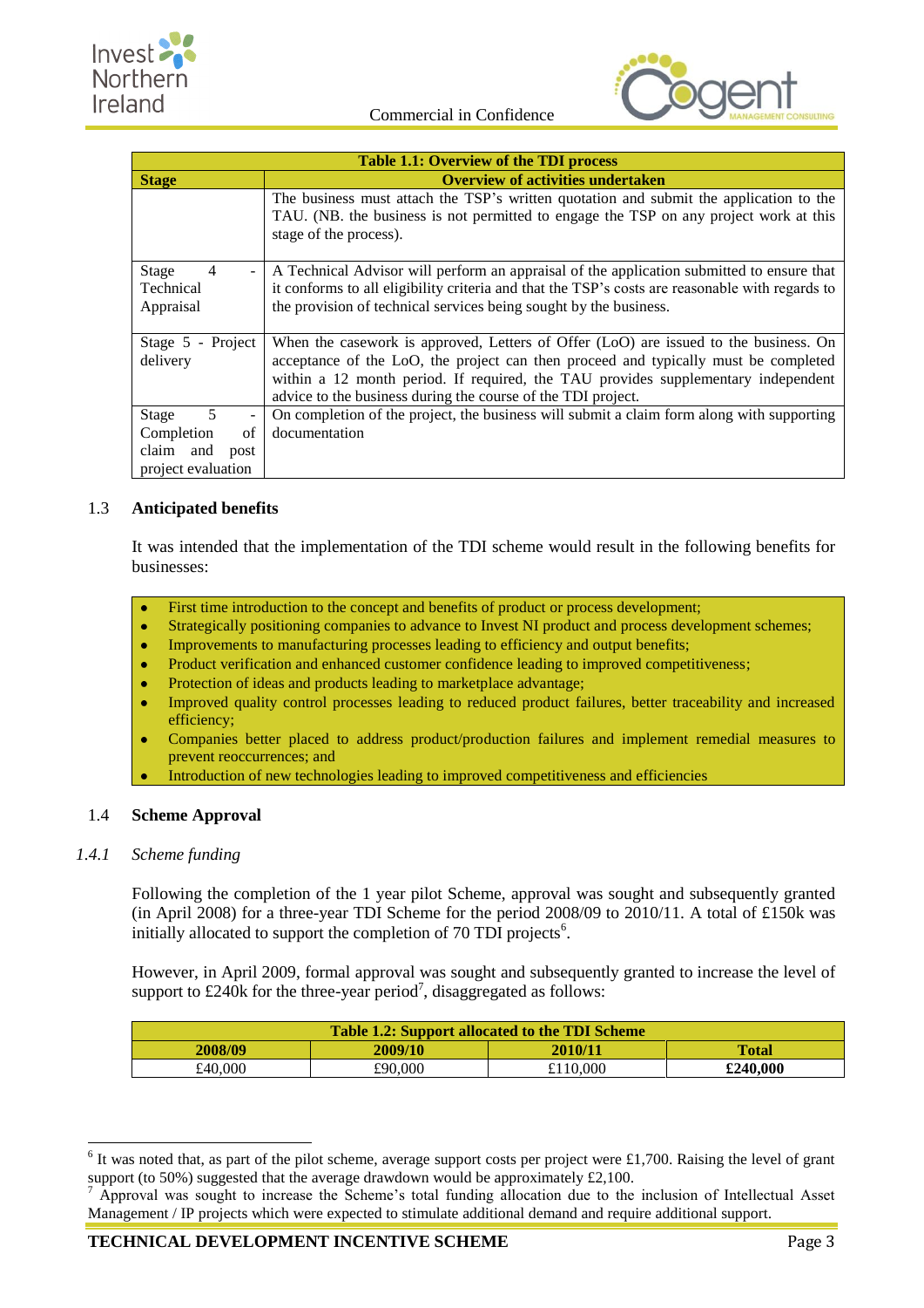| Table 1.1: Overview of the TDI process | |
|---|---|
| **Stage** | **Overview of activities undertaken** |
| | The business must attach the TSP's written quotation and submit the application to the TAU. (NB. the business is not permitted to engage the TSP on any project work at this stage of the process). |
| Stage 4 - Technical Appraisal | A Technical Advisor will perform an appraisal of the application submitted to ensure that it conforms to all eligibility criteria and that the TSP's costs are reasonable with regards to the provision of technical services being sought by the business. |
| Stage 5 - Project delivery | When the casework is approved, Letters of Offer (LoO) are issued to the business. On acceptance of the LoO, the project can then proceed and typically must be completed within a 12 month period. If required, the TAU provides supplementary independent advice to the business during the course of the TDI project. |
| Stage 5 - Completion of claim and post project evaluation | On completion of the project, the business will submit a claim form along with supporting documentation |

## 1.3 Anticipated benefits

It was intended that the implementation of the TDI scheme would result in the following benefits for businesses:

- First time introduction to the concept and benefits of product or process development;
- Strategically positioning companies to advance to Invest NI product and process development schemes;
- Improvements to manufacturing processes leading to efficiency and output benefits;
- Product verification and enhanced customer confidence leading to improved competitiveness;
- Protection of ideas and products leading to marketplace advantage;
- Improved quality control processes leading to reduced product failures, better traceability and increased efficiency;
- Companies better placed to address product/production failures and implement remedial measures to prevent reoccurrences; and
- Introduction of new technologies leading to improved competitiveness and efficiencies

## 1.4 Scheme Approval

### *1.4.1 Scheme funding*

Following the completion of the 1 year pilot Scheme, approval was sought and subsequently granted (in April 2008) for a three-year TDI Scheme for the period 2008/09 to 2010/11. A total of £150k was initially allocated to support the completion of 70 TDI projects[6].

However, in April 2009, formal approval was sought and subsequently granted to increase the level of support to £240k for the three-year period[7], disaggregated as follows:

| Table 1.2: Support allocated to the TDI Scheme | | | |
|---|---|---|---|
| **2008/09** | **2009/10** | **2010/11** | **Total** |
| £40,000 | £90,000 | £110,000 | **£240,000** |

[6] It was noted that, as part of the pilot scheme, average support costs per project were £1,700. Raising the level of grant support (to 50%) suggested that the average drawdown would be approximately £2,100.

[7] Approval was sought to increase the Scheme's total funding allocation due to the inclusion of Intellectual Asset Management / IP projects which were expected to stimulate additional demand and require additional support.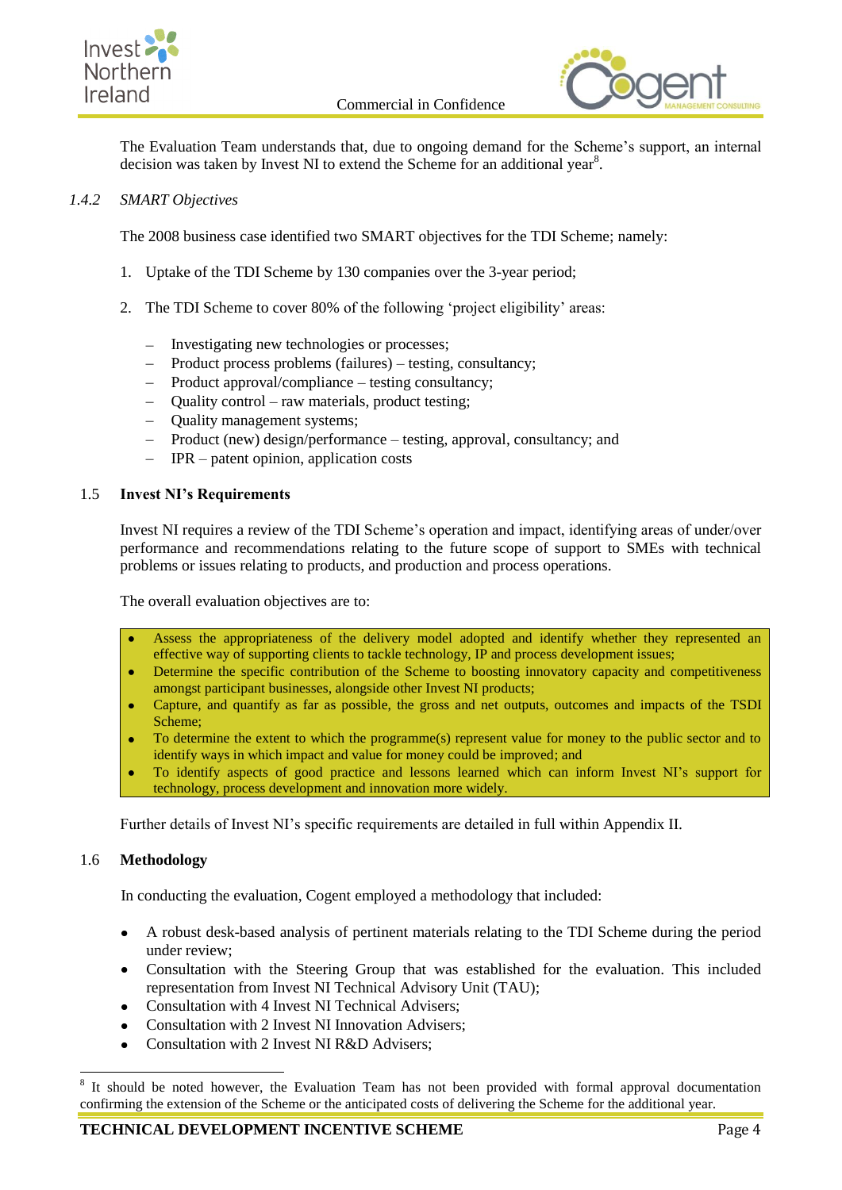The Evaluation Team understands that, due to ongoing demand for the Scheme's support, an internal decision was taken by Invest NI to extend the Scheme for an additional year[8].

### 1.4.2 *SMART Objectives*

The 2008 business case identified two SMART objectives for the TDI Scheme; namely:

1. Uptake of the TDI Scheme by 130 companies over the 3-year period;
2. The TDI Scheme to cover 80% of the following 'project eligibility' areas:
   - Investigating new technologies or processes;
   - Product process problems (failures) – testing, consultancy;
   - Product approval/compliance – testing consultancy;
   - Quality control – raw materials, product testing;
   - Quality management systems;
   - Product (new) design/performance – testing, approval, consultancy; and
   - IPR – patent opinion, application costs

## 1.5 Invest NI's Requirements

Invest NI requires a review of the TDI Scheme's operation and impact, identifying areas of under/over performance and recommendations relating to the future scope of support to SMEs with technical problems or issues relating to products, and production and process operations.

The overall evaluation objectives are to:

- Assess the appropriateness of the delivery model adopted and identify whether they represented an effective way of supporting clients to tackle technology, IP and process development issues;
- Determine the specific contribution of the Scheme to boosting innovatory capacity and competitiveness amongst participant businesses, alongside other Invest NI products;
- Capture, and quantify as far as possible, the gross and net outputs, outcomes and impacts of the TSDI Scheme;
- To determine the extent to which the programme(s) represent value for money to the public sector and to identify ways in which impact and value for money could be improved; and
- To identify aspects of good practice and lessons learned which can inform Invest NI's support for technology, process development and innovation more widely.

Further details of Invest NI's specific requirements are detailed in full within Appendix II.

## 1.6 Methodology

In conducting the evaluation, Cogent employed a methodology that included:

- A robust desk-based analysis of pertinent materials relating to the TDI Scheme during the period under review;
- Consultation with the Steering Group that was established for the evaluation. This included representation from Invest NI Technical Advisory Unit (TAU);
- Consultation with 4 Invest NI Technical Advisers;
- Consultation with 2 Invest NI Innovation Advisers;
- Consultation with 2 Invest NI R&D Advisers;

[8] It should be noted however, the Evaluation Team has not been provided with formal approval documentation confirming the extension of the Scheme or the anticipated costs of delivering the Scheme for the additional year.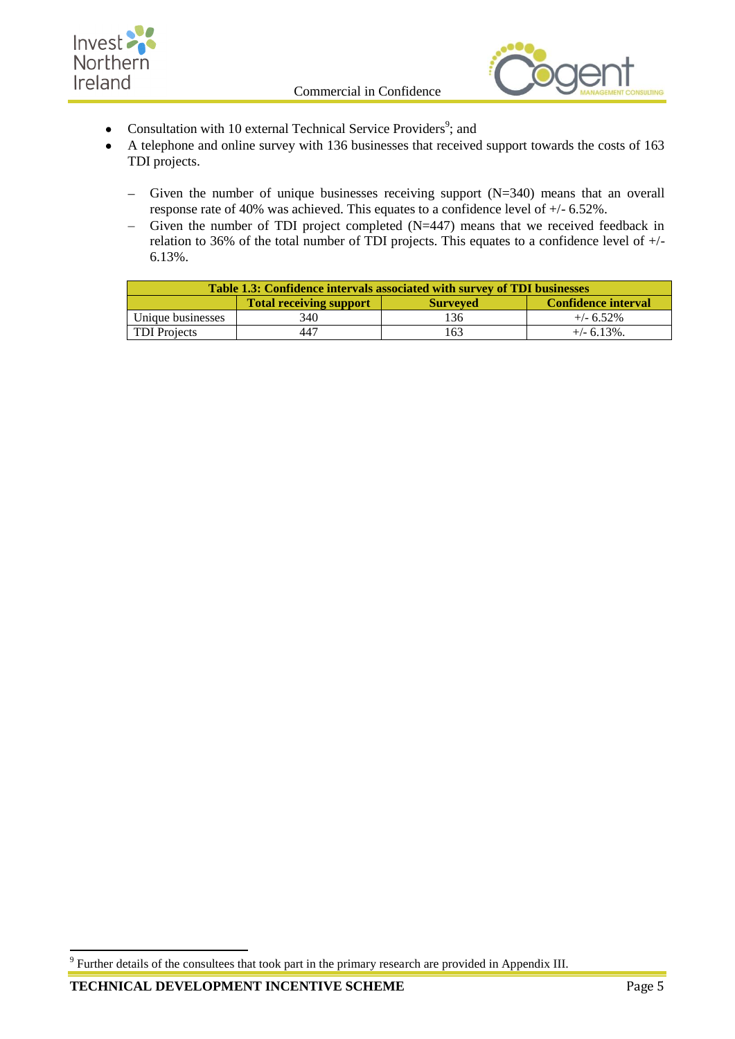- Consultation with 10 external Technical Service Providers[9]; and
- A telephone and online survey with 136 businesses that received support towards the costs of 163 TDI projects.
  - Given the number of unique businesses receiving support (N=340) means that an overall response rate of 40% was achieved. This equates to a confidence level of +/- 6.52%.
  - Given the number of TDI project completed (N=447) means that we received feedback in relation to 36% of the total number of TDI projects. This equates to a confidence level of +/- 6.13%.

**Table 1.3: Confidence intervals associated with survey of TDI businesses**

| | Total receiving support | Surveyed | Confidence interval |
|---|---|---|---|
| Unique businesses | 340 | 136 | +/- 6.52% |
| TDI Projects | 447 | 163 | +/- 6.13%. |

[9] Further details of the consultees that took part in the primary research are provided in Appendix III.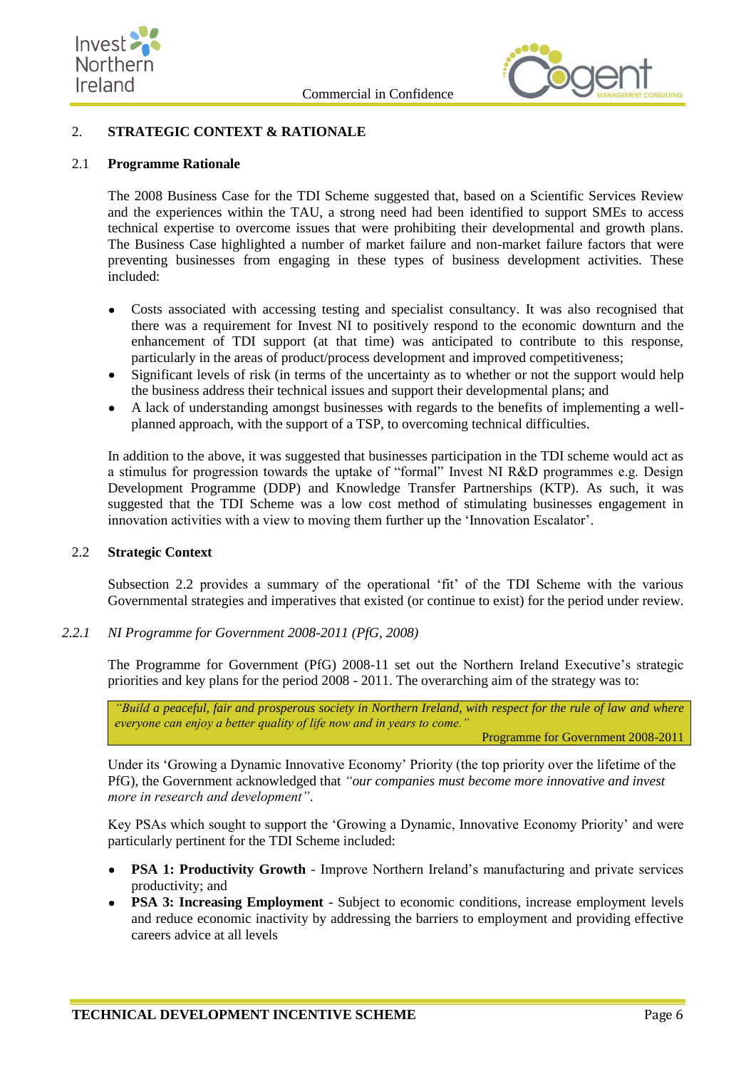## 2. STRATEGIC CONTEXT & RATIONALE

### 2.1 Programme Rationale

The 2008 Business Case for the TDI Scheme suggested that, based on a Scientific Services Review and the experiences within the TAU, a strong need had been identified to support SMEs to access technical expertise to overcome issues that were prohibiting their developmental and growth plans. The Business Case highlighted a number of market failure and non-market failure factors that were preventing businesses from engaging in these types of business development activities. These included:

- Costs associated with accessing testing and specialist consultancy. It was also recognised that there was a requirement for Invest NI to positively respond to the economic downturn and the enhancement of TDI support (at that time) was anticipated to contribute to this response, particularly in the areas of product/process development and improved competitiveness;
- Significant levels of risk (in terms of the uncertainty as to whether or not the support would help the business address their technical issues and support their developmental plans; and
- A lack of understanding amongst businesses with regards to the benefits of implementing a well-planned approach, with the support of a TSP, to overcoming technical difficulties.

In addition to the above, it was suggested that businesses participation in the TDI scheme would act as a stimulus for progression towards the uptake of "formal" Invest NI R&D programmes e.g. Design Development Programme (DDP) and Knowledge Transfer Partnerships (KTP). As such, it was suggested that the TDI Scheme was a low cost method of stimulating businesses engagement in innovation activities with a view to moving them further up the 'Innovation Escalator'.

### 2.2 Strategic Context

Subsection 2.2 provides a summary of the operational 'fit' of the TDI Scheme with the various Governmental strategies and imperatives that existed (or continue to exist) for the period under review.

#### *2.2.1 NI Programme for Government 2008-2011 (PfG, 2008)*

The Programme for Government (PfG) 2008-11 set out the Northern Ireland Executive's strategic priorities and key plans for the period 2008 - 2011. The overarching aim of the strategy was to:

> *"Build a peaceful, fair and prosperous society in Northern Ireland, with respect for the rule of law and where everyone can enjoy a better quality of life now and in years to come."*
>
> Programme for Government 2008-2011

Under its 'Growing a Dynamic Innovative Economy' Priority (the top priority over the lifetime of the PfG), the Government acknowledged that *"our companies must become more innovative and invest more in research and development"*.

Key PSAs which sought to support the 'Growing a Dynamic, Innovative Economy Priority' and were particularly pertinent for the TDI Scheme included:

- **PSA 1: Productivity Growth** - Improve Northern Ireland's manufacturing and private services productivity; and
- **PSA 3: Increasing Employment** - Subject to economic conditions, increase employment levels and reduce economic inactivity by addressing the barriers to employment and providing effective careers advice at all levels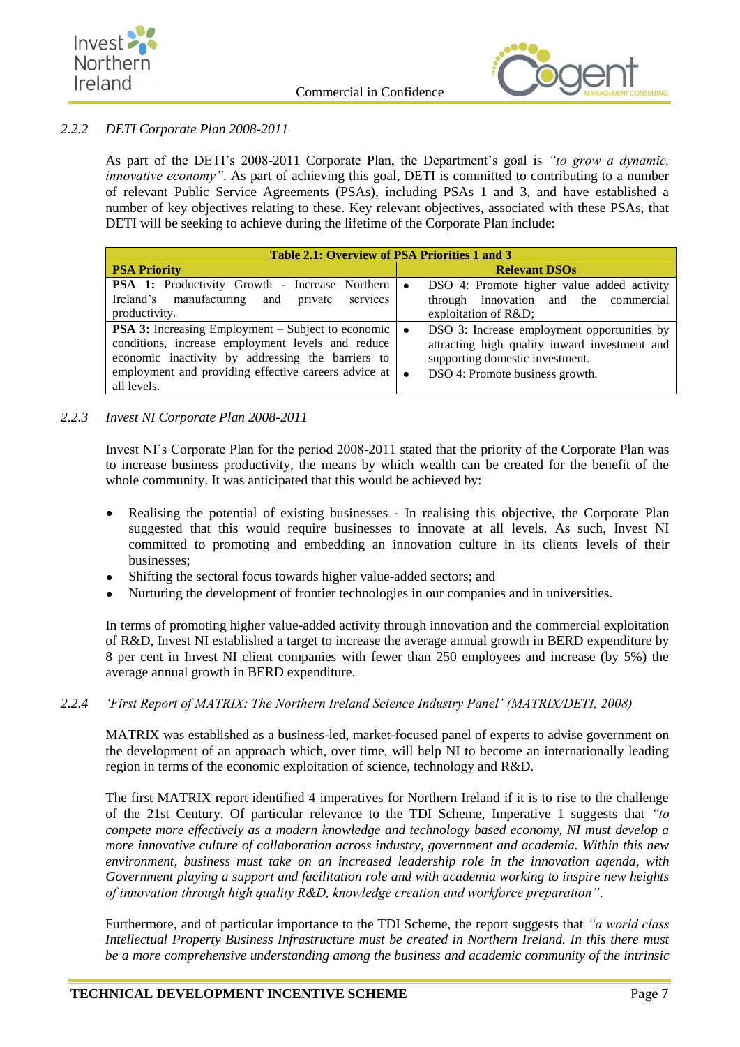### 2.2.2 DETI Corporate Plan 2008-2011

As part of the DETI's 2008-2011 Corporate Plan, the Department's goal is *"to grow a dynamic, innovative economy"*. As part of achieving this goal, DETI is committed to contributing to a number of relevant Public Service Agreements (PSAs), including PSAs 1 and 3, and have established a number of key objectives relating to these. Key relevant objectives, associated with these PSAs, that DETI will be seeking to achieve during the lifetime of the Corporate Plan include:

**Table 2.1: Overview of PSA Priorities 1 and 3**

| PSA Priority | Relevant DSOs |
|---|---|
| **PSA 1:** Productivity Growth - Increase Northern Ireland's manufacturing and private services productivity. | • DSO 4: Promote higher value added activity through innovation and the commercial exploitation of R&D; |
| **PSA 3:** Increasing Employment – Subject to economic conditions, increase employment levels and reduce economic inactivity by addressing the barriers to employment and providing effective careers advice at all levels. | • DSO 3: Increase employment opportunities by attracting high quality inward investment and supporting domestic investment. <br> • DSO 4: Promote business growth. |

### 2.2.3 Invest NI Corporate Plan 2008-2011

Invest NI's Corporate Plan for the period 2008-2011 stated that the priority of the Corporate Plan was to increase business productivity, the means by which wealth can be created for the benefit of the whole community. It was anticipated that this would be achieved by:

- Realising the potential of existing businesses - In realising this objective, the Corporate Plan suggested that this would require businesses to innovate at all levels. As such, Invest NI committed to promoting and embedding an innovation culture in its clients levels of their businesses;
- Shifting the sectoral focus towards higher value-added sectors; and
- Nurturing the development of frontier technologies in our companies and in universities.

In terms of promoting higher value-added activity through innovation and the commercial exploitation of R&D, Invest NI established a target to increase the average annual growth in BERD expenditure by 8 per cent in Invest NI client companies with fewer than 250 employees and increase (by 5%) the average annual growth in BERD expenditure.

### 2.2.4 'First Report of MATRIX: The Northern Ireland Science Industry Panel' (MATRIX/DETI, 2008)

MATRIX was established as a business-led, market-focused panel of experts to advise government on the development of an approach which, over time, will help NI to become an internationally leading region in terms of the economic exploitation of science, technology and R&D.

The first MATRIX report identified 4 imperatives for Northern Ireland if it is to rise to the challenge of the 21st Century. Of particular relevance to the TDI Scheme, Imperative 1 suggests that *"to compete more effectively as a modern knowledge and technology based economy, NI must develop a more innovative culture of collaboration across industry, government and academia. Within this new environment, business must take on an increased leadership role in the innovation agenda, with Government playing a support and facilitation role and with academia working to inspire new heights of innovation through high quality R&D, knowledge creation and workforce preparation"*.

Furthermore, and of particular importance to the TDI Scheme, the report suggests that *"a world class Intellectual Property Business Infrastructure must be created in Northern Ireland. In this there must be a more comprehensive understanding among the business and academic community of the intrinsic*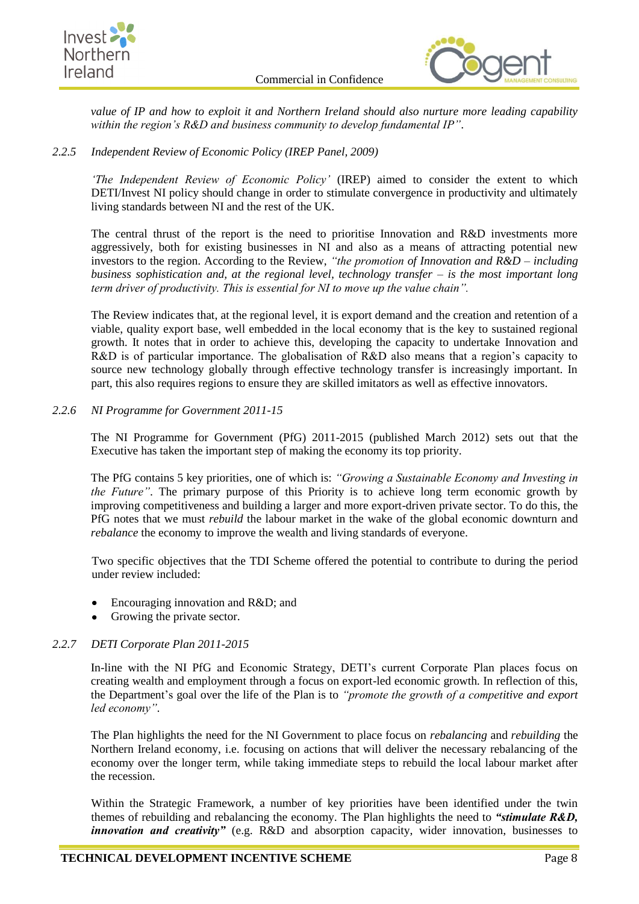*value of IP and how to exploit it and Northern Ireland should also nurture more leading capability within the region's R&D and business community to develop fundamental IP".*

### *2.2.5 Independent Review of Economic Policy (IREP Panel, 2009)*

*'The Independent Review of Economic Policy'* (IREP) aimed to consider the extent to which DETI/Invest NI policy should change in order to stimulate convergence in productivity and ultimately living standards between NI and the rest of the UK.

The central thrust of the report is the need to prioritise Innovation and R&D investments more aggressively, both for existing businesses in NI and also as a means of attracting potential new investors to the region. According to the Review, *"the promotion of Innovation and R&D – including business sophistication and, at the regional level, technology transfer – is the most important long term driver of productivity. This is essential for NI to move up the value chain".*

The Review indicates that, at the regional level, it is export demand and the creation and retention of a viable, quality export base, well embedded in the local economy that is the key to sustained regional growth. It notes that in order to achieve this, developing the capacity to undertake Innovation and R&D is of particular importance. The globalisation of R&D also means that a region's capacity to source new technology globally through effective technology transfer is increasingly important. In part, this also requires regions to ensure they are skilled imitators as well as effective innovators.

### *2.2.6 NI Programme for Government 2011-15*

The NI Programme for Government (PfG) 2011-2015 (published March 2012) sets out that the Executive has taken the important step of making the economy its top priority.

The PfG contains 5 key priorities, one of which is: *"Growing a Sustainable Economy and Investing in the Future"*. The primary purpose of this Priority is to achieve long term economic growth by improving competitiveness and building a larger and more export-driven private sector. To do this, the PfG notes that we must *rebuild* the labour market in the wake of the global economic downturn and *rebalance* the economy to improve the wealth and living standards of everyone.

Two specific objectives that the TDI Scheme offered the potential to contribute to during the period under review included:

- Encouraging innovation and R&D; and
- Growing the private sector.

### *2.2.7 DETI Corporate Plan 2011-2015*

In-line with the NI PfG and Economic Strategy, DETI's current Corporate Plan places focus on creating wealth and employment through a focus on export-led economic growth. In reflection of this, the Department's goal over the life of the Plan is to *"promote the growth of a competitive and export led economy"*.

The Plan highlights the need for the NI Government to place focus on *rebalancing* and *rebuilding* the Northern Ireland economy, i.e. focusing on actions that will deliver the necessary rebalancing of the economy over the longer term, while taking immediate steps to rebuild the local labour market after the recession.

Within the Strategic Framework, a number of key priorities have been identified under the twin themes of rebuilding and rebalancing the economy. The Plan highlights the need to ***"stimulate R&D, innovation and creativity"*** (e.g. R&D and absorption capacity, wider innovation, businesses to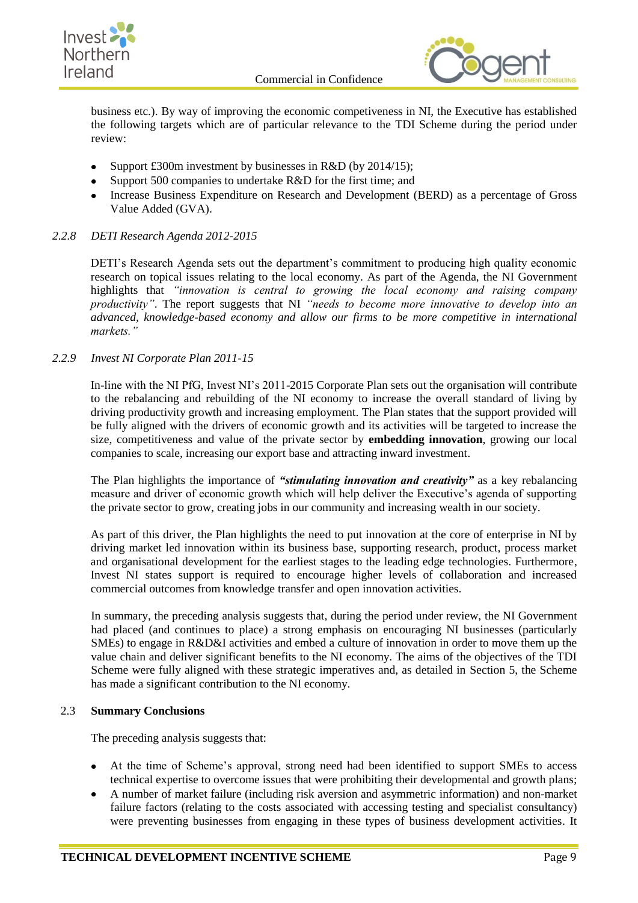business etc.). By way of improving the economic competiveness in NI, the Executive has established the following targets which are of particular relevance to the TDI Scheme during the period under review:

- Support £300m investment by businesses in R&D (by 2014/15);
- Support 500 companies to undertake R&D for the first time; and
- Increase Business Expenditure on Research and Development (BERD) as a percentage of Gross Value Added (GVA).

### 2.2.8 DETI Research Agenda 2012-2015

DETI's Research Agenda sets out the department's commitment to producing high quality economic research on topical issues relating to the local economy. As part of the Agenda, the NI Government highlights that *"innovation is central to growing the local economy and raising company productivity"*. The report suggests that NI *"needs to become more innovative to develop into an advanced, knowledge-based economy and allow our firms to be more competitive in international markets."*

### 2.2.9 Invest NI Corporate Plan 2011-15

In-line with the NI PfG, Invest NI's 2011-2015 Corporate Plan sets out the organisation will contribute to the rebalancing and rebuilding of the NI economy to increase the overall standard of living by driving productivity growth and increasing employment. The Plan states that the support provided will be fully aligned with the drivers of economic growth and its activities will be targeted to increase the size, competitiveness and value of the private sector by **embedding innovation**, growing our local companies to scale, increasing our export base and attracting inward investment.

The Plan highlights the importance of ***"stimulating innovation and creativity"*** as a key rebalancing measure and driver of economic growth which will help deliver the Executive's agenda of supporting the private sector to grow, creating jobs in our community and increasing wealth in our society.

As part of this driver, the Plan highlights the need to put innovation at the core of enterprise in NI by driving market led innovation within its business base, supporting research, product, process market and organisational development for the earliest stages to the leading edge technologies. Furthermore, Invest NI states support is required to encourage higher levels of collaboration and increased commercial outcomes from knowledge transfer and open innovation activities.

In summary, the preceding analysis suggests that, during the period under review, the NI Government had placed (and continues to place) a strong emphasis on encouraging NI businesses (particularly SMEs) to engage in R&D&I activities and embed a culture of innovation in order to move them up the value chain and deliver significant benefits to the NI economy. The aims of the objectives of the TDI Scheme were fully aligned with these strategic imperatives and, as detailed in Section 5, the Scheme has made a significant contribution to the NI economy.

## 2.3 Summary Conclusions

The preceding analysis suggests that:

- At the time of Scheme's approval, strong need had been identified to support SMEs to access technical expertise to overcome issues that were prohibiting their developmental and growth plans;
- A number of market failure (including risk aversion and asymmetric information) and non-market failure factors (relating to the costs associated with accessing testing and specialist consultancy) were preventing businesses from engaging in these types of business development activities. It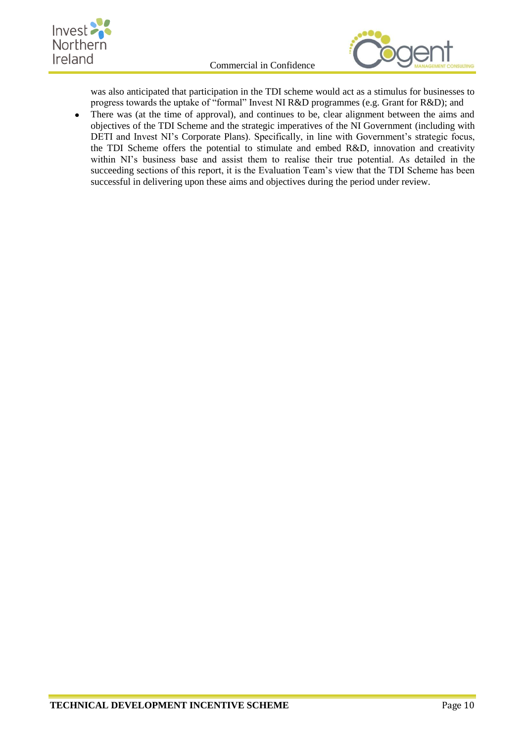was also anticipated that participation in the TDI scheme would act as a stimulus for businesses to progress towards the uptake of "formal" Invest NI R&D programmes (e.g. Grant for R&D); and

- There was (at the time of approval), and continues to be, clear alignment between the aims and objectives of the TDI Scheme and the strategic imperatives of the NI Government (including with DETI and Invest NI's Corporate Plans). Specifically, in line with Government's strategic focus, the TDI Scheme offers the potential to stimulate and embed R&D, innovation and creativity within NI's business base and assist them to realise their true potential. As detailed in the succeeding sections of this report, it is the Evaluation Team's view that the TDI Scheme has been successful in delivering upon these aims and objectives during the period under review.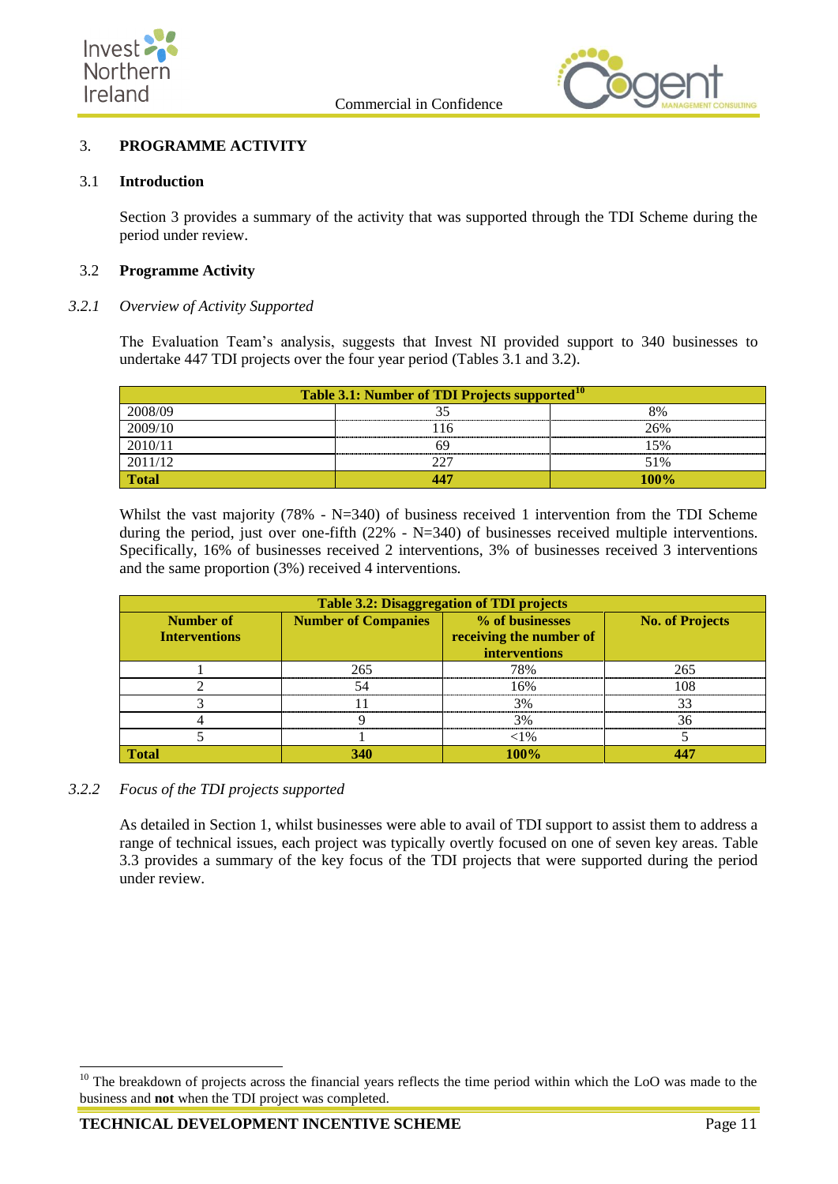## 3. PROGRAMME ACTIVITY

### 3.1 Introduction

Section 3 provides a summary of the activity that was supported through the TDI Scheme during the period under review.

### 3.2 Programme Activity

#### *3.2.1 Overview of Activity Supported*

The Evaluation Team's analysis, suggests that Invest NI provided support to 340 businesses to undertake 447 TDI projects over the four year period (Tables 3.1 and 3.2).

| Table 3.1: Number of TDI Projects supported[10] | | |
|---|---|---|
| 2008/09 | 35 | 8% |
| 2009/10 | 116 | 26% |
| 2010/11 | 69 | 15% |
| 2011/12 | 227 | 51% |
| **Total** | **447** | **100%** |

Whilst the vast majority (78% - N=340) of business received 1 intervention from the TDI Scheme during the period, just over one-fifth (22% - N=340) of businesses received multiple interventions. Specifically, 16% of businesses received 2 interventions, 3% of businesses received 3 interventions and the same proportion (3%) received 4 interventions.

| Table 3.2: Disaggregation of TDI projects | | | |
|---|---|---|---|
| **Number of Interventions** | **Number of Companies** | **% of businesses receiving the number of interventions** | **No. of Projects** |
| 1 | 265 | 78% | 265 |
| 2 | 54 | 16% | 108 |
| 3 | 11 | 3% | 33 |
| 4 | 9 | 3% | 36 |
| 5 | 1 | <1% | 5 |
| **Total** | **340** | **100%** | **447** |

#### *3.2.2 Focus of the TDI projects supported*

As detailed in Section 1, whilst businesses were able to avail of TDI support to assist them to address a range of technical issues, each project was typically overtly focused on one of seven key areas. Table 3.3 provides a summary of the key focus of the TDI projects that were supported during the period under review.

[10] The breakdown of projects across the financial years reflects the time period within which the LoO was made to the business and **not** when the TDI project was completed.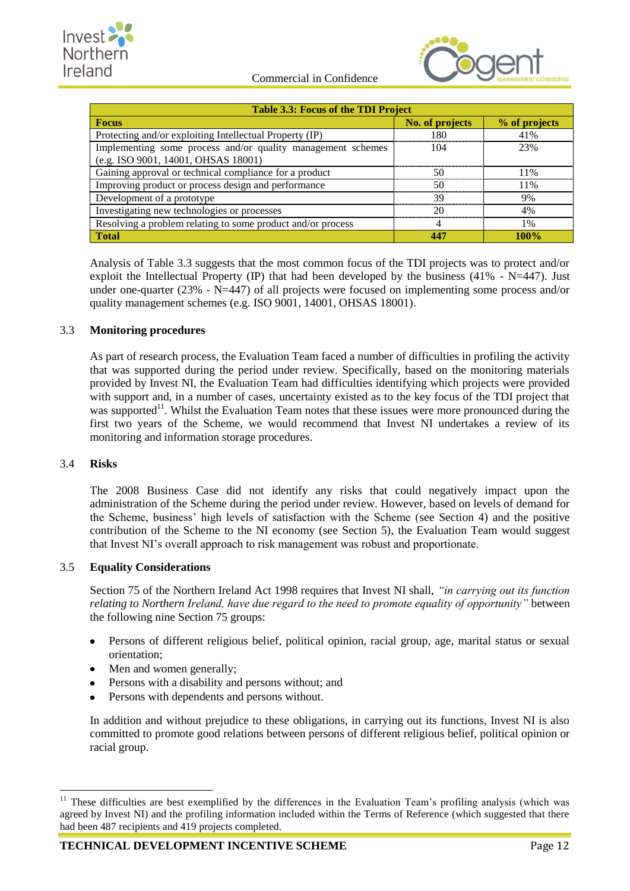**Table 3.3: Focus of the TDI Project**

| Focus | No. of projects | % of projects |
|---|---|---|
| Protecting and/or exploiting Intellectual Property (IP) | 180 | 41% |
| Implementing some process and/or quality management schemes (e.g. ISO 9001, 14001, OHSAS 18001) | 104 | 23% |
| Gaining approval or technical compliance for a product | 50 | 11% |
| Improving product or process design and performance | 50 | 11% |
| Development of a prototype | 39 | 9% |
| Investigating new technologies or processes | 20 | 4% |
| Resolving a problem relating to some product and/or process | 4 | 1% |
| **Total** | **447** | **100%** |

Analysis of Table 3.3 suggests that the most common focus of the TDI projects was to protect and/or exploit the Intellectual Property (IP) that had been developed by the business (41% - N=447). Just under one-quarter (23% - N=447) of all projects were focused on implementing some process and/or quality management schemes (e.g. ISO 9001, 14001, OHSAS 18001).

## 3.3 Monitoring procedures

As part of research process, the Evaluation Team faced a number of difficulties in profiling the activity that was supported during the period under review. Specifically, based on the monitoring materials provided by Invest NI, the Evaluation Team had difficulties identifying which projects were provided with support and, in a number of cases, uncertainty existed as to the key focus of the TDI project that was supported[11]. Whilst the Evaluation Team notes that these issues were more pronounced during the first two years of the Scheme, we would recommend that Invest NI undertakes a review of its monitoring and information storage procedures.

## 3.4 Risks

The 2008 Business Case did not identify any risks that could negatively impact upon the administration of the Scheme during the period under review. However, based on levels of demand for the Scheme, business' high levels of satisfaction with the Scheme (see Section 4) and the positive contribution of the Scheme to the NI economy (see Section 5), the Evaluation Team would suggest that Invest NI's overall approach to risk management was robust and proportionate.

## 3.5 Equality Considerations

Section 75 of the Northern Ireland Act 1998 requires that Invest NI shall, *"in carrying out its function relating to Northern Ireland, have due regard to the need to promote equality of opportunity"* between the following nine Section 75 groups:

- Persons of different religious belief, political opinion, racial group, age, marital status or sexual orientation;
- Men and women generally;
- Persons with a disability and persons without; and
- Persons with dependents and persons without.

In addition and without prejudice to these obligations, in carrying out its functions, Invest NI is also committed to promote good relations between persons of different religious belief, political opinion or racial group.

---

[11] These difficulties are best exemplified by the differences in the Evaluation Team's profiling analysis (which was agreed by Invest NI) and the profiling information included within the Terms of Reference (which suggested that there had been 487 recipients and 419 projects completed.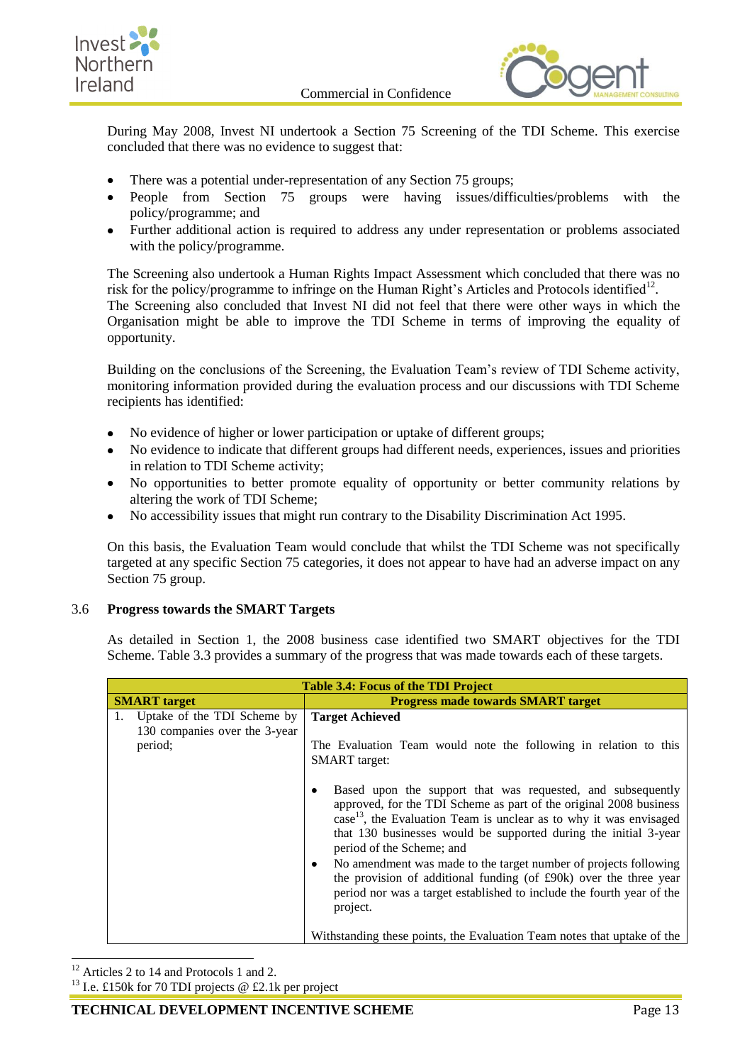During May 2008, Invest NI undertook a Section 75 Screening of the TDI Scheme. This exercise concluded that there was no evidence to suggest that:

- There was a potential under-representation of any Section 75 groups;
- People from Section 75 groups were having issues/difficulties/problems with the policy/programme; and
- Further additional action is required to address any under representation or problems associated with the policy/programme.

The Screening also undertook a Human Rights Impact Assessment which concluded that there was no risk for the policy/programme to infringe on the Human Right's Articles and Protocols identified[12]. The Screening also concluded that Invest NI did not feel that there were other ways in which the Organisation might be able to improve the TDI Scheme in terms of improving the equality of opportunity.

Building on the conclusions of the Screening, the Evaluation Team's review of TDI Scheme activity, monitoring information provided during the evaluation process and our discussions with TDI Scheme recipients has identified:

- No evidence of higher or lower participation or uptake of different groups;
- No evidence to indicate that different groups had different needs, experiences, issues and priorities in relation to TDI Scheme activity;
- No opportunities to better promote equality of opportunity or better community relations by altering the work of TDI Scheme;
- No accessibility issues that might run contrary to the Disability Discrimination Act 1995.

On this basis, the Evaluation Team would conclude that whilst the TDI Scheme was not specifically targeted at any specific Section 75 categories, it does not appear to have had an adverse impact on any Section 75 group.

## 3.6 Progress towards the SMART Targets

As detailed in Section 1, the 2008 business case identified two SMART objectives for the TDI Scheme. Table 3.3 provides a summary of the progress that was made towards each of these targets.

**Table 3.4: Focus of the TDI Project**

| SMART target | Progress made towards SMART target |
|---|---|
| 1. Uptake of the TDI Scheme by 130 companies over the 3-year period; | **Target Achieved**<br><br>The Evaluation Team would note the following in relation to this SMART target:<br><br>• Based upon the support that was requested, and subsequently approved, for the TDI Scheme as part of the original 2008 business case[13], the Evaluation Team is unclear as to why it was envisaged that 130 businesses would be supported during the initial 3-year period of the Scheme; and<br>• No amendment was made to the target number of projects following the provision of additional funding (of £90k) over the three year period nor was a target established to include the fourth year of the project.<br><br>Withstanding these points, the Evaluation Team notes that uptake of the |

[12] Articles 2 to 14 and Protocols 1 and 2.

[13] I.e. £150k for 70 TDI projects @ £2.1k per project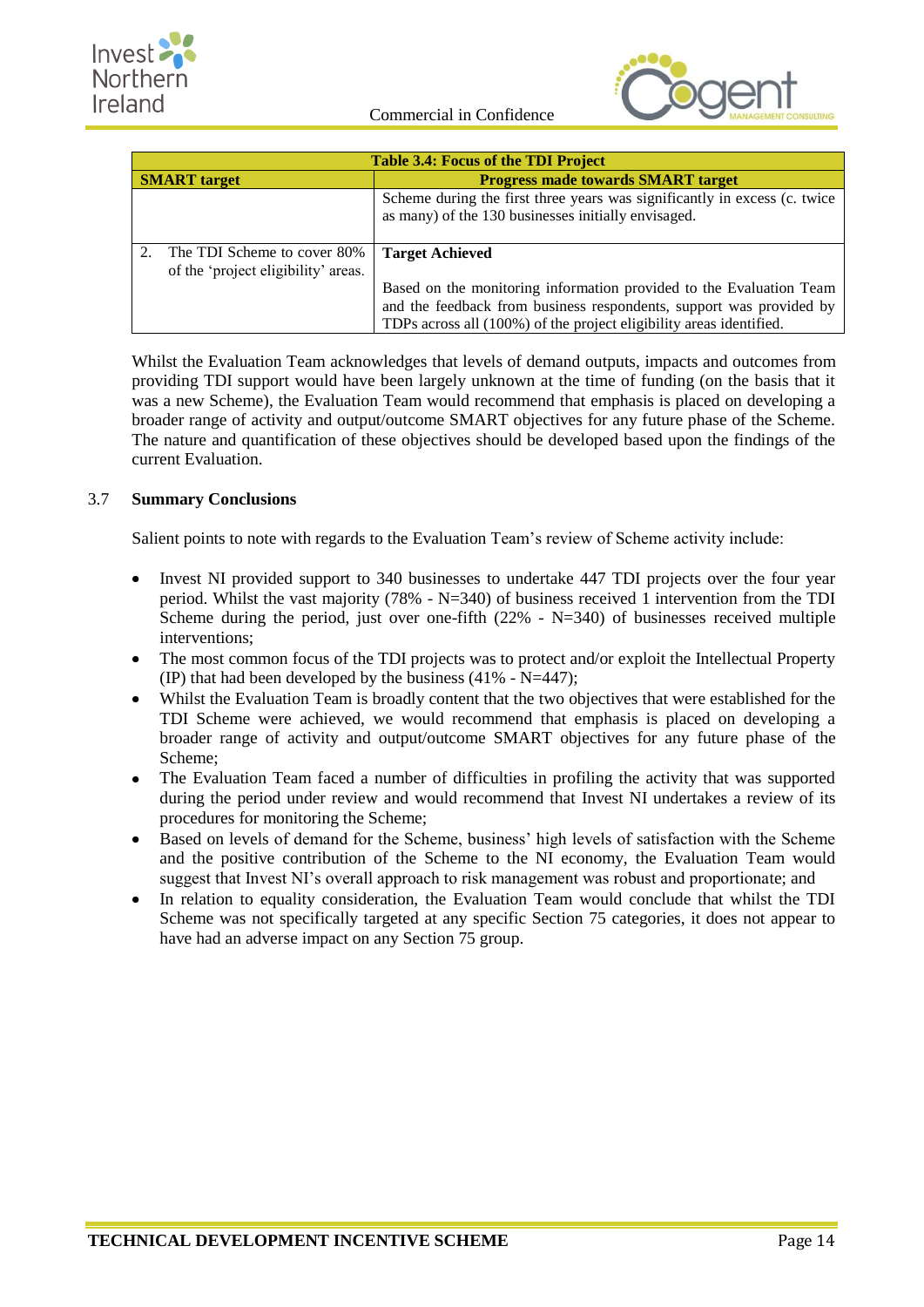| Table 3.4: Focus of the TDI Project | |
|---|---|
| **SMART target** | **Progress made towards SMART target** |
| | Scheme during the first three years was significantly in excess (c. twice as many) of the 130 businesses initially envisaged. |
| 2. The TDI Scheme to cover 80% of the 'project eligibility' areas. | **Target Achieved**<br><br>Based on the monitoring information provided to the Evaluation Team and the feedback from business respondents, support was provided by TDPs across all (100%) of the project eligibility areas identified. |

Whilst the Evaluation Team acknowledges that levels of demand outputs, impacts and outcomes from providing TDI support would have been largely unknown at the time of funding (on the basis that it was a new Scheme), the Evaluation Team would recommend that emphasis is placed on developing a broader range of activity and output/outcome SMART objectives for any future phase of the Scheme. The nature and quantification of these objectives should be developed based upon the findings of the current Evaluation.

## 3.7 Summary Conclusions

Salient points to note with regards to the Evaluation Team's review of Scheme activity include:

- Invest NI provided support to 340 businesses to undertake 447 TDI projects over the four year period. Whilst the vast majority (78% - N=340) of business received 1 intervention from the TDI Scheme during the period, just over one-fifth (22% - N=340) of businesses received multiple interventions;
- The most common focus of the TDI projects was to protect and/or exploit the Intellectual Property (IP) that had been developed by the business (41% - N=447);
- Whilst the Evaluation Team is broadly content that the two objectives that were established for the TDI Scheme were achieved, we would recommend that emphasis is placed on developing a broader range of activity and output/outcome SMART objectives for any future phase of the Scheme;
- The Evaluation Team faced a number of difficulties in profiling the activity that was supported during the period under review and would recommend that Invest NI undertakes a review of its procedures for monitoring the Scheme;
- Based on levels of demand for the Scheme, business' high levels of satisfaction with the Scheme and the positive contribution of the Scheme to the NI economy, the Evaluation Team would suggest that Invest NI's overall approach to risk management was robust and proportionate; and
- In relation to equality consideration, the Evaluation Team would conclude that whilst the TDI Scheme was not specifically targeted at any specific Section 75 categories, it does not appear to have had an adverse impact on any Section 75 group.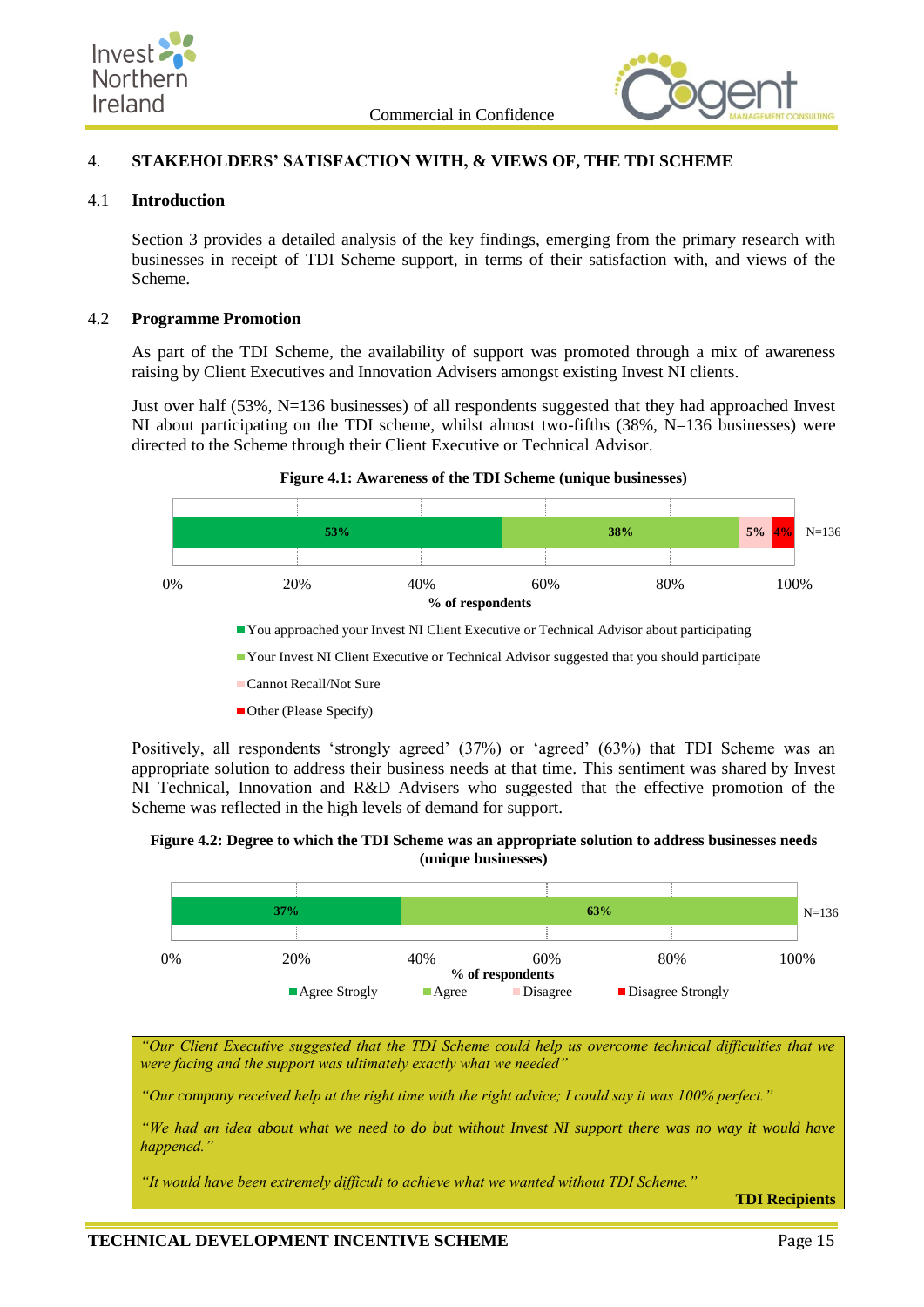## 4. STAKEHOLDERS' SATISFACTION WITH, & VIEWS OF, THE TDI SCHEME

### 4.1 Introduction

Section 3 provides a detailed analysis of the key findings, emerging from the primary research with businesses in receipt of TDI Scheme support, in terms of their satisfaction with, and views of the Scheme.

### 4.2 Programme Promotion

As part of the TDI Scheme, the availability of support was promoted through a mix of awareness raising by Client Executives and Innovation Advisers amongst existing Invest NI clients.

Just over half (53%, N=136 businesses) of all respondents suggested that they had approached Invest NI about participating on the TDI scheme, whilst almost two-fifths (38%, N=136 businesses) were directed to the Scheme through their Client Executive or Technical Advisor.

**Figure 4.1: Awareness of the TDI Scheme (unique businesses)**

| Response | % of respondents (N=136) |
|---|---|
| You approached your Invest NI Client Executive or Technical Advisor about participating | 53% |
| Your Invest NI Client Executive or Technical Advisor suggested that you should participate | 38% |
| Cannot Recall/Not Sure | 5% |
| Other (Please Specify) | 4% |

Positively, all respondents 'strongly agreed' (37%) or 'agreed' (63%) that TDI Scheme was an appropriate solution to address their business needs at that time. This sentiment was shared by Invest NI Technical, Innovation and R&D Advisers who suggested that the effective promotion of the Scheme was reflected in the high levels of demand for support.

**Figure 4.2: Degree to which the TDI Scheme was an appropriate solution to address businesses needs (unique businesses)**

| Response | % of respondents (N=136) |
|---|---|
| Agree Strogly | 37% |
| Agree | 63% |
| Disagree | |
| Disagree Strongly | |

> *"Our Client Executive suggested that the TDI Scheme could help us overcome technical difficulties that we were facing and the support was ultimately exactly what we needed"*
>
> *"Our company received help at the right time with the right advice; I could say it was 100% perfect."*
>
> *"We had an idea about what we need to do but without Invest NI support there was no way it would have happened."*
>
> *"It would have been extremely difficult to achieve what we wanted without TDI Scheme."*
>
> **TDI Recipients**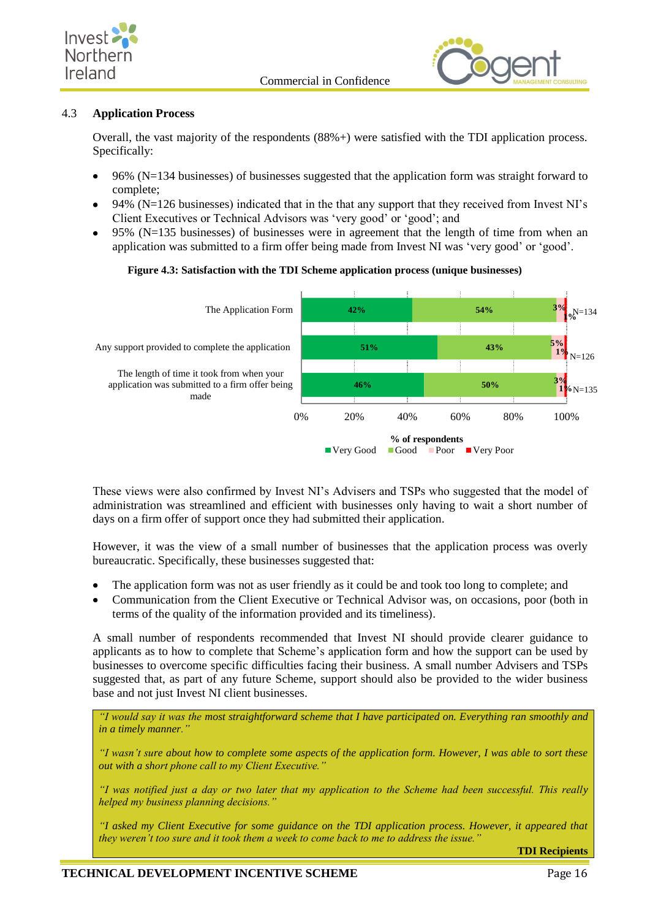## 4.3 Application Process

Overall, the vast majority of the respondents (88%+) were satisfied with the TDI application process. Specifically:

- 96% (N=134 businesses) of businesses suggested that the application form was straight forward to complete;
- 94% (N=126 businesses) indicated that in the that any support that they received from Invest NI's Client Executives or Technical Advisors was 'very good' or 'good'; and
- 95% (N=135 businesses) of businesses were in agreement that the length of time from when an application was submitted to a firm offer being made from Invest NI was 'very good' or 'good'.

**Figure 4.3: Satisfaction with the TDI Scheme application process (unique businesses)**

| | Very Good | Good | Poor | Very Poor | N |
|---|---|---|---|---|---|
| The Application Form | 42% | 54% | 3% | 1% | N=134 |
| Any support provided to complete the application | 51% | 43% | 5% | 1% | N=126 |
| The length of time it took from when your application was submitted to a firm offer being made | 46% | 50% | 3% | 1% | N=135 |

% of respondents

These views were also confirmed by Invest NI's Advisers and TSPs who suggested that the model of administration was streamlined and efficient with businesses only having to wait a short number of days on a firm offer of support once they had submitted their application.

However, it was the view of a small number of businesses that the application process was overly bureaucratic. Specifically, these businesses suggested that:

- The application form was not as user friendly as it could be and took too long to complete; and
- Communication from the Client Executive or Technical Advisor was, on occasions, poor (both in terms of the quality of the information provided and its timeliness).

A small number of respondents recommended that Invest NI should provide clearer guidance to applicants as to how to complete that Scheme's application form and how the support can be used by businesses to overcome specific difficulties facing their business. A small number Advisers and TSPs suggested that, as part of any future Scheme, support should also be provided to the wider business base and not just Invest NI client businesses.

> *"I would say it was the most straightforward scheme that I have participated on. Everything ran smoothly and in a timely manner."*
>
> *"I wasn't sure about how to complete some aspects of the application form. However, I was able to sort these out with a short phone call to my Client Executive."*
>
> *"I was notified just a day or two later that my application to the Scheme had been successful. This really helped my business planning decisions."*
>
> *"I asked my Client Executive for some guidance on the TDI application process. However, it appeared that they weren't too sure and it took them a week to come back to me to address the issue."*
>
> **TDI Recipients**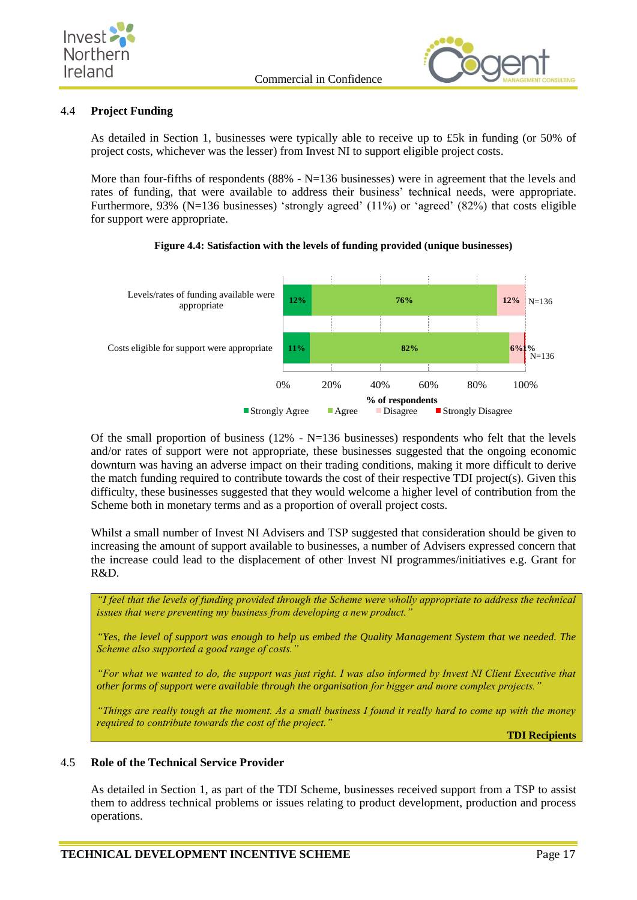## 4.4 Project Funding

As detailed in Section 1, businesses were typically able to receive up to £5k in funding (or 50% of project costs, whichever was the lesser) from Invest NI to support eligible project costs.

More than four-fifths of respondents (88% - N=136 businesses) were in agreement that the levels and rates of funding, that were available to address their business' technical needs, were appropriate. Furthermore, 93% (N=136 businesses) 'strongly agreed' (11%) or 'agreed' (82%) that costs eligible for support were appropriate.

**Figure 4.4: Satisfaction with the levels of funding provided (unique businesses)**

| | Strongly Agree | Agree | Disagree | Strongly Disagree | N |
|---|---|---|---|---|---|
| Levels/rates of funding available were appropriate | 12% | 76% | 12% | | N=136 |
| Costs eligible for support were appropriate | 11% | 82% | 6% | 1% | N=136 |

Of the small proportion of business (12% - N=136 businesses) respondents who felt that the levels and/or rates of support were not appropriate, these businesses suggested that the ongoing economic downturn was having an adverse impact on their trading conditions, making it more difficult to derive the match funding required to contribute towards the cost of their respective TDI project(s). Given this difficulty, these businesses suggested that they would welcome a higher level of contribution from the Scheme both in monetary terms and as a proportion of overall project costs.

Whilst a small number of Invest NI Advisers and TSP suggested that consideration should be given to increasing the amount of support available to businesses, a number of Advisers expressed concern that the increase could lead to the displacement of other Invest NI programmes/initiatives e.g. Grant for R&D.

> *"I feel that the levels of funding provided through the Scheme were wholly appropriate to address the technical issues that were preventing my business from developing a new product."*
>
> *"Yes, the level of support was enough to help us embed the Quality Management System that we needed. The Scheme also supported a good range of costs."*
>
> *"For what we wanted to do, the support was just right. I was also informed by Invest NI Client Executive that other forms of support were available through the organisation for bigger and more complex projects."*
>
> *"Things are really tough at the moment. As a small business I found it really hard to come up with the money required to contribute towards the cost of the project."*
>
> **TDI Recipients**

## 4.5 Role of the Technical Service Provider

As detailed in Section 1, as part of the TDI Scheme, businesses received support from a TSP to assist them to address technical problems or issues relating to product development, production and process operations.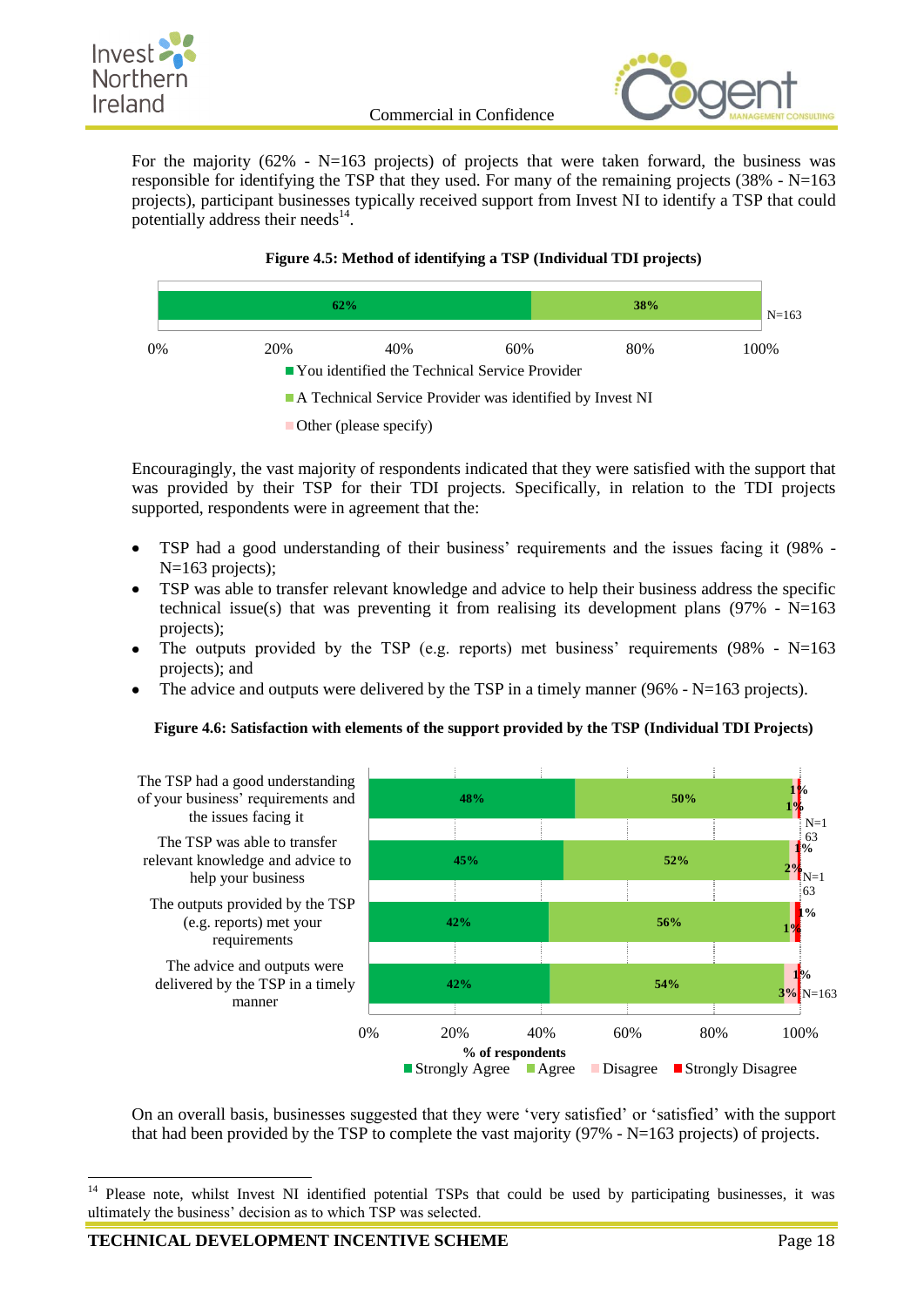For the majority (62% - N=163 projects) of projects that were taken forward, the business was responsible for identifying the TSP that they used. For many of the remaining projects (38% - N=163 projects), participant businesses typically received support from Invest NI to identify a TSP that could potentially address their needs[14].

**Figure 4.5: Method of identifying a TSP (Individual TDI projects)**

| Method | % (N=163) |
|---|---|
| You identified the Technical Service Provider | 62% |
| A Technical Service Provider was identified by Invest NI | 38% |
| Other (please specify) | |

Encouragingly, the vast majority of respondents indicated that they were satisfied with the support that was provided by their TSP for their TDI projects. Specifically, in relation to the TDI projects supported, respondents were in agreement that the:

- TSP had a good understanding of their business' requirements and the issues facing it (98% - N=163 projects);
- TSP was able to transfer relevant knowledge and advice to help their business address the specific technical issue(s) that was preventing it from realising its development plans (97% - N=163 projects);
- The outputs provided by the TSP (e.g. reports) met business' requirements (98% - N=163 projects); and
- The advice and outputs were delivered by the TSP in a timely manner (96% - N=163 projects).

**Figure 4.6: Satisfaction with elements of the support provided by the TSP (Individual TDI Projects)**

| Statement | Strongly Agree | Agree | Disagree | Strongly Disagree | N |
|---|---|---|---|---|---|
| The TSP had a good understanding of your business' requirements and the issues facing it | 48% | 50% | 1% | 1% | N=163 |
| The TSP was able to transfer relevant knowledge and advice to help your business | 45% | 52% | 1% | 2% | N=163 |
| The outputs provided by the TSP (e.g. reports) met your requirements | 42% | 56% | 1% | 1% | |
| The advice and outputs were delivered by the TSP in a timely manner | 42% | 54% | 3% | 1% | N=163 |

On an overall basis, businesses suggested that they were 'very satisfied' or 'satisfied' with the support that had been provided by the TSP to complete the vast majority (97% - N=163 projects) of projects.

---

[14] Please note, whilst Invest NI identified potential TSPs that could be used by participating businesses, it was ultimately the business' decision as to which TSP was selected.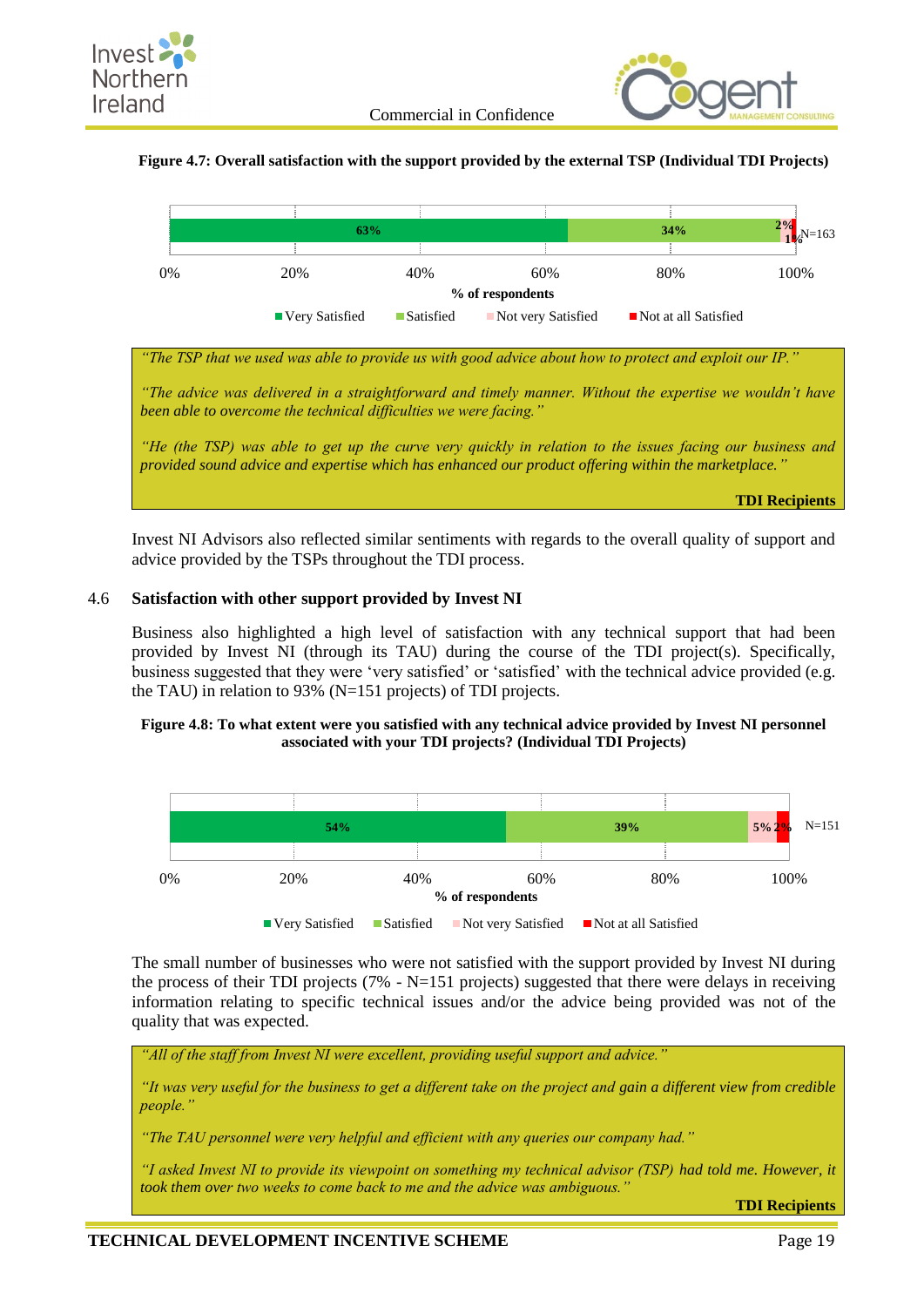**Figure 4.7: Overall satisfaction with the support provided by the external TSP (Individual TDI Projects)**

| | Very Satisfied | Satisfied | Not very Satisfied | Not at all Satisfied |
|---|---|---|---|---|
| N=163 | 63% | 34% | 2% | 1% |

*"The TSP that we used was able to provide us with good advice about how to protect and exploit our IP."*

*"The advice was delivered in a straightforward and timely manner. Without the expertise we wouldn't have been able to overcome the technical difficulties we were facing."*

*"He (the TSP) was able to get up the curve very quickly in relation to the issues facing our business and provided sound advice and expertise which has enhanced our product offering within the marketplace."*

**TDI Recipients**

Invest NI Advisors also reflected similar sentiments with regards to the overall quality of support and advice provided by the TSPs throughout the TDI process.

## 4.6 Satisfaction with other support provided by Invest NI

Business also highlighted a high level of satisfaction with any technical support that had been provided by Invest NI (through its TAU) during the course of the TDI project(s). Specifically, business suggested that they were 'very satisfied' or 'satisfied' with the technical advice provided (e.g. the TAU) in relation to 93% (N=151 projects) of TDI projects.

**Figure 4.8: To what extent were you satisfied with any technical advice provided by Invest NI personnel associated with your TDI projects? (Individual TDI Projects)**

| | Very Satisfied | Satisfied | Not very Satisfied | Not at all Satisfied |
|---|---|---|---|---|
| N=151 | 54% | 39% | 5% | 2% |

The small number of businesses who were not satisfied with the support provided by Invest NI during the process of their TDI projects (7% - N=151 projects) suggested that there were delays in receiving information relating to specific technical issues and/or the advice being provided was not of the quality that was expected.

*"All of the staff from Invest NI were excellent, providing useful support and advice."*

*"It was very useful for the business to get a different take on the project and gain a different view from credible people."*

*"The TAU personnel were very helpful and efficient with any queries our company had."*

*"I asked Invest NI to provide its viewpoint on something my technical advisor (TSP) had told me. However, it took them over two weeks to come back to me and the advice was ambiguous."*

**TDI Recipients**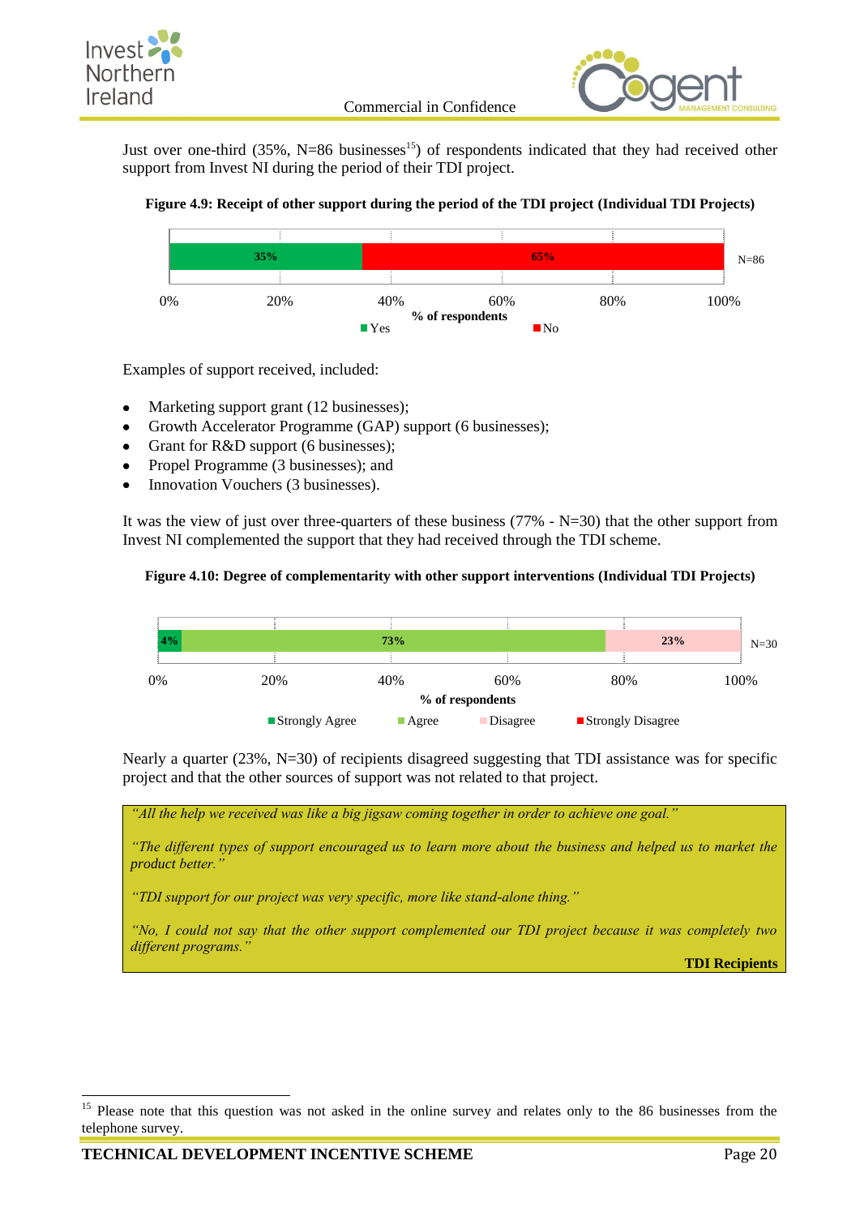Just over one-third (35%, N=86 businesses[15]) of respondents indicated that they had received other support from Invest NI during the period of their TDI project.

**Figure 4.9: Receipt of other support during the period of the TDI project (Individual TDI Projects)**

| | Yes | No |
|---|---|---|
| N=86 | 35% | 65% |

Examples of support received, included:

- Marketing support grant (12 businesses);
- Growth Accelerator Programme (GAP) support (6 businesses);
- Grant for R&D support (6 businesses);
- Propel Programme (3 businesses); and
- Innovation Vouchers (3 businesses).

It was the view of just over three-quarters of these business (77% - N=30) that the other support from Invest NI complemented the support that they had received through the TDI scheme.

**Figure 4.10: Degree of complementarity with other support interventions (Individual TDI Projects)**

| | Strongly Agree | Agree | Disagree | Strongly Disagree |
|---|---|---|---|---|
| N=30 | 4% | 73% | 23% | |

Nearly a quarter (23%, N=30) of recipients disagreed suggesting that TDI assistance was for specific project and that the other sources of support was not related to that project.

> *"All the help we received was like a big jigsaw coming together in order to achieve one goal."*
>
> *"The different types of support encouraged us to learn more about the business and helped us to market the product better."*
>
> *"TDI support for our project was very specific, more like stand-alone thing."*
>
> *"No, I could not say that the other support complemented our TDI project because it was completely two different programs."*
>
> **TDI Recipients**

[15] Please note that this question was not asked in the online survey and relates only to the 86 businesses from the telephone survey.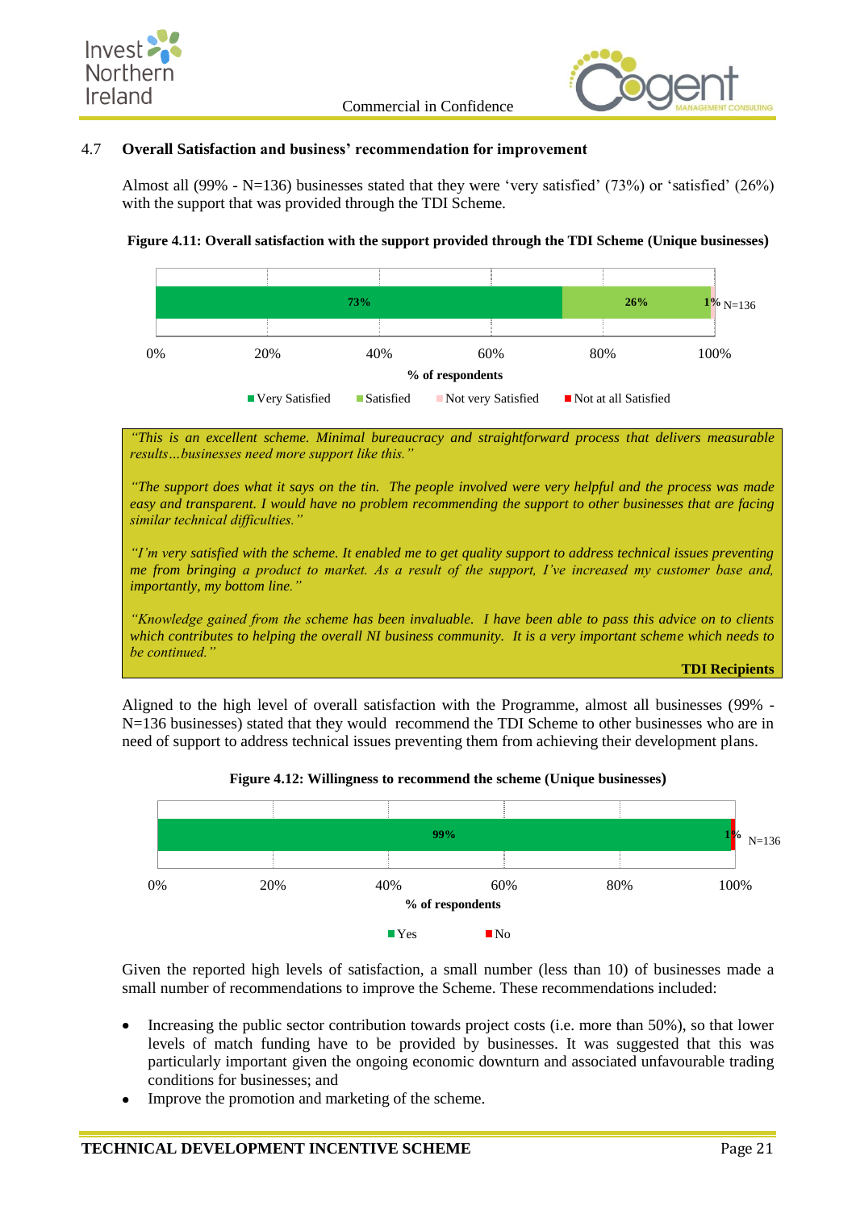## 4.7 Overall Satisfaction and business' recommendation for improvement

Almost all (99% - N=136) businesses stated that they were 'very satisfied' (73%) or 'satisfied' (26%) with the support that was provided through the TDI Scheme.

**Figure 4.11: Overall satisfaction with the support provided through the TDI Scheme (Unique businesses)**

| | Very Satisfied | Satisfied | Not very Satisfied | Not at all Satisfied |
|---|---|---|---|---|
| N=136 | 73% | 26% | 1% | |

*"This is an excellent scheme. Minimal bureaucracy and straightforward process that delivers measurable results…businesses need more support like this."*

*"The support does what it says on the tin. The people involved were very helpful and the process was made easy and transparent. I would have no problem recommending the support to other businesses that are facing similar technical difficulties."*

*"I'm very satisfied with the scheme. It enabled me to get quality support to address technical issues preventing me from bringing a product to market. As a result of the support, I've increased my customer base and, importantly, my bottom line."*

*"Knowledge gained from the scheme has been invaluable. I have been able to pass this advice on to clients which contributes to helping the overall NI business community. It is a very important scheme which needs to be continued."*

**TDI Recipients**

Aligned to the high level of overall satisfaction with the Programme, almost all businesses (99% - N=136 businesses) stated that they would recommend the TDI Scheme to other businesses who are in need of support to address technical issues preventing them from achieving their development plans.

**Figure 4.12: Willingness to recommend the scheme (Unique businesses)**

| | Yes | No |
|---|---|---|
| N=136 | 99% | 1% |

Given the reported high levels of satisfaction, a small number (less than 10) of businesses made a small number of recommendations to improve the Scheme. These recommendations included:

- Increasing the public sector contribution towards project costs (i.e. more than 50%), so that lower levels of match funding have to be provided by businesses. It was suggested that this was particularly important given the ongoing economic downturn and associated unfavourable trading conditions for businesses; and
- Improve the promotion and marketing of the scheme.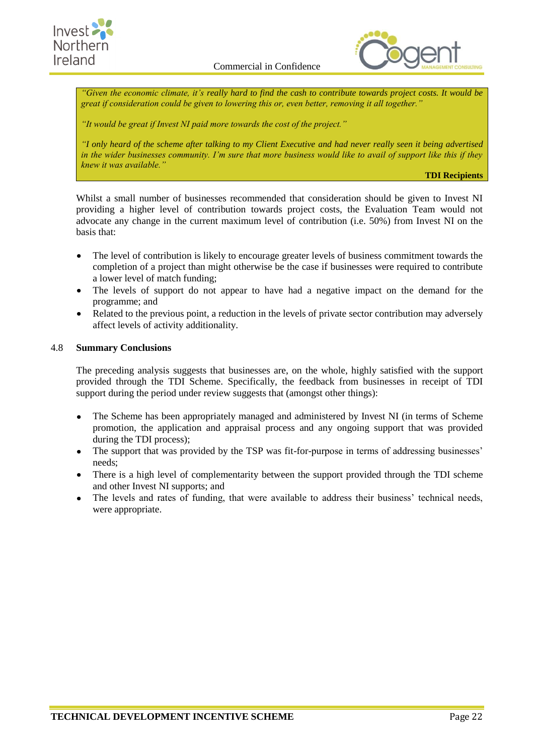> *"Given the economic climate, it's really hard to find the cash to contribute towards project costs. It would be great if consideration could be given to lowering this or, even better, removing it all together."*
>
> *"It would be great if Invest NI paid more towards the cost of the project."*
>
> *"I only heard of the scheme after talking to my Client Executive and had never really seen it being advertised in the wider businesses community. I'm sure that more business would like to avail of support like this if they knew it was available."*
>
> **TDI Recipients**

Whilst a small number of businesses recommended that consideration should be given to Invest NI providing a higher level of contribution towards project costs, the Evaluation Team would not advocate any change in the current maximum level of contribution (i.e. 50%) from Invest NI on the basis that:

- The level of contribution is likely to encourage greater levels of business commitment towards the completion of a project than might otherwise be the case if businesses were required to contribute a lower level of match funding;
- The levels of support do not appear to have had a negative impact on the demand for the programme; and
- Related to the previous point, a reduction in the levels of private sector contribution may adversely affect levels of activity additionality.

## 4.8 Summary Conclusions

The preceding analysis suggests that businesses are, on the whole, highly satisfied with the support provided through the TDI Scheme. Specifically, the feedback from businesses in receipt of TDI support during the period under review suggests that (amongst other things):

- The Scheme has been appropriately managed and administered by Invest NI (in terms of Scheme promotion, the application and appraisal process and any ongoing support that was provided during the TDI process);
- The support that was provided by the TSP was fit-for-purpose in terms of addressing businesses' needs;
- There is a high level of complementarity between the support provided through the TDI scheme and other Invest NI supports; and
- The levels and rates of funding, that were available to address their business' technical needs, were appropriate.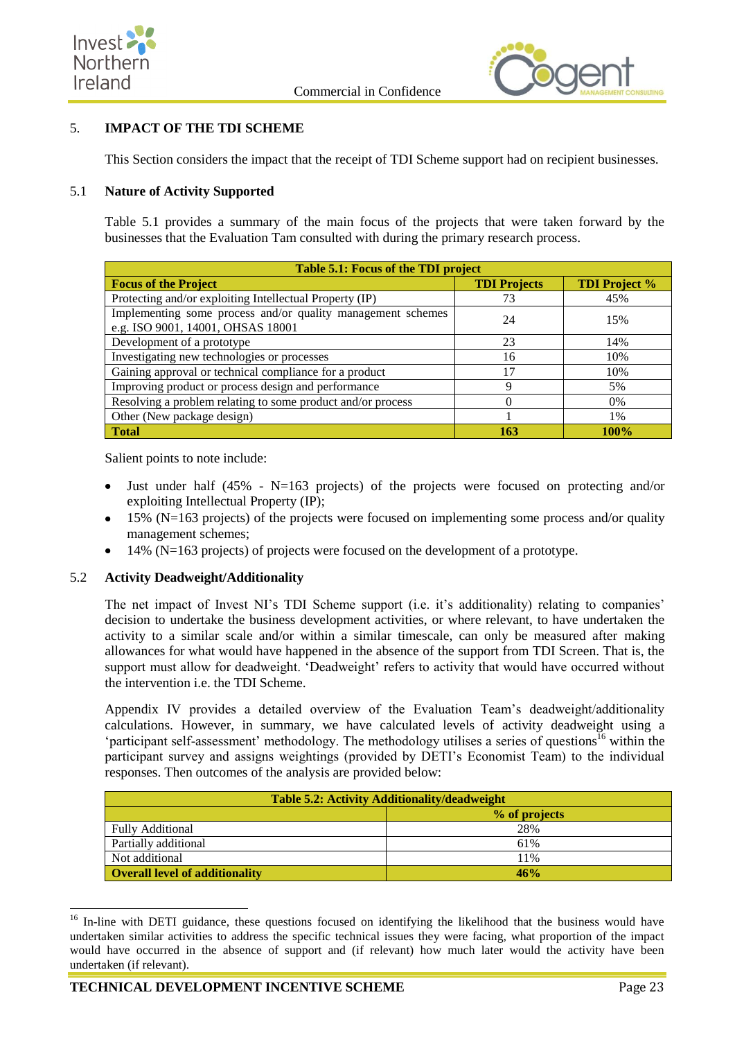## 5. IMPACT OF THE TDI SCHEME

This Section considers the impact that the receipt of TDI Scheme support had on recipient businesses.

### 5.1 Nature of Activity Supported

Table 5.1 provides a summary of the main focus of the projects that were taken forward by the businesses that the Evaluation Tam consulted with during the primary research process.

**Table 5.1: Focus of the TDI project**

| Focus of the Project | TDI Projects | TDI Project % |
|---|---|---|
| Protecting and/or exploiting Intellectual Property (IP) | 73 | 45% |
| Implementing some process and/or quality management schemes e.g. ISO 9001, 14001, OHSAS 18001 | 24 | 15% |
| Development of a prototype | 23 | 14% |
| Investigating new technologies or processes | 16 | 10% |
| Gaining approval or technical compliance for a product | 17 | 10% |
| Improving product or process design and performance | 9 | 5% |
| Resolving a problem relating to some product and/or process | 0 | 0% |
| Other (New package design) | 1 | 1% |
| **Total** | **163** | **100%** |

Salient points to note include:

- Just under half (45% - N=163 projects) of the projects were focused on protecting and/or exploiting Intellectual Property (IP);
- 15% (N=163 projects) of the projects were focused on implementing some process and/or quality management schemes;
- 14% (N=163 projects) of projects were focused on the development of a prototype.

### 5.2 Activity Deadweight/Additionality

The net impact of Invest NI's TDI Scheme support (i.e. it's additionality) relating to companies' decision to undertake the business development activities, or where relevant, to have undertaken the activity to a similar scale and/or within a similar timescale, can only be measured after making allowances for what would have happened in the absence of the support from TDI Screen. That is, the support must allow for deadweight. 'Deadweight' refers to activity that would have occurred without the intervention i.e. the TDI Scheme.

Appendix IV provides a detailed overview of the Evaluation Team's deadweight/additionality calculations. However, in summary, we have calculated levels of activity deadweight using a 'participant self-assessment' methodology. The methodology utilises a series of questions[16] within the participant survey and assigns weightings (provided by DETI's Economist Team) to the individual responses. Then outcomes of the analysis are provided below:

**Table 5.2: Activity Additionality/deadweight**

| | % of projects |
|---|---|
| Fully Additional | 28% |
| Partially additional | 61% |
| Not additional | 11% |
| **Overall level of additionality** | **46%** |

[16] In-line with DETI guidance, these questions focused on identifying the likelihood that the business would have undertaken similar activities to address the specific technical issues they were facing, what proportion of the impact would have occurred in the absence of support and (if relevant) how much later would the activity have been undertaken (if relevant).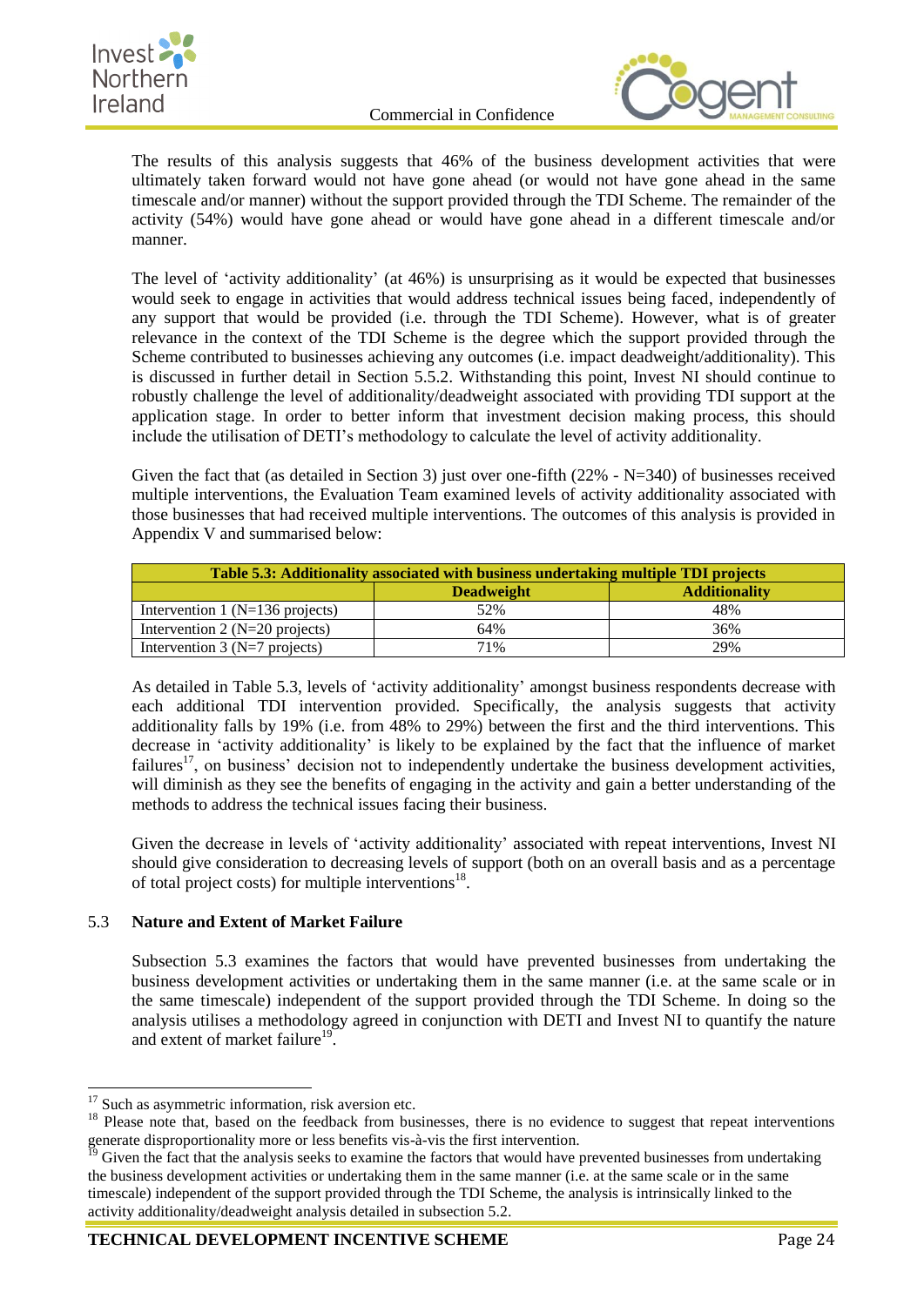The results of this analysis suggests that 46% of the business development activities that were ultimately taken forward would not have gone ahead (or would not have gone ahead in the same timescale and/or manner) without the support provided through the TDI Scheme. The remainder of the activity (54%) would have gone ahead or would have gone ahead in a different timescale and/or manner.

The level of 'activity additionality' (at 46%) is unsurprising as it would be expected that businesses would seek to engage in activities that would address technical issues being faced, independently of any support that would be provided (i.e. through the TDI Scheme). However, what is of greater relevance in the context of the TDI Scheme is the degree which the support provided through the Scheme contributed to businesses achieving any outcomes (i.e. impact deadweight/additionality). This is discussed in further detail in Section 5.5.2. Withstanding this point, Invest NI should continue to robustly challenge the level of additionality/deadweight associated with providing TDI support at the application stage. In order to better inform that investment decision making process, this should include the utilisation of DETI's methodology to calculate the level of activity additionality.

Given the fact that (as detailed in Section 3) just over one-fifth (22% - N=340) of businesses received multiple interventions, the Evaluation Team examined levels of activity additionality associated with those businesses that had received multiple interventions. The outcomes of this analysis is provided in Appendix V and summarised below:

**Table 5.3: Additionality associated with business undertaking multiple TDI projects**

| | Deadweight | Additionality |
|---|---|---|
| Intervention 1 (N=136 projects) | 52% | 48% |
| Intervention 2 (N=20 projects) | 64% | 36% |
| Intervention 3 (N=7 projects) | 71% | 29% |

As detailed in Table 5.3, levels of 'activity additionality' amongst business respondents decrease with each additional TDI intervention provided. Specifically, the analysis suggests that activity additionality falls by 19% (i.e. from 48% to 29%) between the first and the third interventions. This decrease in 'activity additionality' is likely to be explained by the fact that the influence of market failures[17], on business' decision not to independently undertake the business development activities, will diminish as they see the benefits of engaging in the activity and gain a better understanding of the methods to address the technical issues facing their business.

Given the decrease in levels of 'activity additionality' associated with repeat interventions, Invest NI should give consideration to decreasing levels of support (both on an overall basis and as a percentage of total project costs) for multiple interventions[18].

## 5.3 Nature and Extent of Market Failure

Subsection 5.3 examines the factors that would have prevented businesses from undertaking the business development activities or undertaking them in the same manner (i.e. at the same scale or in the same timescale) independent of the support provided through the TDI Scheme. In doing so the analysis utilises a methodology agreed in conjunction with DETI and Invest NI to quantify the nature and extent of market failure[19].

---

[17] Such as asymmetric information, risk aversion etc.

[18] Please note that, based on the feedback from businesses, there is no evidence to suggest that repeat interventions generate disproportionality more or less benefits vis-à-vis the first intervention.

[19] Given the fact that the analysis seeks to examine the factors that would have prevented businesses from undertaking the business development activities or undertaking them in the same manner (i.e. at the same scale or in the same timescale) independent of the support provided through the TDI Scheme, the analysis is intrinsically linked to the activity additionality/deadweight analysis detailed in subsection 5.2.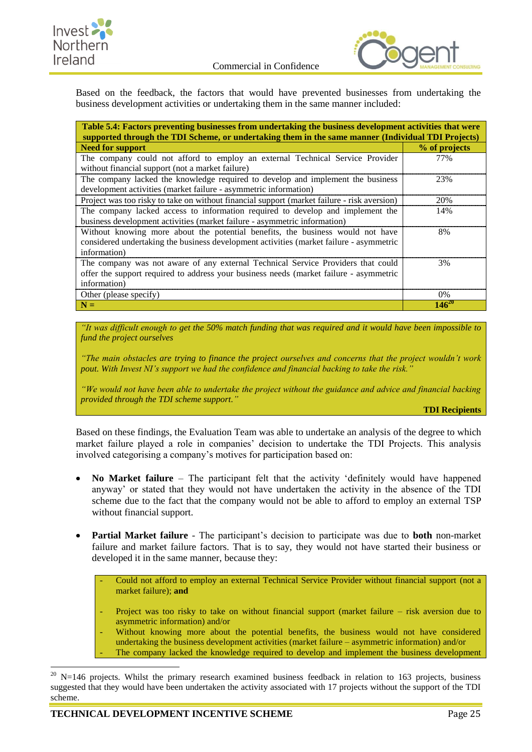Based on the feedback, the factors that would have prevented businesses from undertaking the business development activities or undertaking them in the same manner included:

**Table 5.4: Factors preventing businesses from undertaking the business development activities that were supported through the TDI Scheme, or undertaking them in the same manner (Individual TDI Projects)**

| Need for support | % of projects |
|---|---|
| The company could not afford to employ an external Technical Service Provider without financial support (not a market failure) | 77% |
| The company lacked the knowledge required to develop and implement the business development activities (market failure - asymmetric information) | 23% |
| Project was too risky to take on without financial support (market failure - risk aversion) | 20% |
| The company lacked access to information required to develop and implement the business development activities (market failure - asymmetric information) | 14% |
| Without knowing more about the potential benefits, the business would not have considered undertaking the business development activities (market failure - asymmetric information) | 8% |
| The company was not aware of any external Technical Service Providers that could offer the support required to address your business needs (market failure - asymmetric information) | 3% |
| Other (please specify) | 0% |
| **N =** | **146**[20] |

> *"It was difficult enough to get the 50% match funding that was required and it would have been impossible to fund the project ourselves*
>
> *"The main obstacles are trying to finance the project ourselves and concerns that the project wouldn't work pout. With Invest NI's support we had the confidence and financial backing to take the risk."*
>
> *"We would not have been able to undertake the project without the guidance and advice and financial backing provided through the TDI scheme support."*
>
> **TDI Recipients**

Based on these findings, the Evaluation Team was able to undertake an analysis of the degree to which market failure played a role in companies' decision to undertake the TDI Projects. This analysis involved categorising a company's motives for participation based on:

- **No Market failure** – The participant felt that the activity 'definitely would have happened anyway' or stated that they would not have undertaken the activity in the absence of the TDI scheme due to the fact that the company would not be able to afford to employ an external TSP without financial support.

- **Partial Market failure** - The participant's decision to participate was due to **both** non-market failure and market failure factors. That is to say, they would not have started their business or developed it in the same manner, because they:

  - Could not afford to employ an external Technical Service Provider without financial support (not a market failure); **and**
  - Project was too risky to take on without financial support (market failure – risk aversion due to asymmetric information) and/or
  - Without knowing more about the potential benefits, the business would not have considered undertaking the business development activities (market failure – asymmetric information) and/or
  - The company lacked the knowledge required to develop and implement the business development

[20] N=146 projects. Whilst the primary research examined business feedback in relation to 163 projects, business suggested that they would have been undertaken the activity associated with 17 projects without the support of the TDI scheme.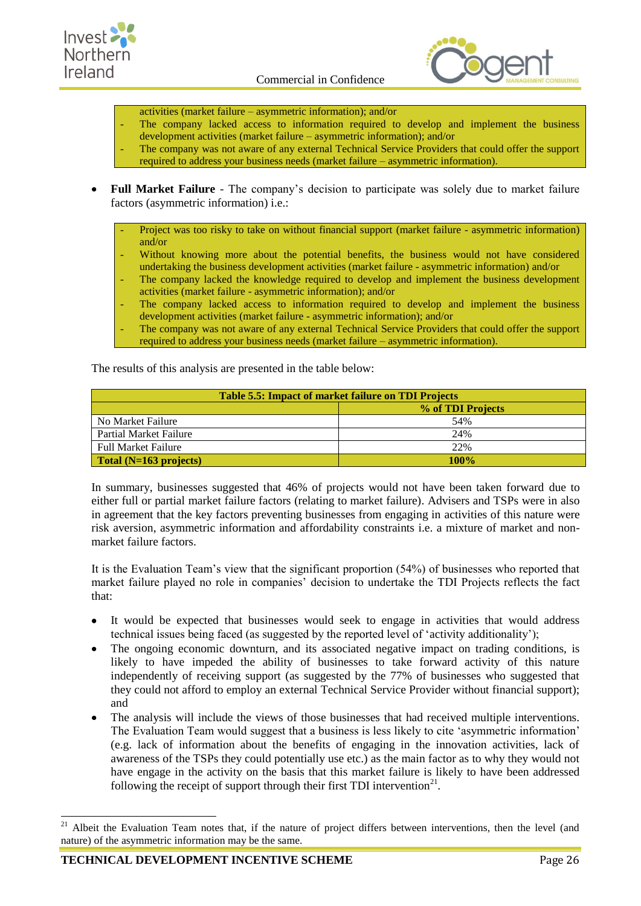activities (market failure – asymmetric information); and/or
- The company lacked access to information required to develop and implement the business development activities (market failure – asymmetric information); and/or
- The company was not aware of any external Technical Service Providers that could offer the support required to address your business needs (market failure – asymmetric information).

- **Full Market Failure** - The company's decision to participate was solely due to market failure factors (asymmetric information) i.e.:

  - Project was too risky to take on without financial support (market failure - asymmetric information) and/or
  - Without knowing more about the potential benefits, the business would not have considered undertaking the business development activities (market failure - asymmetric information) and/or
  - The company lacked the knowledge required to develop and implement the business development activities (market failure - asymmetric information); and/or
  - The company lacked access to information required to develop and implement the business development activities (market failure - asymmetric information); and/or
  - The company was not aware of any external Technical Service Providers that could offer the support required to address your business needs (market failure – asymmetric information).

The results of this analysis are presented in the table below:

| Table 5.5: Impact of market failure on TDI Projects | |
|---|---|
| | **% of TDI Projects** |
| No Market Failure | 54% |
| Partial Market Failure | 24% |
| Full Market Failure | 22% |
| **Total (N=163 projects)** | **100%** |

In summary, businesses suggested that 46% of projects would not have been taken forward due to either full or partial market failure factors (relating to market failure). Advisers and TSPs were in also in agreement that the key factors preventing businesses from engaging in activities of this nature were risk aversion, asymmetric information and affordability constraints i.e. a mixture of market and non-market failure factors.

It is the Evaluation Team's view that the significant proportion (54%) of businesses who reported that market failure played no role in companies' decision to undertake the TDI Projects reflects the fact that:

- It would be expected that businesses would seek to engage in activities that would address technical issues being faced (as suggested by the reported level of 'activity additionality');
- The ongoing economic downturn, and its associated negative impact on trading conditions, is likely to have impeded the ability of businesses to take forward activity of this nature independently of receiving support (as suggested by the 77% of businesses who suggested that they could not afford to employ an external Technical Service Provider without financial support); and
- The analysis will include the views of those businesses that had received multiple interventions. The Evaluation Team would suggest that a business is less likely to cite 'asymmetric information' (e.g. lack of information about the benefits of engaging in the innovation activities, lack of awareness of the TSPs they could potentially use etc.) as the main factor as to why they would not have engage in the activity on the basis that this market failure is likely to have been addressed following the receipt of support through their first TDI intervention[21].

[21] Albeit the Evaluation Team notes that, if the nature of project differs between interventions, then the level (and nature) of the asymmetric information may be the same.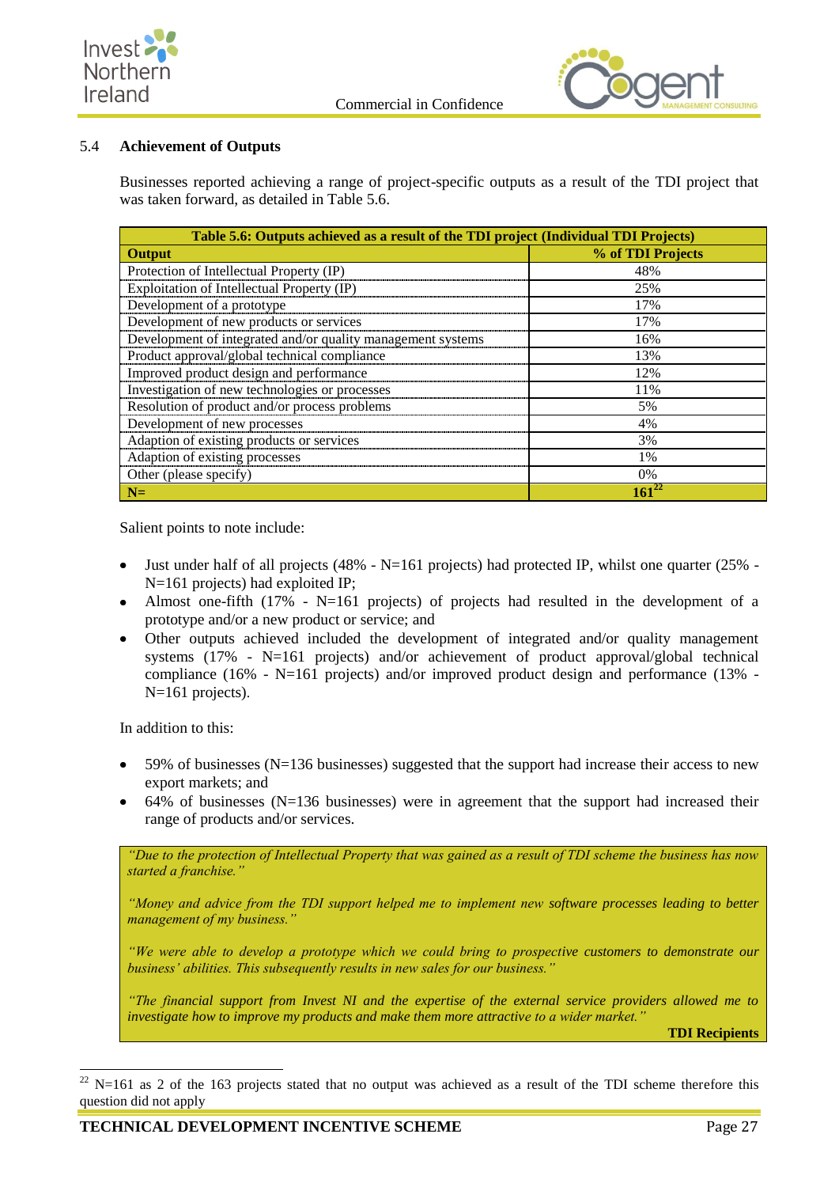### 5.4 Achievement of Outputs

Businesses reported achieving a range of project-specific outputs as a result of the TDI project that was taken forward, as detailed in Table 5.6.

**Table 5.6: Outputs achieved as a result of the TDI project (Individual TDI Projects)**

| Output | % of TDI Projects |
|---|---|
| Protection of Intellectual Property (IP) | 48% |
| Exploitation of Intellectual Property (IP) | 25% |
| Development of a prototype | 17% |
| Development of new products or services | 17% |
| Development of integrated and/or quality management systems | 16% |
| Product approval/global technical compliance | 13% |
| Improved product design and performance | 12% |
| Investigation of new technologies or processes | 11% |
| Resolution of product and/or process problems | 5% |
| Development of new processes | 4% |
| Adaption of existing products or services | 3% |
| Adaption of existing processes | 1% |
| Other (please specify) | 0% |
| **N=** | **161**[22] |

Salient points to note include:

- Just under half of all projects (48% - N=161 projects) had protected IP, whilst one quarter (25% - N=161 projects) had exploited IP;
- Almost one-fifth (17% - N=161 projects) of projects had resulted in the development of a prototype and/or a new product or service; and
- Other outputs achieved included the development of integrated and/or quality management systems (17% - N=161 projects) and/or achievement of product approval/global technical compliance (16% - N=161 projects) and/or improved product design and performance (13% - N=161 projects).

In addition to this:

- 59% of businesses (N=136 businesses) suggested that the support had increase their access to new export markets; and
- 64% of businesses (N=136 businesses) were in agreement that the support had increased their range of products and/or services.

> *"Due to the protection of Intellectual Property that was gained as a result of TDI scheme the business has now started a franchise."*
>
> *"Money and advice from the TDI support helped me to implement new software processes leading to better management of my business."*
>
> *"We were able to develop a prototype which we could bring to prospective customers to demonstrate our business' abilities. This subsequently results in new sales for our business."*
>
> *"The financial support from Invest NI and the expertise of the external service providers allowed me to investigate how to improve my products and make them more attractive to a wider market."*
>
> **TDI Recipients**

[22] N=161 as 2 of the 163 projects stated that no output was achieved as a result of the TDI scheme therefore this question did not apply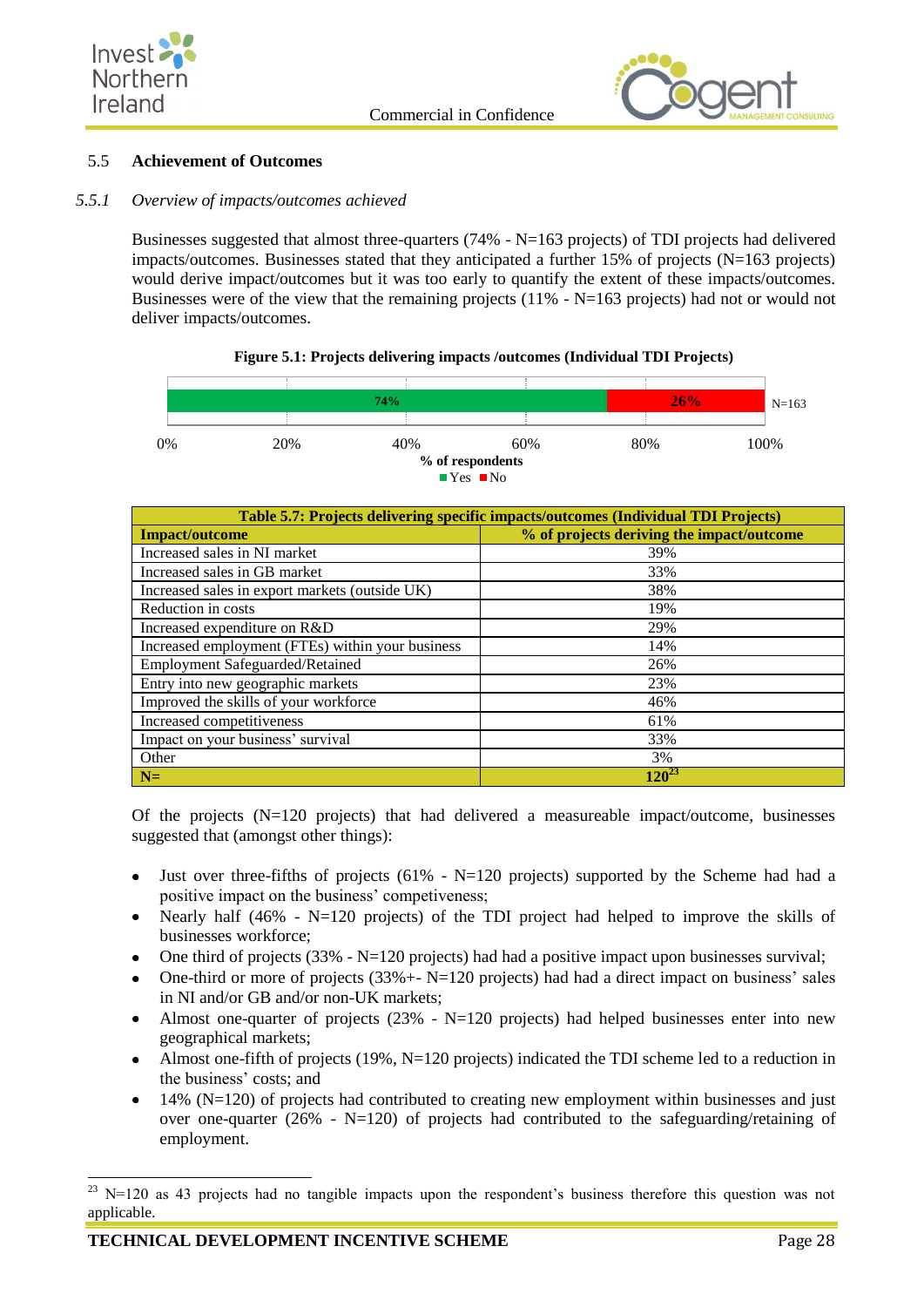## 5.5 Achievement of Outcomes

### *5.5.1 Overview of impacts/outcomes achieved*

Businesses suggested that almost three-quarters (74% - N=163 projects) of TDI projects had delivered impacts/outcomes. Businesses stated that they anticipated a further 15% of projects (N=163 projects) would derive impact/outcomes but it was too early to quantify the extent of these impacts/outcomes. Businesses were of the view that the remaining projects (11% - N=163 projects) had not or would not deliver impacts/outcomes.

**Figure 5.1: Projects delivering impacts /outcomes (Individual TDI Projects)**

| Response | % of respondents |
|---|---|
| Yes | 74% |
| No | 26% |

N=163

| Table 5.7: Projects delivering specific impacts/outcomes (Individual TDI Projects) | |
|---|---|
| **Impact/outcome** | **% of projects deriving the impact/outcome** |
| Increased sales in NI market | 39% |
| Increased sales in GB market | 33% |
| Increased sales in export markets (outside UK) | 38% |
| Reduction in costs | 19% |
| Increased expenditure on R&D | 29% |
| Increased employment (FTEs) within your business | 14% |
| Employment Safeguarded/Retained | 26% |
| Entry into new geographic markets | 23% |
| Improved the skills of your workforce | 46% |
| Increased competitiveness | 61% |
| Impact on your business' survival | 33% |
| Other | 3% |
| **N=** | **120**[23] |

Of the projects (N=120 projects) that had delivered a measureable impact/outcome, businesses suggested that (amongst other things):

- Just over three-fifths of projects (61% - N=120 projects) supported by the Scheme had had a positive impact on the business' competiveness;
- Nearly half (46% - N=120 projects) of the TDI project had helped to improve the skills of businesses workforce;
- One third of projects (33% - N=120 projects) had had a positive impact upon businesses survival;
- One-third or more of projects (33%+- N=120 projects) had had a direct impact on business' sales in NI and/or GB and/or non-UK markets;
- Almost one-quarter of projects (23% - N=120 projects) had helped businesses enter into new geographical markets;
- Almost one-fifth of projects (19%, N=120 projects) indicated the TDI scheme led to a reduction in the business' costs; and
- 14% (N=120) of projects had contributed to creating new employment within businesses and just over one-quarter (26% - N=120) of projects had contributed to the safeguarding/retaining of employment.

[23] N=120 as 43 projects had no tangible impacts upon the respondent's business therefore this question was not applicable.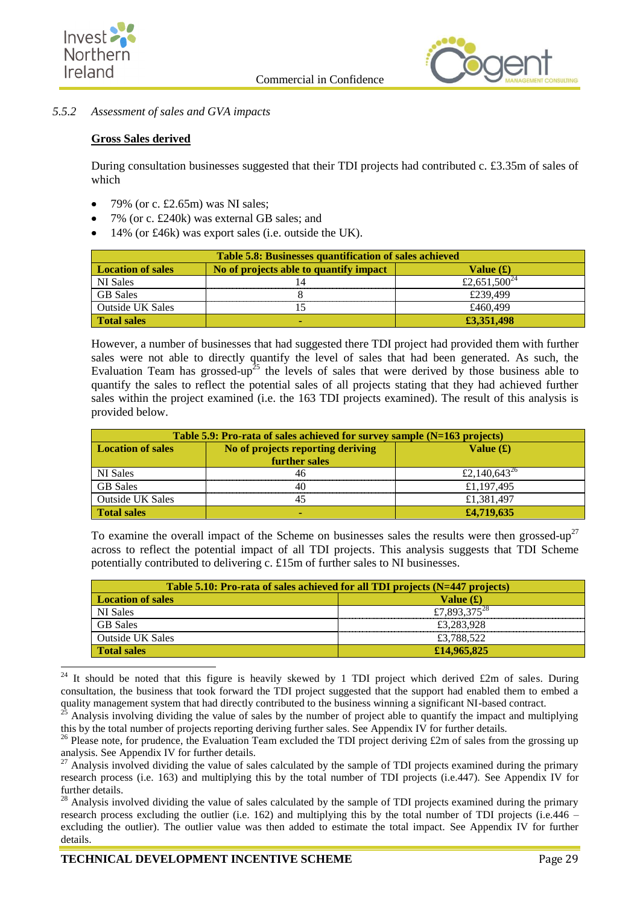### 5.5.2 *Assessment of sales and GVA impacts*

**Gross Sales derived**

During consultation businesses suggested that their TDI projects had contributed c. £3.35m of sales of which

- 79% (or c. £2.65m) was NI sales;
- 7% (or c. £240k) was external GB sales; and
- 14% (or £46k) was export sales (i.e. outside the UK).

| Table 5.8: Businesses quantification of sales achieved | | |
|---|---|---|
| **Location of sales** | **No of projects able to quantify impact** | **Value (£)** |
| NI Sales | 14 | £2,651,500[24] |
| GB Sales | 8 | £239,499 |
| Outside UK Sales | 15 | £460,499 |
| **Total sales** | - | **£3,351,498** |

However, a number of businesses that had suggested there TDI project had provided them with further sales were not able to directly quantify the level of sales that had been generated. As such, the Evaluation Team has grossed-up[25] the levels of sales that were derived by those business able to quantify the sales to reflect the potential sales of all projects stating that they had achieved further sales within the project examined (i.e. the 163 TDI projects examined). The result of this analysis is provided below.

| Table 5.9: Pro-rata of sales achieved for survey sample (N=163 projects) | | |
|---|---|---|
| **Location of sales** | **No of projects reporting deriving further sales** | **Value (£)** |
| NI Sales | 46 | £2,140,643[26] |
| GB Sales | 40 | £1,197,495 |
| Outside UK Sales | 45 | £1,381,497 |
| **Total sales** | - | **£4,719,635** |

To examine the overall impact of the Scheme on businesses sales the results were then grossed-up[27] across to reflect the potential impact of all TDI projects. This analysis suggests that TDI Scheme potentially contributed to delivering c. £15m of further sales to NI businesses.

| Table 5.10: Pro-rata of sales achieved for all TDI projects (N=447 projects) | |
|---|---|
| **Location of sales** | **Value (£)** |
| NI Sales | £7,893,375[28] |
| GB Sales | £3,283,928 |
| Outside UK Sales | £3,788,522 |
| **Total sales** | **£14,965,825** |

---

[24] It should be noted that this figure is heavily skewed by 1 TDI project which derived £2m of sales. During consultation, the business that took forward the TDI project suggested that the support had enabled them to embed a quality management system that had directly contributed to the business winning a significant NI-based contract.

[25] Analysis involving dividing the value of sales by the number of project able to quantify the impact and multiplying this by the total number of projects reporting deriving further sales. See Appendix IV for further details.

[26] Please note, for prudence, the Evaluation Team excluded the TDI project deriving £2m of sales from the grossing up analysis. See Appendix IV for further details.

[27] Analysis involved dividing the value of sales calculated by the sample of TDI projects examined during the primary research process (i.e. 163) and multiplying this by the total number of TDI projects (i.e.447). See Appendix IV for further details.

[28] Analysis involved dividing the value of sales calculated by the sample of TDI projects examined during the primary research process excluding the outlier (i.e. 162) and multiplying this by the total number of TDI projects (i.e.446 – excluding the outlier). The outlier value was then added to estimate the total impact. See Appendix IV for further details.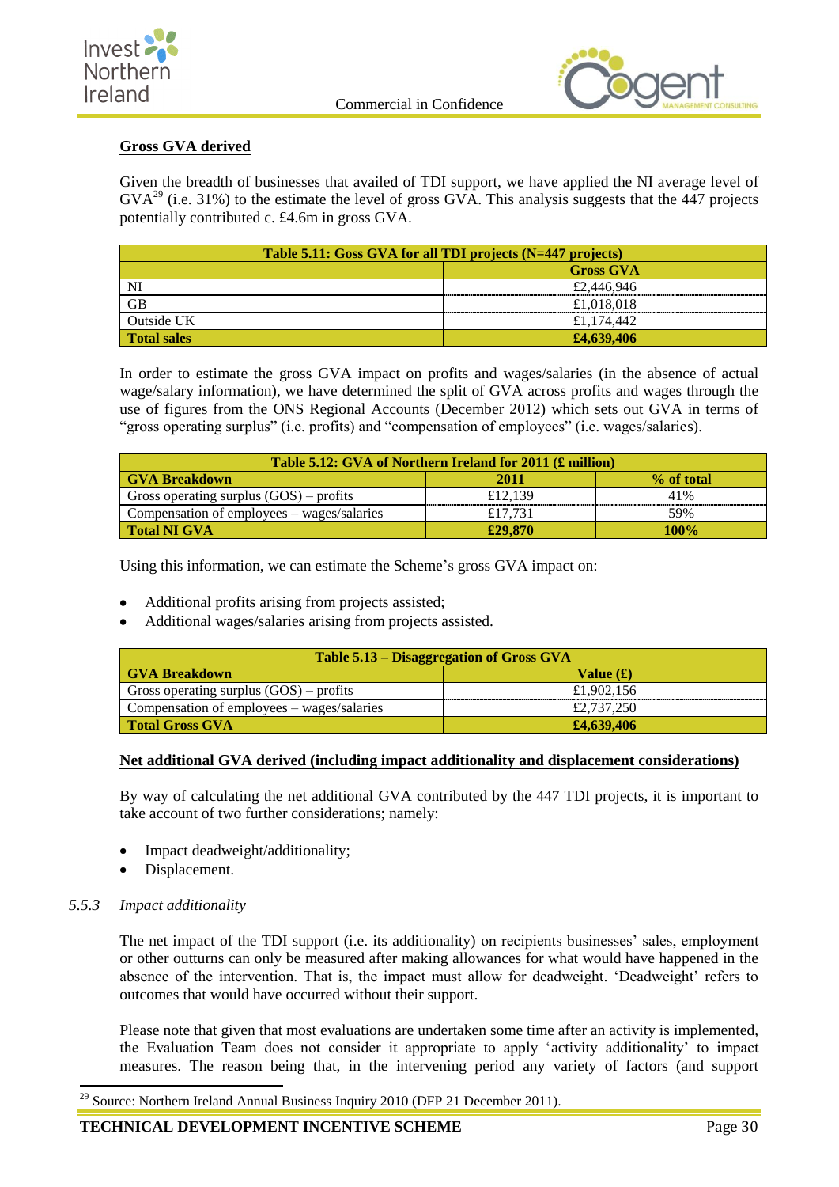**Gross GVA derived**

Given the breadth of businesses that availed of TDI support, we have applied the NI average level of GVA[29] (i.e. 31%) to the estimate the level of gross GVA. This analysis suggests that the 447 projects potentially contributed c. £4.6m in gross GVA.

| Table 5.11: Goss GVA for all TDI projects (N=447 projects) | |
|---|---|
| | **Gross GVA** |
| NI | £2,446,946 |
| GB | £1,018,018 |
| Outside UK | £1,174,442 |
| **Total sales** | **£4,639,406** |

In order to estimate the gross GVA impact on profits and wages/salaries (in the absence of actual wage/salary information), we have determined the split of GVA across profits and wages through the use of figures from the ONS Regional Accounts (December 2012) which sets out GVA in terms of "gross operating surplus" (i.e. profits) and "compensation of employees" (i.e. wages/salaries).

| Table 5.12: GVA of Northern Ireland for 2011 (£ million) | | |
|---|---|---|
| **GVA Breakdown** | **2011** | **% of total** |
| Gross operating surplus (GOS) – profits | £12,139 | 41% |
| Compensation of employees – wages/salaries | £17,731 | 59% |
| **Total NI GVA** | **£29,870** | **100%** |

Using this information, we can estimate the Scheme's gross GVA impact on:

- Additional profits arising from projects assisted;
- Additional wages/salaries arising from projects assisted.

| Table 5.13 – Disaggregation of Gross GVA | |
|---|---|
| **GVA Breakdown** | **Value (£)** |
| Gross operating surplus (GOS) – profits | £1,902,156 |
| Compensation of employees – wages/salaries | £2,737,250 |
| **Total Gross GVA** | **£4,639,406** |

**Net additional GVA derived (including impact additionality and displacement considerations)**

By way of calculating the net additional GVA contributed by the 447 TDI projects, it is important to take account of two further considerations; namely:

- Impact deadweight/additionality;
- Displacement.

### 5.5.3 *Impact additionality*

The net impact of the TDI support (i.e. its additionality) on recipients businesses' sales, employment or other outturns can only be measured after making allowances for what would have happened in the absence of the intervention. That is, the impact must allow for deadweight. 'Deadweight' refers to outcomes that would have occurred without their support.

Please note that given that most evaluations are undertaken some time after an activity is implemented, the Evaluation Team does not consider it appropriate to apply 'activity additionality' to impact measures. The reason being that, in the intervening period any variety of factors (and support

[29] Source: Northern Ireland Annual Business Inquiry 2010 (DFP 21 December 2011).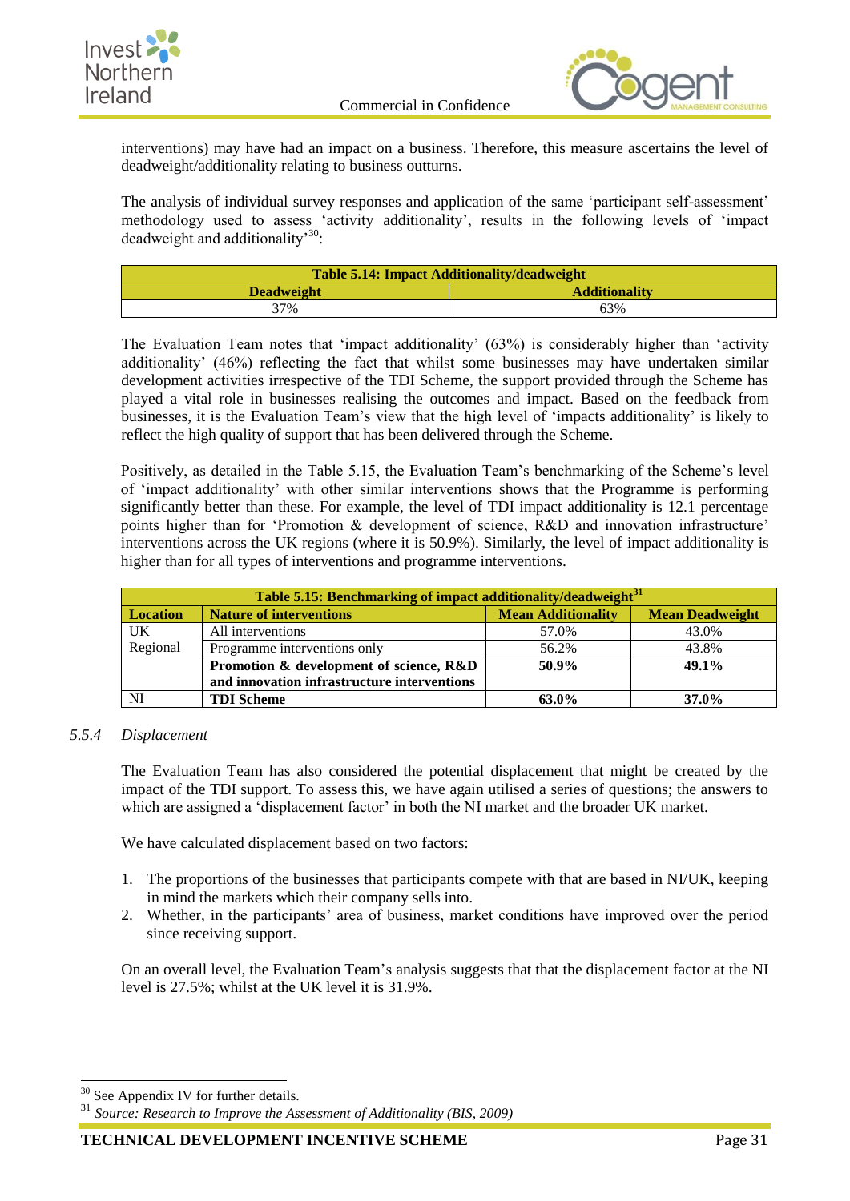interventions) may have had an impact on a business. Therefore, this measure ascertains the level of deadweight/additionality relating to business outturns.

The analysis of individual survey responses and application of the same 'participant self-assessment' methodology used to assess 'activity additionality', results in the following levels of 'impact deadweight and additionality'[30]:

| **Table 5.14: Impact Additionality/deadweight** | |
|---|---|
| **Deadweight** | **Additionality** |
| 37% | 63% |

The Evaluation Team notes that 'impact additionality' (63%) is considerably higher than 'activity additionality' (46%) reflecting the fact that whilst some businesses may have undertaken similar development activities irrespective of the TDI Scheme, the support provided through the Scheme has played a vital role in businesses realising the outcomes and impact. Based on the feedback from businesses, it is the Evaluation Team's view that the high level of 'impacts additionality' is likely to reflect the high quality of support that has been delivered through the Scheme.

Positively, as detailed in the Table 5.15, the Evaluation Team's benchmarking of the Scheme's level of 'impact additionality' with other similar interventions shows that the Programme is performing significantly better than these. For example, the level of TDI impact additionality is 12.1 percentage points higher than for 'Promotion & development of science, R&D and innovation infrastructure' interventions across the UK regions (where it is 50.9%). Similarly, the level of impact additionality is higher than for all types of interventions and programme interventions.

| **Table 5.15: Benchmarking of impact additionality/deadweight**[31] | | | |
|---|---|---|---|
| **Location** | **Nature of interventions** | **Mean Additionality** | **Mean Deadweight** |
| UK Regional | All interventions | 57.0% | 43.0% |
| | Programme interventions only | 56.2% | 43.8% |
| | **Promotion & development of science, R&D and innovation infrastructure interventions** | **50.9%** | **49.1%** |
| NI | **TDI Scheme** | **63.0%** | **37.0%** |

### 5.5.4 *Displacement*

The Evaluation Team has also considered the potential displacement that might be created by the impact of the TDI support. To assess this, we have again utilised a series of questions; the answers to which are assigned a 'displacement factor' in both the NI market and the broader UK market.

We have calculated displacement based on two factors:

1. The proportions of the businesses that participants compete with that are based in NI/UK, keeping in mind the markets which their company sells into.
2. Whether, in the participants' area of business, market conditions have improved over the period since receiving support.

On an overall level, the Evaluation Team's analysis suggests that that the displacement factor at the NI level is 27.5%; whilst at the UK level it is 31.9%.

---

[30] See Appendix IV for further details.

[31] *Source: Research to Improve the Assessment of Additionality (BIS, 2009)*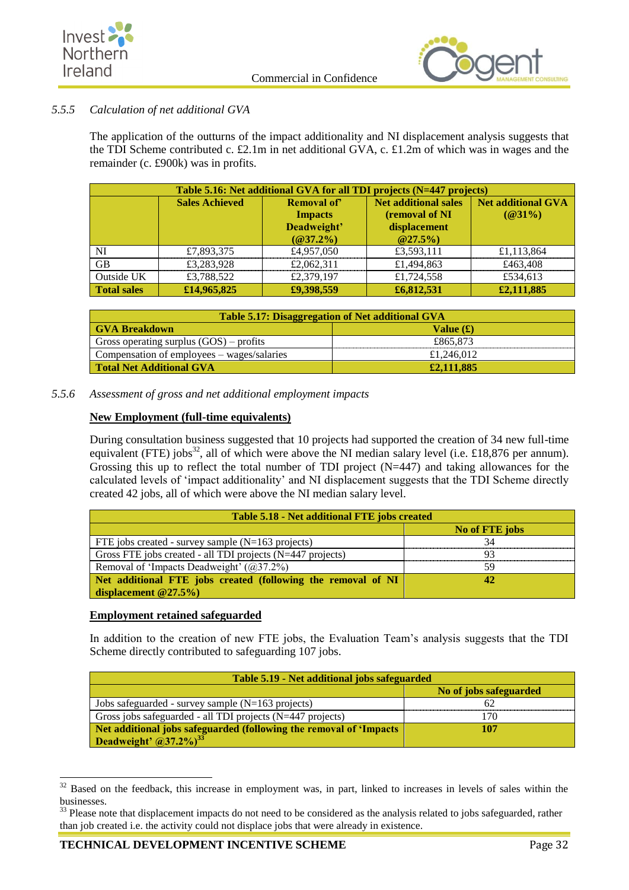### 5.5.5 *Calculation of net additional GVA*

The application of the outturns of the impact additionality and NI displacement analysis suggests that the TDI Scheme contributed c. £2.1m in net additional GVA, c. £1.2m of which was in wages and the remainder (c. £900k) was in profits.

| Table 5.16: Net additional GVA for all TDI projects (N=447 projects) | | | | |
|---|---|---|---|---|
| | **Sales Achieved** | **Removal of' Impacts Deadweight' (@37.2%)** | **Net additional sales (removal of NI displacement @27.5%)** | **Net additional GVA (@31%)** |
| NI | £7,893,375 | £4,957,050 | £3,593,111 | £1,113,864 |
| GB | £3,283,928 | £2,062,311 | £1,494,863 | £463,408 |
| Outside UK | £3,788,522 | £2,379,197 | £1,724,558 | £534,613 |
| **Total sales** | **£14,965,825** | **£9,398,559** | **£6,812,531** | **£2,111,885** |

| Table 5.17: Disaggregation of Net additional GVA | |
|---|---|
| **GVA Breakdown** | **Value (£)** |
| Gross operating surplus (GOS) – profits | £865,873 |
| Compensation of employees – wages/salaries | £1,246,012 |
| **Total Net Additional GVA** | **£2,111,885** |

### 5.5.6 *Assessment of gross and net additional employment impacts*

**New Employment (full-time equivalents)**

During consultation business suggested that 10 projects had supported the creation of 34 new full-time equivalent (FTE) jobs[32], all of which were above the NI median salary level (i.e. £18,876 per annum). Grossing this up to reflect the total number of TDI project (N=447) and taking allowances for the calculated levels of 'impact additionality' and NI displacement suggests that the TDI Scheme directly created 42 jobs, all of which were above the NI median salary level.

| Table 5.18 - Net additional FTE jobs created | |
|---|---|
| | **No of FTE jobs** |
| FTE jobs created - survey sample (N=163 projects) | 34 |
| Gross FTE jobs created - all TDI projects (N=447 projects) | 93 |
| Removal of 'Impacts Deadweight' (@37.2%) | 59 |
| **Net additional FTE jobs created (following the removal of NI displacement @27.5%)** | **42** |

**Employment retained safeguarded**

In addition to the creation of new FTE jobs, the Evaluation Team's analysis suggests that the TDI Scheme directly contributed to safeguarding 107 jobs.

| Table 5.19 - Net additional jobs safeguarded | |
|---|---|
| | **No of jobs safeguarded** |
| Jobs safeguarded - survey sample (N=163 projects) | 62 |
| Gross jobs safeguarded - all TDI projects (N=447 projects) | 170 |
| **Net additional jobs safeguarded (following the removal of 'Impacts Deadweight' @37.2%)[33]** | **107** |

[32] Based on the feedback, this increase in employment was, in part, linked to increases in levels of sales within the businesses.

[33] Please note that displacement impacts do not need to be considered as the analysis related to jobs safeguarded, rather than job created i.e. the activity could not displace jobs that were already in existence.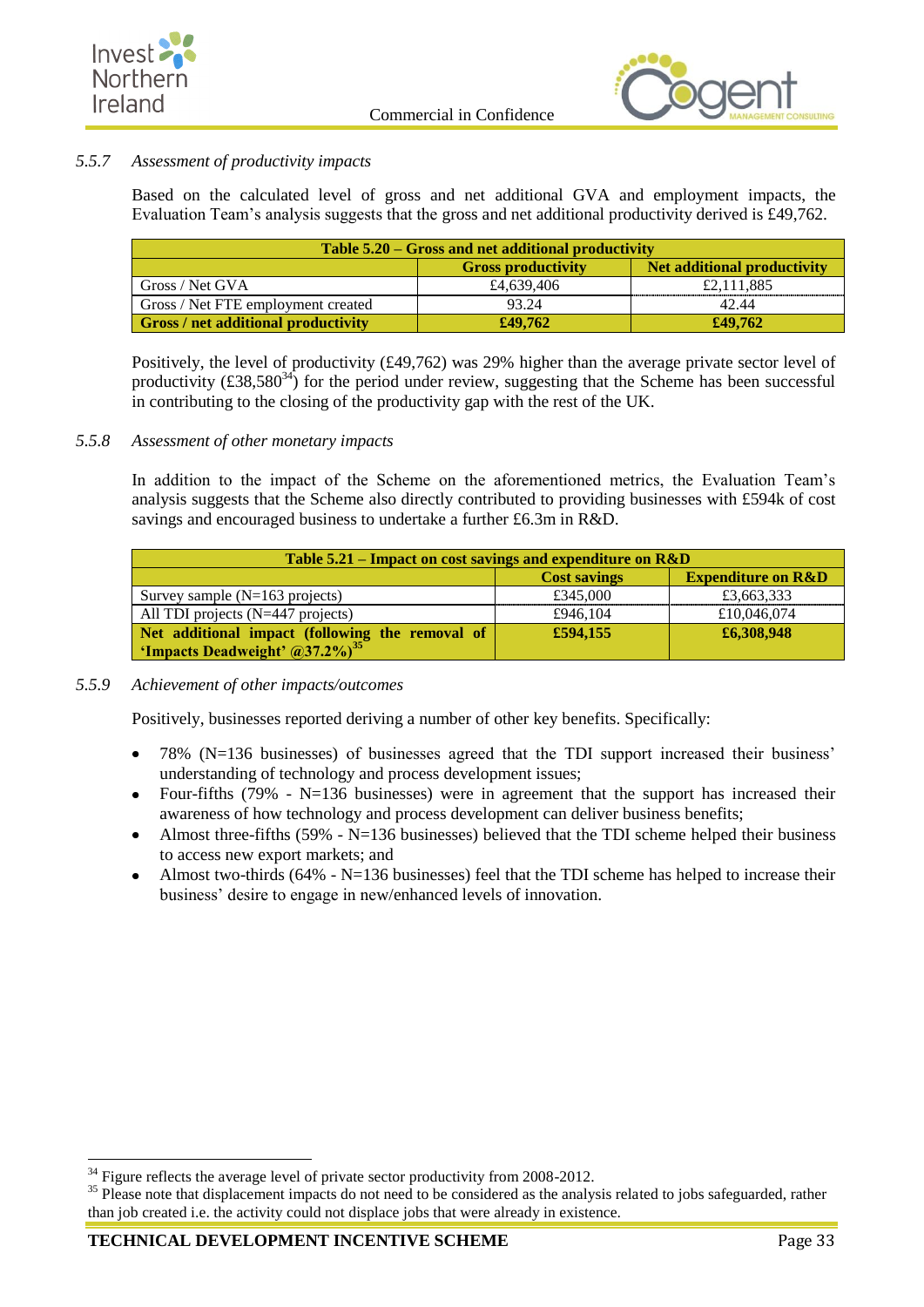### 5.5.7 *Assessment of productivity impacts*

Based on the calculated level of gross and net additional GVA and employment impacts, the Evaluation Team's analysis suggests that the gross and net additional productivity derived is £49,762.

| Table 5.20 – Gross and net additional productivity | | |
|---|---|---|
| | **Gross productivity** | **Net additional productivity** |
| Gross / Net GVA | £4,639,406 | £2,111,885 |
| Gross / Net FTE employment created | 93.24 | 42.44 |
| **Gross / net additional productivity** | **£49,762** | **£49,762** |

Positively, the level of productivity (£49,762) was 29% higher than the average private sector level of productivity (£38,580[34]) for the period under review, suggesting that the Scheme has been successful in contributing to the closing of the productivity gap with the rest of the UK.

### 5.5.8 *Assessment of other monetary impacts*

In addition to the impact of the Scheme on the aforementioned metrics, the Evaluation Team's analysis suggests that the Scheme also directly contributed to providing businesses with £594k of cost savings and encouraged business to undertake a further £6.3m in R&D.

| Table 5.21 – Impact on cost savings and expenditure on R&D | | |
|---|---|---|
| | **Cost savings** | **Expenditure on R&D** |
| Survey sample (N=163 projects) | £345,000 | £3,663,333 |
| All TDI projects (N=447 projects) | £946,104 | £10,046,074 |
| **Net additional impact (following the removal of 'Impacts Deadweight' @37.2%)[35]** | **£594,155** | **£6,308,948** |

### 5.5.9 *Achievement of other impacts/outcomes*

Positively, businesses reported deriving a number of other key benefits. Specifically:

- 78% (N=136 businesses) of businesses agreed that the TDI support increased their business' understanding of technology and process development issues;
- Four-fifths (79% - N=136 businesses) were in agreement that the support has increased their awareness of how technology and process development can deliver business benefits;
- Almost three-fifths (59% - N=136 businesses) believed that the TDI scheme helped their business to access new export markets; and
- Almost two-thirds (64% - N=136 businesses) feel that the TDI scheme has helped to increase their business' desire to engage in new/enhanced levels of innovation.

---

[34] Figure reflects the average level of private sector productivity from 2008-2012.

[35] Please note that displacement impacts do not need to be considered as the analysis related to jobs safeguarded, rather than job created i.e. the activity could not displace jobs that were already in existence.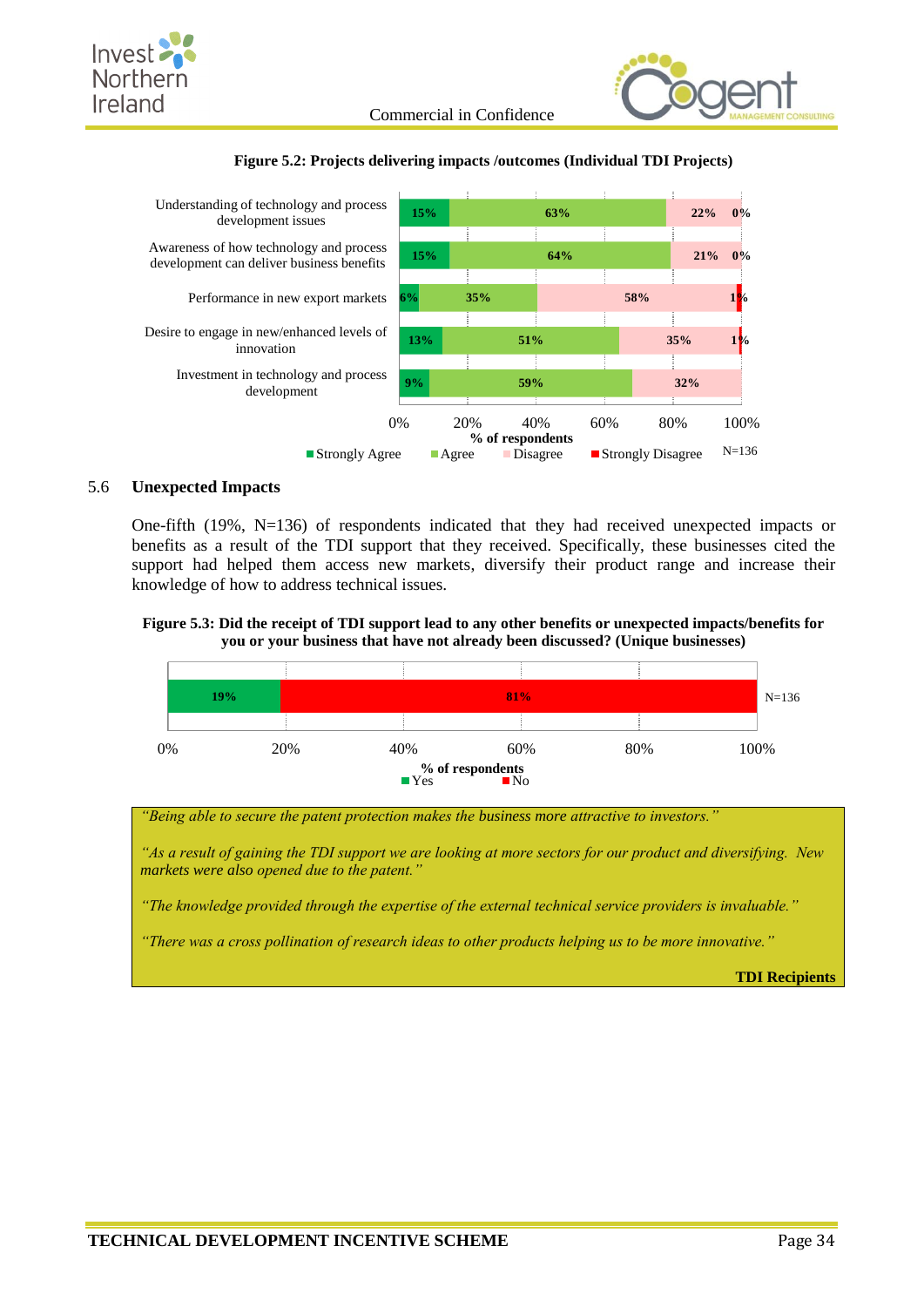**Figure 5.2: Projects delivering impacts /outcomes (Individual TDI Projects)**

| | Strongly Agree | Agree | Disagree | Strongly Disagree |
|---|---|---|---|---|
| Understanding of technology and process development issues | 15% | 63% | 22% | 0% |
| Awareness of how technology and process development can deliver business benefits | 15% | 64% | 21% | 0% |
| Performance in new export markets | 6% | 35% | 58% | 1% |
| Desire to engage in new/enhanced levels of innovation | 13% | 51% | 35% | 1% |
| Investment in technology and process development | 9% | 59% | 32% | |

% of respondents. N=136

## 5.6 Unexpected Impacts

One-fifth (19%, N=136) of respondents indicated that they had received unexpected impacts or benefits as a result of the TDI support that they received. Specifically, these businesses cited the support had helped them access new markets, diversify their product range and increase their knowledge of how to address technical issues.

**Figure 5.3: Did the receipt of TDI support lead to any other benefits or unexpected impacts/benefits for you or your business that have not already been discussed? (Unique businesses)**

| Yes | No |
|---|---|
| 19% | 81% |

% of respondents. N=136

*"Being able to secure the patent protection makes the business more attractive to investors."*

*"As a result of gaining the TDI support we are looking at more sectors for our product and diversifying. New markets were also opened due to the patent."*

*"The knowledge provided through the expertise of the external technical service providers is invaluable."*

*"There was a cross pollination of research ideas to other products helping us to be more innovative."*

**TDI Recipients**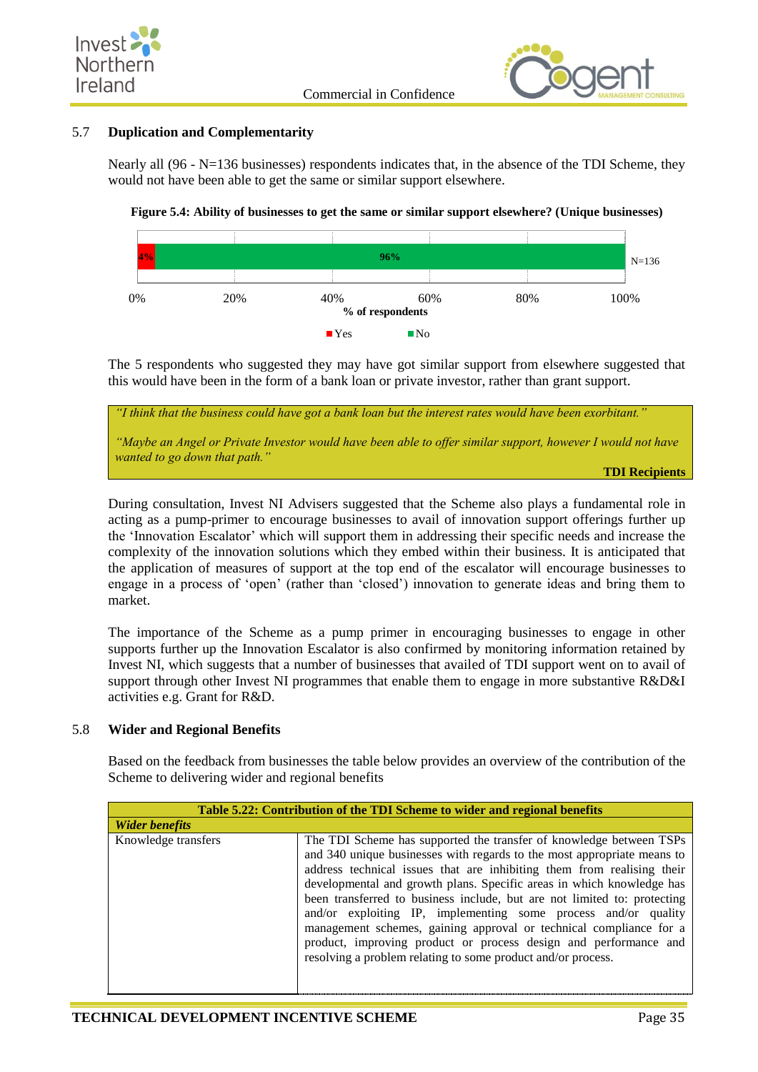## 5.7 Duplication and Complementarity

Nearly all (96 - N=136 businesses) respondents indicates that, in the absence of the TDI Scheme, they would not have been able to get the same or similar support elsewhere.

**Figure 5.4: Ability of businesses to get the same or similar support elsewhere? (Unique businesses)**

| Response | % of respondents (N=136) |
|---|---|
| Yes | 4% |
| No | 96% |

The 5 respondents who suggested they may have got similar support from elsewhere suggested that this would have been in the form of a bank loan or private investor, rather than grant support.

> *"I think that the business could have got a bank loan but the interest rates would have been exorbitant."*
>
> *"Maybe an Angel or Private Investor would have been able to offer similar support, however I would not have wanted to go down that path."*
>
> **TDI Recipients**

During consultation, Invest NI Advisers suggested that the Scheme also plays a fundamental role in acting as a pump-primer to encourage businesses to avail of innovation support offerings further up the 'Innovation Escalator' which will support them in addressing their specific needs and increase the complexity of the innovation solutions which they embed within their business. It is anticipated that the application of measures of support at the top end of the escalator will encourage businesses to engage in a process of 'open' (rather than 'closed') innovation to generate ideas and bring them to market.

The importance of the Scheme as a pump primer in encouraging businesses to engage in other supports further up the Innovation Escalator is also confirmed by monitoring information retained by Invest NI, which suggests that a number of businesses that availed of TDI support went on to avail of support through other Invest NI programmes that enable them to engage in more substantive R&D&I activities e.g. Grant for R&D.

## 5.8 Wider and Regional Benefits

Based on the feedback from businesses the table below provides an overview of the contribution of the Scheme to delivering wider and regional benefits

**Table 5.22: Contribution of the TDI Scheme to wider and regional benefits**

| ***Wider benefits*** | |
|---|---|
| Knowledge transfers | The TDI Scheme has supported the transfer of knowledge between TSPs and 340 unique businesses with regards to the most appropriate means to address technical issues that are inhibiting them from realising their developmental and growth plans. Specific areas in which knowledge has been transferred to business include, but are not limited to: protecting and/or exploiting IP, implementing some process and/or quality management schemes, gaining approval or technical compliance for a product, improving product or process design and performance and resolving a problem relating to some product and/or process. |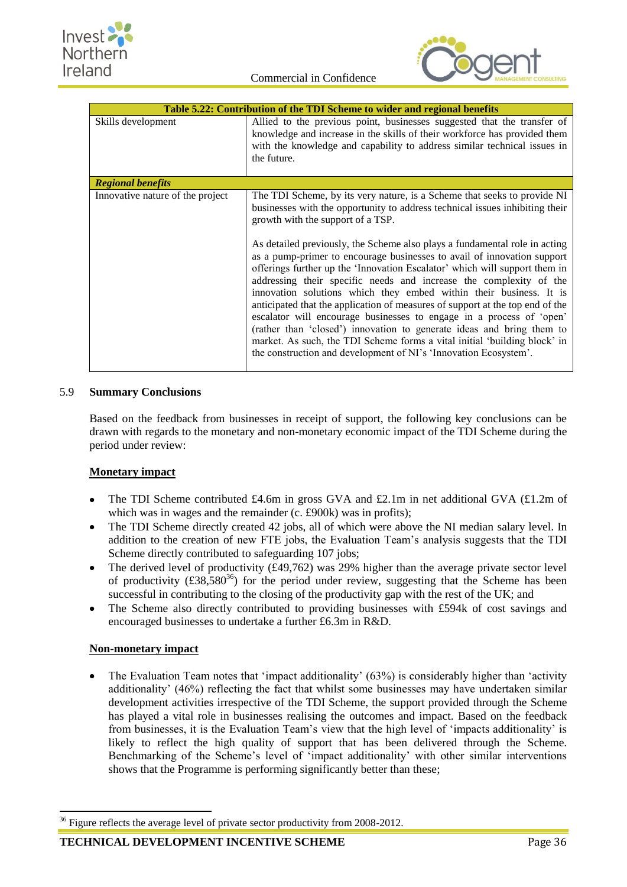| Table 5.22: Contribution of the TDI Scheme to wider and regional benefits | |
|---|---|
| Skills development | Allied to the previous point, businesses suggested that the transfer of knowledge and increase in the skills of their workforce has provided them with the knowledge and capability to address similar technical issues in the future. |
| ***Regional benefits*** | |
| Innovative nature of the project | The TDI Scheme, by its very nature, is a Scheme that seeks to provide NI businesses with the opportunity to address technical issues inhibiting their growth with the support of a TSP.<br><br>As detailed previously, the Scheme also plays a fundamental role in acting as a pump-primer to encourage businesses to avail of innovation support offerings further up the 'Innovation Escalator' which will support them in addressing their specific needs and increase the complexity of the innovation solutions which they embed within their business. It is anticipated that the application of measures of support at the top end of the escalator will encourage businesses to engage in a process of 'open' (rather than 'closed') innovation to generate ideas and bring them to market. As such, the TDI Scheme forms a vital initial 'building block' in the construction and development of NI's 'Innovation Ecosystem'. |

## 5.9 Summary Conclusions

Based on the feedback from businesses in receipt of support, the following key conclusions can be drawn with regards to the monetary and non-monetary economic impact of the TDI Scheme during the period under review:

**Monetary impact**

- The TDI Scheme contributed £4.6m in gross GVA and £2.1m in net additional GVA (£1.2m of which was in wages and the remainder (c. £900k) was in profits);
- The TDI Scheme directly created 42 jobs, all of which were above the NI median salary level. In addition to the creation of new FTE jobs, the Evaluation Team's analysis suggests that the TDI Scheme directly contributed to safeguarding 107 jobs;
- The derived level of productivity (£49,762) was 29% higher than the average private sector level of productivity (£38,580[36]) for the period under review, suggesting that the Scheme has been successful in contributing to the closing of the productivity gap with the rest of the UK; and
- The Scheme also directly contributed to providing businesses with £594k of cost savings and encouraged businesses to undertake a further £6.3m in R&D.

**Non-monetary impact**

- The Evaluation Team notes that 'impact additionality' (63%) is considerably higher than 'activity additionality' (46%) reflecting the fact that whilst some businesses may have undertaken similar development activities irrespective of the TDI Scheme, the support provided through the Scheme has played a vital role in businesses realising the outcomes and impact. Based on the feedback from businesses, it is the Evaluation Team's view that the high level of 'impacts additionality' is likely to reflect the high quality of support that has been delivered through the Scheme. Benchmarking of the Scheme's level of 'impact additionality' with other similar interventions shows that the Programme is performing significantly better than these;

[36] Figure reflects the average level of private sector productivity from 2008-2012.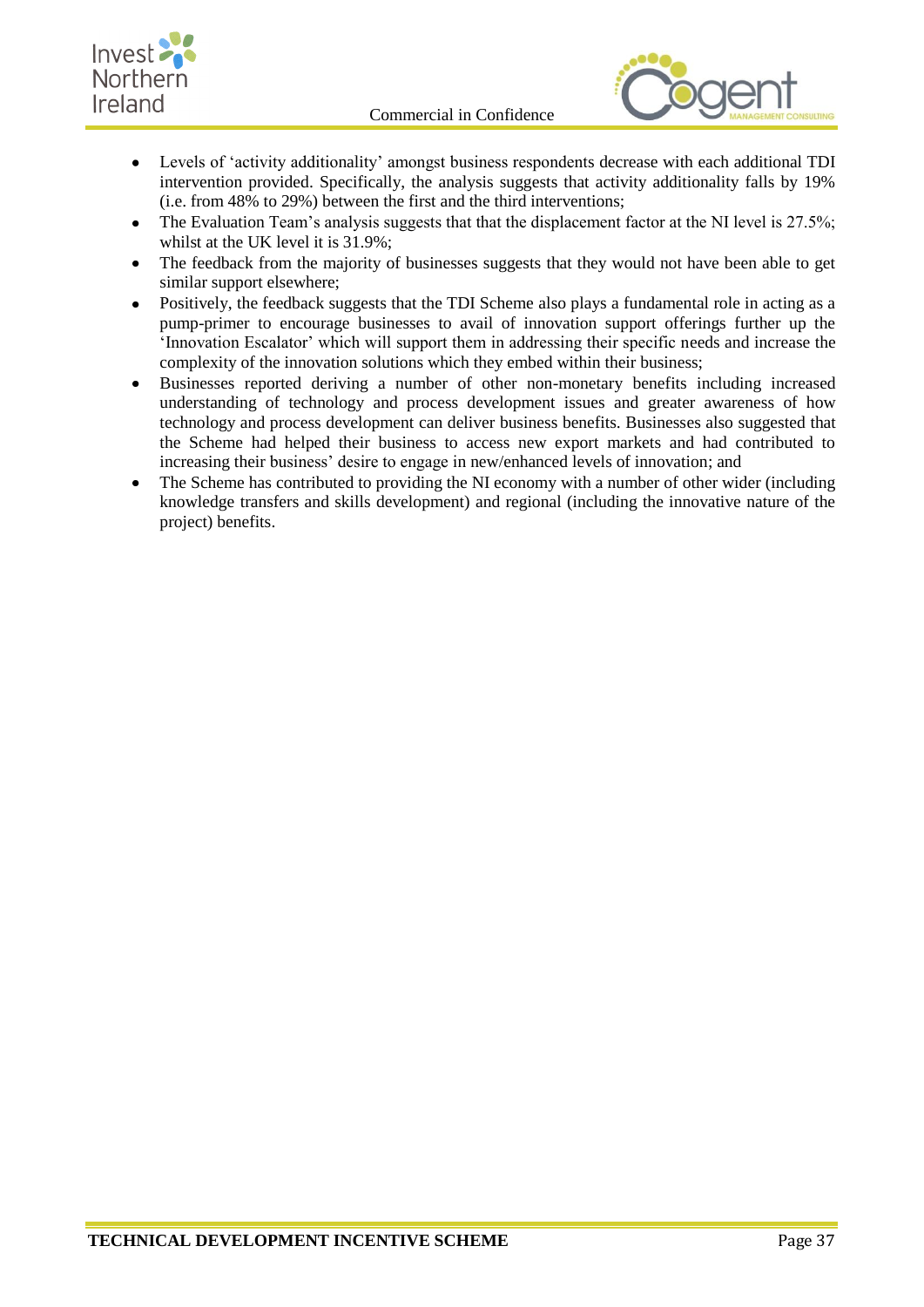- Levels of 'activity additionality' amongst business respondents decrease with each additional TDI intervention provided. Specifically, the analysis suggests that activity additionality falls by 19% (i.e. from 48% to 29%) between the first and the third interventions;
- The Evaluation Team's analysis suggests that that the displacement factor at the NI level is 27.5%; whilst at the UK level it is 31.9%;
- The feedback from the majority of businesses suggests that they would not have been able to get similar support elsewhere;
- Positively, the feedback suggests that the TDI Scheme also plays a fundamental role in acting as a pump-primer to encourage businesses to avail of innovation support offerings further up the 'Innovation Escalator' which will support them in addressing their specific needs and increase the complexity of the innovation solutions which they embed within their business;
- Businesses reported deriving a number of other non-monetary benefits including increased understanding of technology and process development issues and greater awareness of how technology and process development can deliver business benefits. Businesses also suggested that the Scheme had helped their business to access new export markets and had contributed to increasing their business' desire to engage in new/enhanced levels of innovation; and
- The Scheme has contributed to providing the NI economy with a number of other wider (including knowledge transfers and skills development) and regional (including the innovative nature of the project) benefits.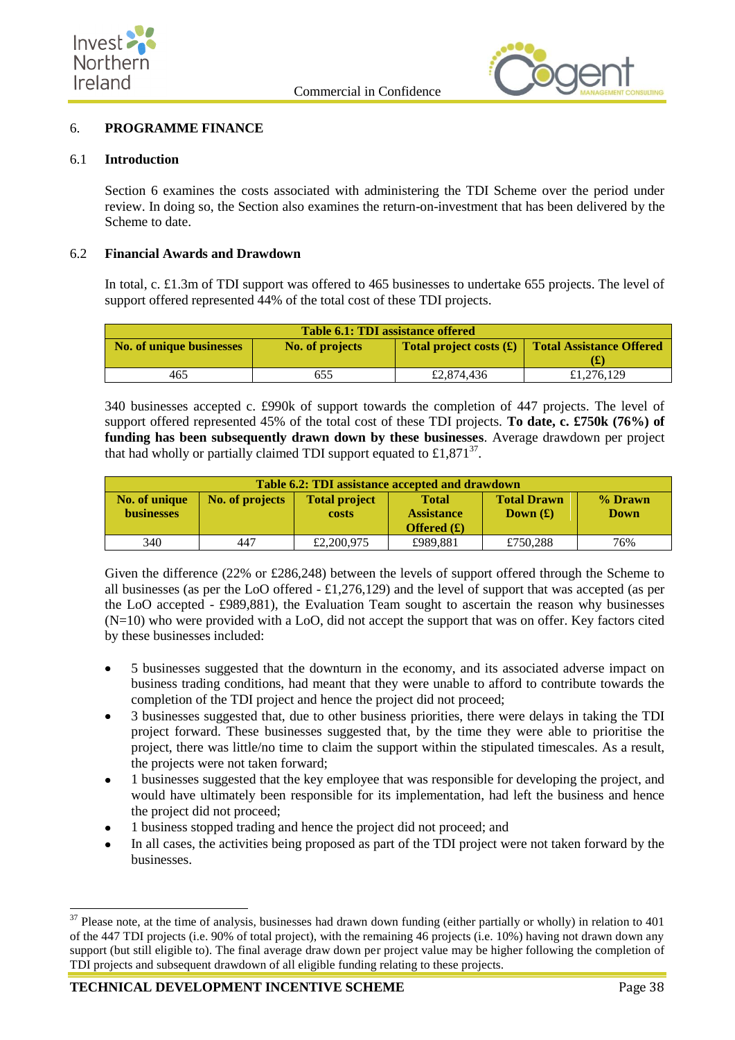## 6. PROGRAMME FINANCE

### 6.1 Introduction

Section 6 examines the costs associated with administering the TDI Scheme over the period under review. In doing so, the Section also examines the return-on-investment that has been delivered by the Scheme to date.

### 6.2 Financial Awards and Drawdown

In total, c. £1.3m of TDI support was offered to 465 businesses to undertake 655 projects. The level of support offered represented 44% of the total cost of these TDI projects.

**Table 6.1: TDI assistance offered**

| No. of unique businesses | No. of projects | Total project costs (£) | Total Assistance Offered (£) |
|---|---|---|---|
| 465 | 655 | £2,874,436 | £1,276,129 |

340 businesses accepted c. £990k of support towards the completion of 447 projects. The level of support offered represented 45% of the total cost of these TDI projects. **To date, c. £750k (76%) of funding has been subsequently drawn down by these businesses**. Average drawdown per project that had wholly or partially claimed TDI support equated to £1,871[37].

**Table 6.2: TDI assistance accepted and drawdown**

| No. of unique businesses | No. of projects | Total project costs | Total Assistance Offered (£) | Total Drawn Down (£) | % Drawn Down |
|---|---|---|---|---|---|
| 340 | 447 | £2,200,975 | £989,881 | £750,288 | 76% |

Given the difference (22% or £286,248) between the levels of support offered through the Scheme to all businesses (as per the LoO offered - £1,276,129) and the level of support that was accepted (as per the LoO accepted - £989,881), the Evaluation Team sought to ascertain the reason why businesses (N=10) who were provided with a LoO, did not accept the support that was on offer. Key factors cited by these businesses included:

- 5 businesses suggested that the downturn in the economy, and its associated adverse impact on business trading conditions, had meant that they were unable to afford to contribute towards the completion of the TDI project and hence the project did not proceed;
- 3 businesses suggested that, due to other business priorities, there were delays in taking the TDI project forward. These businesses suggested that, by the time they were able to prioritise the project, there was little/no time to claim the support within the stipulated timescales. As a result, the projects were not taken forward;
- 1 businesses suggested that the key employee that was responsible for developing the project, and would have ultimately been responsible for its implementation, had left the business and hence the project did not proceed;
- 1 business stopped trading and hence the project did not proceed; and
- In all cases, the activities being proposed as part of the TDI project were not taken forward by the businesses.

[37] Please note, at the time of analysis, businesses had drawn down funding (either partially or wholly) in relation to 401 of the 447 TDI projects (i.e. 90% of total project), with the remaining 46 projects (i.e. 10%) having not drawn down any support (but still eligible to). The final average draw down per project value may be higher following the completion of TDI projects and subsequent drawdown of all eligible funding relating to these projects.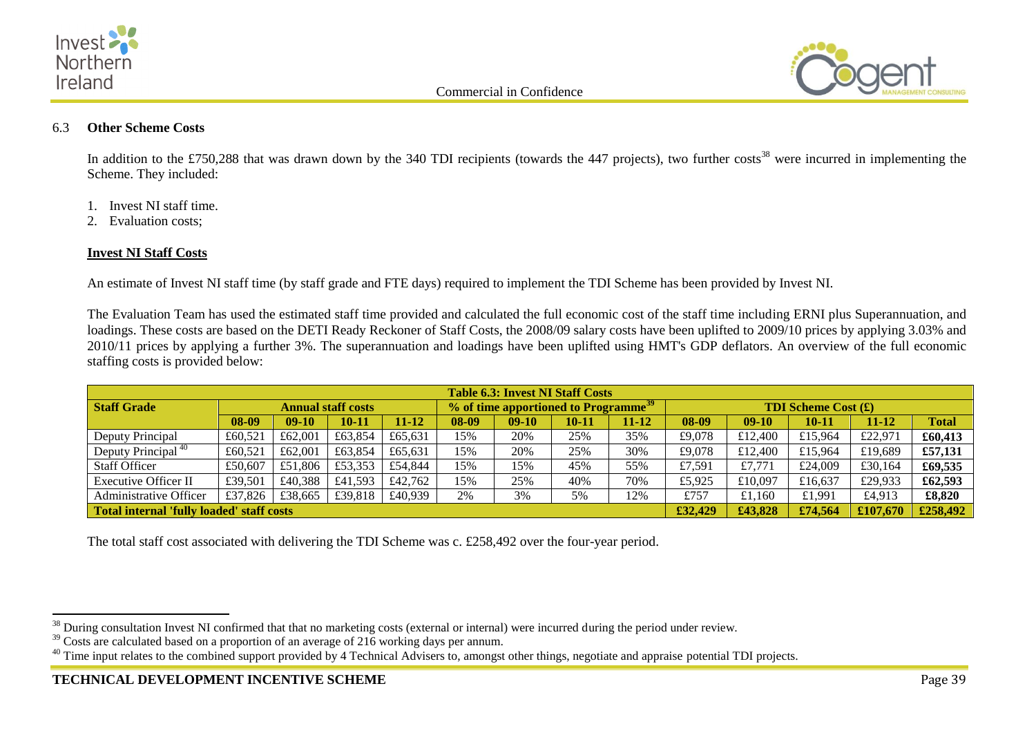### 6.3 Other Scheme Costs

In addition to the £750,288 that was drawn down by the 340 TDI recipients (towards the 447 projects), two further costs[38] were incurred in implementing the Scheme. They included:

1. Invest NI staff time.
2. Evaluation costs;

**Invest NI Staff Costs**

An estimate of Invest NI staff time (by staff grade and FTE days) required to implement the TDI Scheme has been provided by Invest NI.

The Evaluation Team has used the estimated staff time provided and calculated the full economic cost of the staff time including ERNI plus Superannuation, and loadings. These costs are based on the DETI Ready Reckoner of Staff Costs, the 2008/09 salary costs have been uplifted to 2009/10 prices by applying 3.03% and 2010/11 prices by applying a further 3%. The superannuation and loadings have been uplifted using HMT's GDP deflators. An overview of the full economic staffing costs is provided below:

**Table 6.3: Invest NI Staff Costs**

| Staff Grade | Annual staff costs | | | | % of time apportioned to Programme[39] | | | | TDI Scheme Cost (£) | | | | |
|---|---|---|---|---|---|---|---|---|---|---|---|---|---|
| | 08-09 | 09-10 | 10-11 | 11-12 | 08-09 | 09-10 | 10-11 | 11-12 | 08-09 | 09-10 | 10-11 | 11-12 | Total |
| Deputy Principal | £60,521 | £62,001 | £63,854 | £65,631 | 15% | 20% | 25% | 35% | £9,078 | £12,400 | £15,964 | £22,971 | £60,413 |
| Deputy Principal[40] | £60,521 | £62,001 | £63,854 | £65,631 | 15% | 20% | 25% | 30% | £9,078 | £12,400 | £15,964 | £19,689 | £57,131 |
| Staff Officer | £50,607 | £51,806 | £53,353 | £54,844 | 15% | 15% | 45% | 55% | £7,591 | £7,771 | £24,009 | £30,164 | £69,535 |
| Executive Officer II | £39,501 | £40,388 | £41,593 | £42,762 | 15% | 25% | 40% | 70% | £5,925 | £10,097 | £16,637 | £29,933 | £62,593 |
| Administrative Officer | £37,826 | £38,665 | £39,818 | £40,939 | 2% | 3% | 5% | 12% | £757 | £1,160 | £1,991 | £4,913 | £8,820 |
| **Total internal 'fully loaded' staff costs** | | | | | | | | | **£32,429** | **£43,828** | **£74,564** | **£107,670** | **£258,492** |

The total staff cost associated with delivering the TDI Scheme was c. £258,492 over the four-year period.

---

[38] During consultation Invest NI confirmed that that no marketing costs (external or internal) were incurred during the period under review.

[39] Costs are calculated based on a proportion of an average of 216 working days per annum.

[40] Time input relates to the combined support provided by 4 Technical Advisers to, amongst other things, negotiate and appraise potential TDI projects.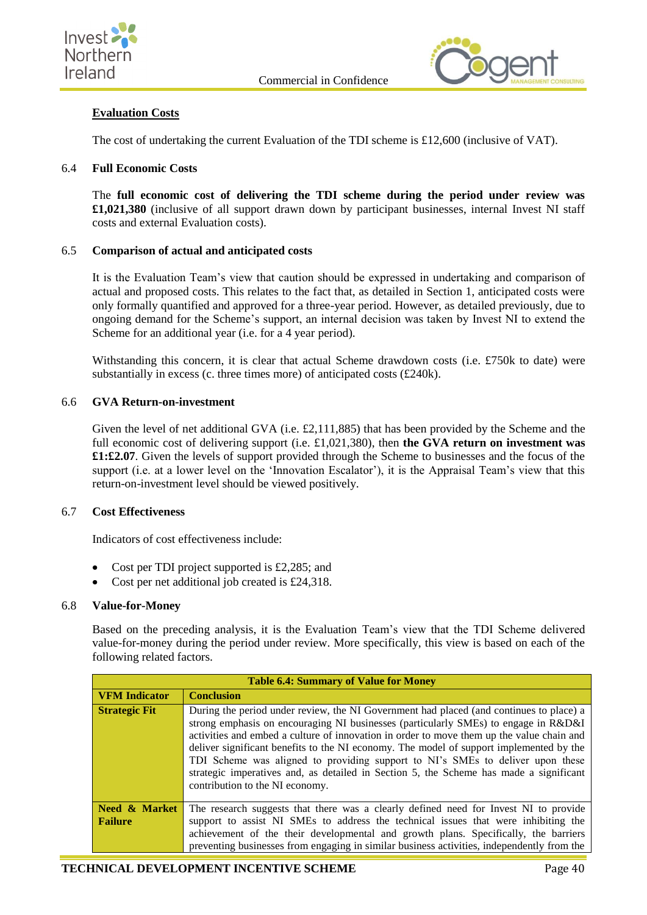**Evaluation Costs**

The cost of undertaking the current Evaluation of the TDI scheme is £12,600 (inclusive of VAT).

### 6.4 Full Economic Costs

The **full economic cost of delivering the TDI scheme during the period under review was £1,021,380** (inclusive of all support drawn down by participant businesses, internal Invest NI staff costs and external Evaluation costs).

### 6.5 Comparison of actual and anticipated costs

It is the Evaluation Team's view that caution should be expressed in undertaking and comparison of actual and proposed costs. This relates to the fact that, as detailed in Section 1, anticipated costs were only formally quantified and approved for a three-year period. However, as detailed previously, due to ongoing demand for the Scheme's support, an internal decision was taken by Invest NI to extend the Scheme for an additional year (i.e. for a 4 year period).

Withstanding this concern, it is clear that actual Scheme drawdown costs (i.e. £750k to date) were substantially in excess (c. three times more) of anticipated costs (£240k).

### 6.6 GVA Return-on-investment

Given the level of net additional GVA (i.e. £2,111,885) that has been provided by the Scheme and the full economic cost of delivering support (i.e. £1,021,380), then **the GVA return on investment was £1:£2.07**. Given the levels of support provided through the Scheme to businesses and the focus of the support (i.e. at a lower level on the 'Innovation Escalator'), it is the Appraisal Team's view that this return-on-investment level should be viewed positively.

### 6.7 Cost Effectiveness

Indicators of cost effectiveness include:

- Cost per TDI project supported is £2,285; and
- Cost per net additional job created is £24,318.

### 6.8 Value-for-Money

Based on the preceding analysis, it is the Evaluation Team's view that the TDI Scheme delivered value-for-money during the period under review. More specifically, this view is based on each of the following related factors.

| Table 6.4: Summary of Value for Money | |
|---|---|
| **VFM Indicator** | **Conclusion** |
| **Strategic Fit** | During the period under review, the NI Government had placed (and continues to place) a strong emphasis on encouraging NI businesses (particularly SMEs) to engage in R&D&I activities and embed a culture of innovation in order to move them up the value chain and deliver significant benefits to the NI economy. The model of support implemented by the TDI Scheme was aligned to providing support to NI's SMEs to deliver upon these strategic imperatives and, as detailed in Section 5, the Scheme has made a significant contribution to the NI economy. |
| **Need & Market Failure** | The research suggests that there was a clearly defined need for Invest NI to provide support to assist NI SMEs to address the technical issues that were inhibiting the achievement of the their developmental and growth plans. Specifically, the barriers preventing businesses from engaging in similar business activities, independently from the |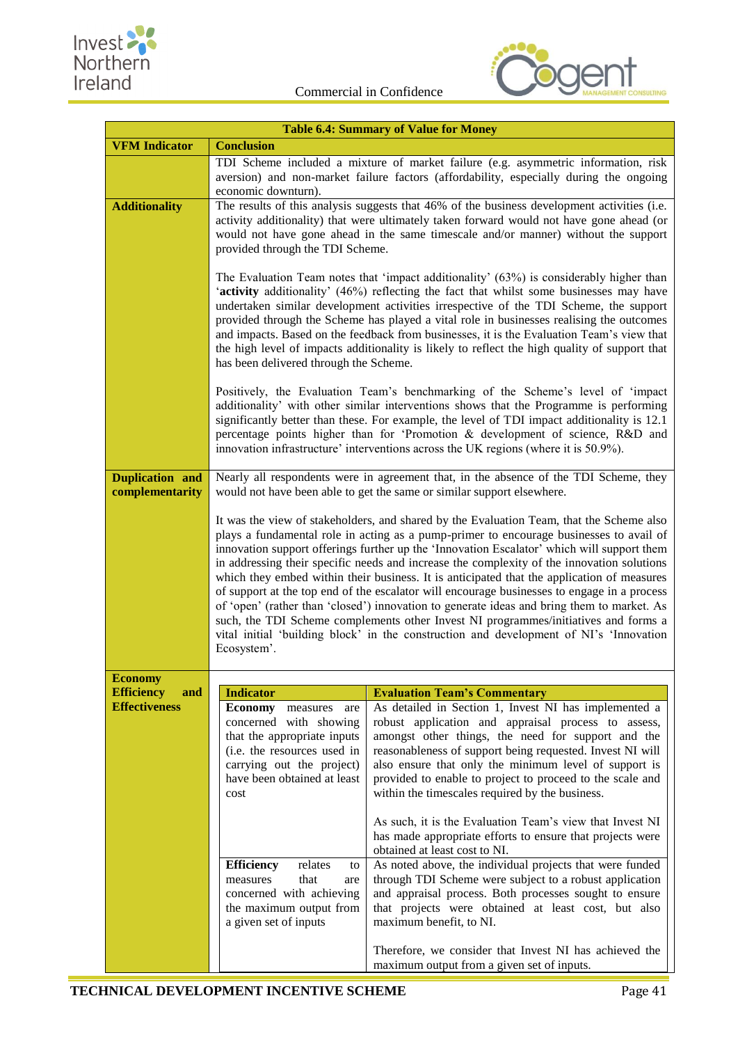**Table 6.4: Summary of Value for Money**

| VFM Indicator | Conclusion |
|---|---|
| | TDI Scheme included a mixture of market failure (e.g. asymmetric information, risk aversion) and non-market failure factors (affordability, especially during the ongoing economic downturn). |
| **Additionality** | The results of this analysis suggests that 46% of the business development activities (i.e. activity additionality) that were ultimately taken forward would not have gone ahead (or would not have gone ahead in the same timescale and/or manner) without the support provided through the TDI Scheme.<br><br>The Evaluation Team notes that 'impact additionality' (63%) is considerably higher than '**activity** additionality' (46%) reflecting the fact that whilst some businesses may have undertaken similar development activities irrespective of the TDI Scheme, the support provided through the Scheme has played a vital role in businesses realising the outcomes and impacts. Based on the feedback from businesses, it is the Evaluation Team's view that the high level of impacts additionality is likely to reflect the high quality of support that has been delivered through the Scheme.<br><br>Positively, the Evaluation Team's benchmarking of the Scheme's level of 'impact additionality' with other similar interventions shows that the Programme is performing significantly better than these. For example, the level of TDI impact additionality is 12.1 percentage points higher than for 'Promotion & development of science, R&D and innovation infrastructure' interventions across the UK regions (where it is 50.9%). |
| **Duplication and complementarity** | Nearly all respondents were in agreement that, in the absence of the TDI Scheme, they would not have been able to get the same or similar support elsewhere.<br><br>It was the view of stakeholders, and shared by the Evaluation Team, that the Scheme also plays a fundamental role in acting as a pump-primer to encourage businesses to avail of innovation support offerings further up the 'Innovation Escalator' which will support them in addressing their specific needs and increase the complexity of the innovation solutions which they embed within their business. It is anticipated that the application of measures of support at the top end of the escalator will encourage businesses to engage in a process of 'open' (rather than 'closed') innovation to generate ideas and bring them to market. As such, the TDI Scheme complements other Invest NI programmes/initiatives and forms a vital initial 'building block' in the construction and development of NI's 'Innovation Ecosystem'. |
| **Economy Efficiency and Effectiveness** | (see below) |

| Indicator | Evaluation Team's Commentary |
|---|---|
| **Economy** measures are concerned with showing that the appropriate inputs (i.e. the resources used in carrying out the project) have been obtained at least cost | As detailed in Section 1, Invest NI has implemented a robust application and appraisal process to assess, amongst other things, the need for support and the reasonableness of support being requested. Invest NI will also ensure that only the minimum level of support is provided to enable to project to proceed to the scale and within the timescales required by the business.<br><br>As such, it is the Evaluation Team's view that Invest NI has made appropriate efforts to ensure that projects were obtained at least cost to NI. |
| **Efficiency** relates to measures that are concerned with achieving the maximum output from a given set of inputs | As noted above, the individual projects that were funded through TDI Scheme were subject to a robust application and appraisal process. Both processes sought to ensure that projects were obtained at least cost, but also maximum benefit, to NI.<br><br>Therefore, we consider that Invest NI has achieved the maximum output from a given set of inputs. |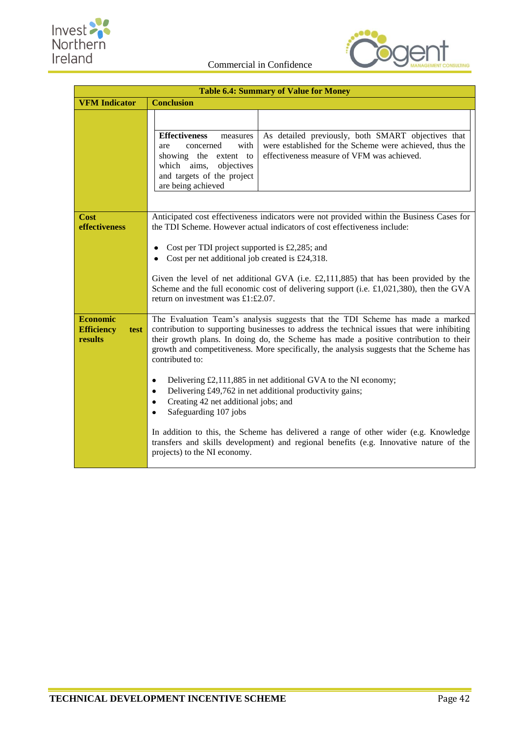**Table 6.4: Summary of Value for Money**

| VFM Indicator | Conclusion |
|---|---|
| | **Effectiveness** measures are concerned with showing the extent to which aims, objectives and targets of the project are being achieved: As detailed previously, both SMART objectives that were established for the Scheme were achieved, thus the effectiveness measure of VFM was achieved. |
| **Cost effectiveness** | Anticipated cost effectiveness indicators were not provided within the Business Cases for the TDI Scheme. However actual indicators of cost effectiveness include:<br><br>• Cost per TDI project supported is £2,285; and<br>• Cost per net additional job created is £24,318.<br><br>Given the level of net additional GVA (i.e. £2,111,885) that has been provided by the Scheme and the full economic cost of delivering support (i.e. £1,021,380), then the GVA return on investment was £1:£2.07. |
| **Economic Efficiency test results** | The Evaluation Team's analysis suggests that the TDI Scheme has made a marked contribution to supporting businesses to address the technical issues that were inhibiting their growth plans. In doing do, the Scheme has made a positive contribution to their growth and competitiveness. More specifically, the analysis suggests that the Scheme has contributed to:<br><br>• Delivering £2,111,885 in net additional GVA to the NI economy;<br>• Delivering £49,762 in net additional productivity gains;<br>• Creating 42 net additional jobs; and<br>• Safeguarding 107 jobs<br><br>In addition to this, the Scheme has delivered a range of other wider (e.g. Knowledge transfers and skills development) and regional benefits (e.g. Innovative nature of the projects) to the NI economy. |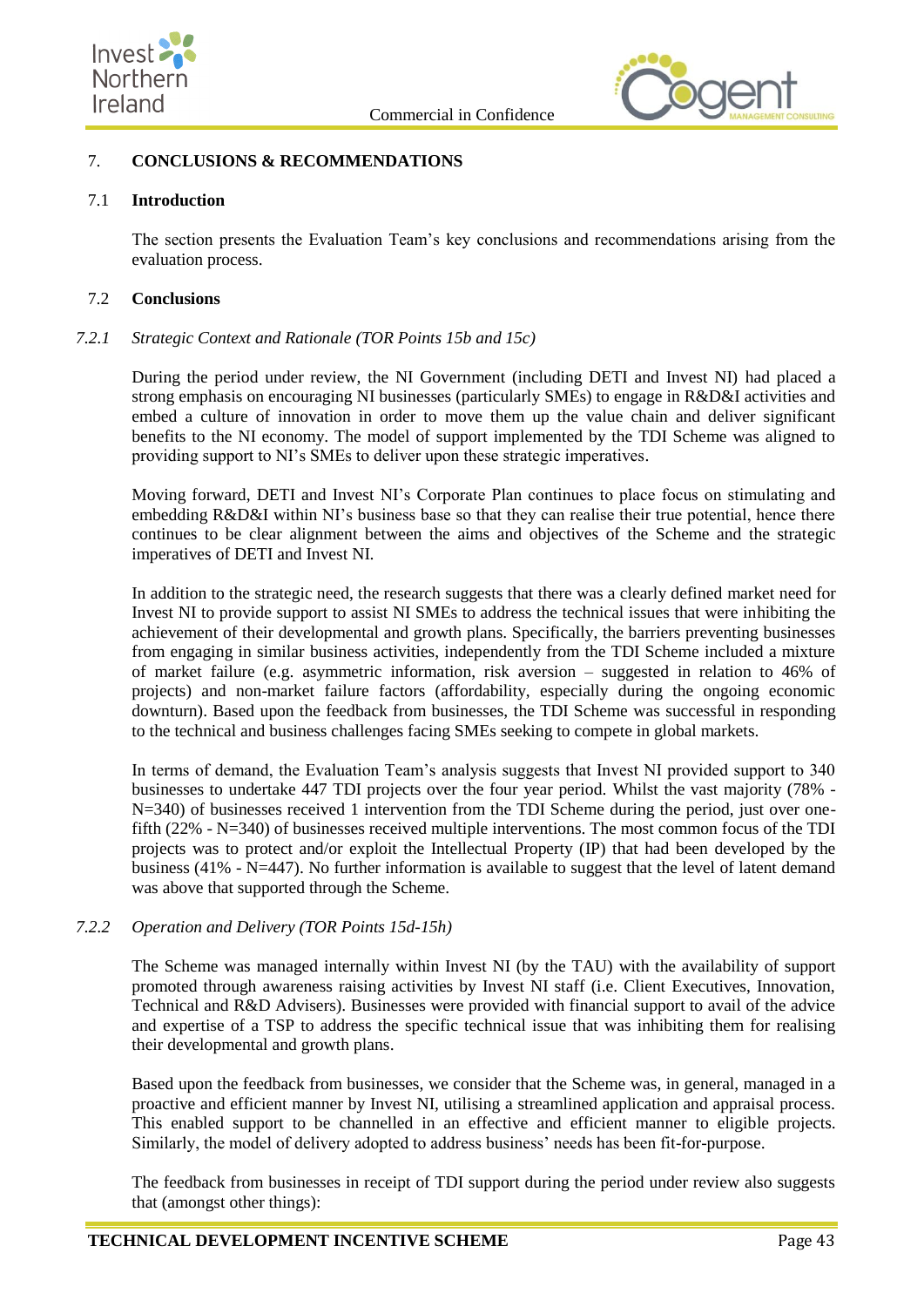# 7. CONCLUSIONS & RECOMMENDATIONS

## 7.1 Introduction

The section presents the Evaluation Team's key conclusions and recommendations arising from the evaluation process.

## 7.2 Conclusions

### *7.2.1 Strategic Context and Rationale (TOR Points 15b and 15c)*

During the period under review, the NI Government (including DETI and Invest NI) had placed a strong emphasis on encouraging NI businesses (particularly SMEs) to engage in R&D&I activities and embed a culture of innovation in order to move them up the value chain and deliver significant benefits to the NI economy. The model of support implemented by the TDI Scheme was aligned to providing support to NI's SMEs to deliver upon these strategic imperatives.

Moving forward, DETI and Invest NI's Corporate Plan continues to place focus on stimulating and embedding R&D&I within NI's business base so that they can realise their true potential, hence there continues to be clear alignment between the aims and objectives of the Scheme and the strategic imperatives of DETI and Invest NI.

In addition to the strategic need, the research suggests that there was a clearly defined market need for Invest NI to provide support to assist NI SMEs to address the technical issues that were inhibiting the achievement of their developmental and growth plans. Specifically, the barriers preventing businesses from engaging in similar business activities, independently from the TDI Scheme included a mixture of market failure (e.g. asymmetric information, risk aversion – suggested in relation to 46% of projects) and non-market failure factors (affordability, especially during the ongoing economic downturn). Based upon the feedback from businesses, the TDI Scheme was successful in responding to the technical and business challenges facing SMEs seeking to compete in global markets.

In terms of demand, the Evaluation Team's analysis suggests that Invest NI provided support to 340 businesses to undertake 447 TDI projects over the four year period. Whilst the vast majority (78% - N=340) of businesses received 1 intervention from the TDI Scheme during the period, just over one-fifth (22% - N=340) of businesses received multiple interventions. The most common focus of the TDI projects was to protect and/or exploit the Intellectual Property (IP) that had been developed by the business (41% - N=447). No further information is available to suggest that the level of latent demand was above that supported through the Scheme.

### *7.2.2 Operation and Delivery (TOR Points 15d-15h)*

The Scheme was managed internally within Invest NI (by the TAU) with the availability of support promoted through awareness raising activities by Invest NI staff (i.e. Client Executives, Innovation, Technical and R&D Advisers). Businesses were provided with financial support to avail of the advice and expertise of a TSP to address the specific technical issue that was inhibiting them for realising their developmental and growth plans.

Based upon the feedback from businesses, we consider that the Scheme was, in general, managed in a proactive and efficient manner by Invest NI, utilising a streamlined application and appraisal process. This enabled support to be channelled in an effective and efficient manner to eligible projects. Similarly, the model of delivery adopted to address business' needs has been fit-for-purpose.

The feedback from businesses in receipt of TDI support during the period under review also suggests that (amongst other things):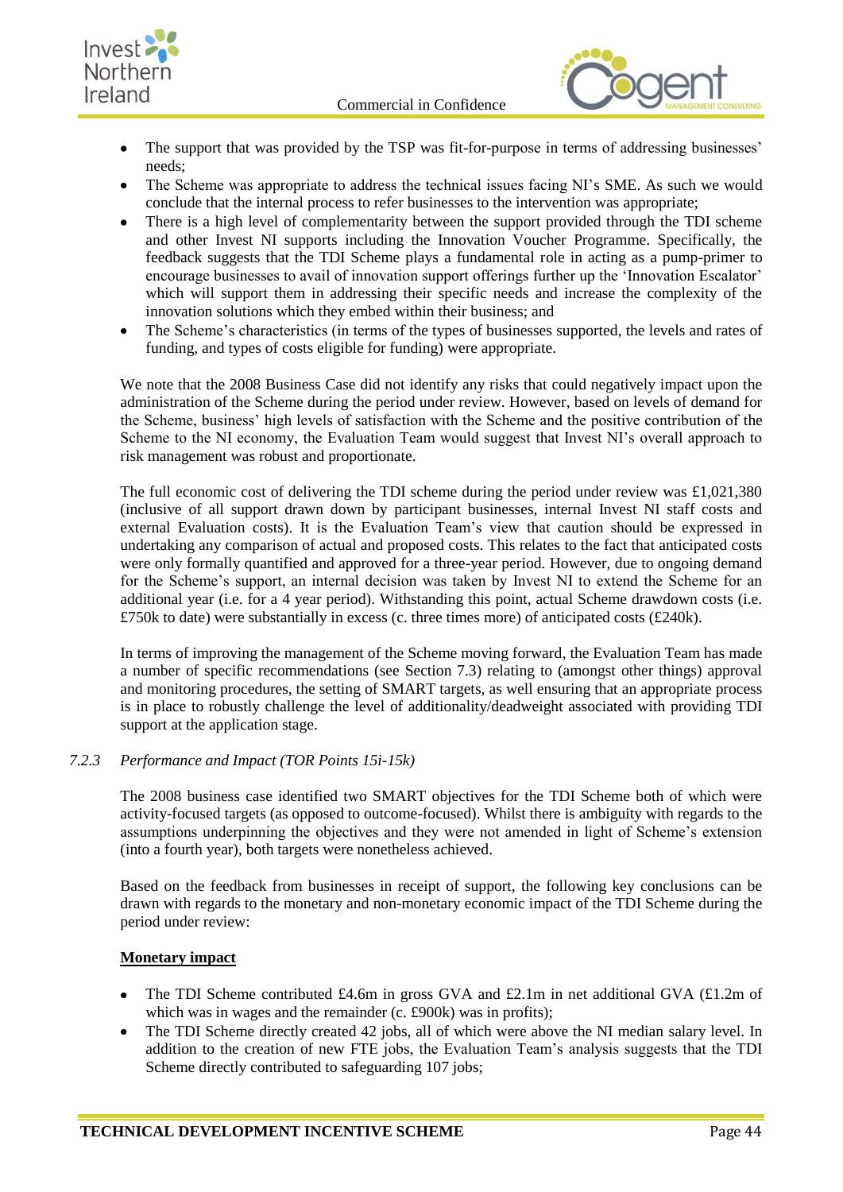- The support that was provided by the TSP was fit-for-purpose in terms of addressing businesses' needs;
- The Scheme was appropriate to address the technical issues facing NI's SME. As such we would conclude that the internal process to refer businesses to the intervention was appropriate;
- There is a high level of complementarity between the support provided through the TDI scheme and other Invest NI supports including the Innovation Voucher Programme. Specifically, the feedback suggests that the TDI Scheme plays a fundamental role in acting as a pump-primer to encourage businesses to avail of innovation support offerings further up the 'Innovation Escalator' which will support them in addressing their specific needs and increase the complexity of the innovation solutions which they embed within their business; and
- The Scheme's characteristics (in terms of the types of businesses supported, the levels and rates of funding, and types of costs eligible for funding) were appropriate.

We note that the 2008 Business Case did not identify any risks that could negatively impact upon the administration of the Scheme during the period under review. However, based on levels of demand for the Scheme, business' high levels of satisfaction with the Scheme and the positive contribution of the Scheme to the NI economy, the Evaluation Team would suggest that Invest NI's overall approach to risk management was robust and proportionate.

The full economic cost of delivering the TDI scheme during the period under review was £1,021,380 (inclusive of all support drawn down by participant businesses, internal Invest NI staff costs and external Evaluation costs). It is the Evaluation Team's view that caution should be expressed in undertaking any comparison of actual and proposed costs. This relates to the fact that anticipated costs were only formally quantified and approved for a three-year period. However, due to ongoing demand for the Scheme's support, an internal decision was taken by Invest NI to extend the Scheme for an additional year (i.e. for a 4 year period). Withstanding this point, actual Scheme drawdown costs (i.e. £750k to date) were substantially in excess (c. three times more) of anticipated costs (£240k).

In terms of improving the management of the Scheme moving forward, the Evaluation Team has made a number of specific recommendations (see Section 7.3) relating to (amongst other things) approval and monitoring procedures, the setting of SMART targets, as well ensuring that an appropriate process is in place to robustly challenge the level of additionality/deadweight associated with providing TDI support at the application stage.

### *7.2.3 Performance and Impact (TOR Points 15i-15k)*

The 2008 business case identified two SMART objectives for the TDI Scheme both of which were activity-focused targets (as opposed to outcome-focused). Whilst there is ambiguity with regards to the assumptions underpinning the objectives and they were not amended in light of Scheme's extension (into a fourth year), both targets were nonetheless achieved.

Based on the feedback from businesses in receipt of support, the following key conclusions can be drawn with regards to the monetary and non-monetary economic impact of the TDI Scheme during the period under review:

**Monetary impact**

- The TDI Scheme contributed £4.6m in gross GVA and £2.1m in net additional GVA (£1.2m of which was in wages and the remainder (c. £900k) was in profits);
- The TDI Scheme directly created 42 jobs, all of which were above the NI median salary level. In addition to the creation of new FTE jobs, the Evaluation Team's analysis suggests that the TDI Scheme directly contributed to safeguarding 107 jobs;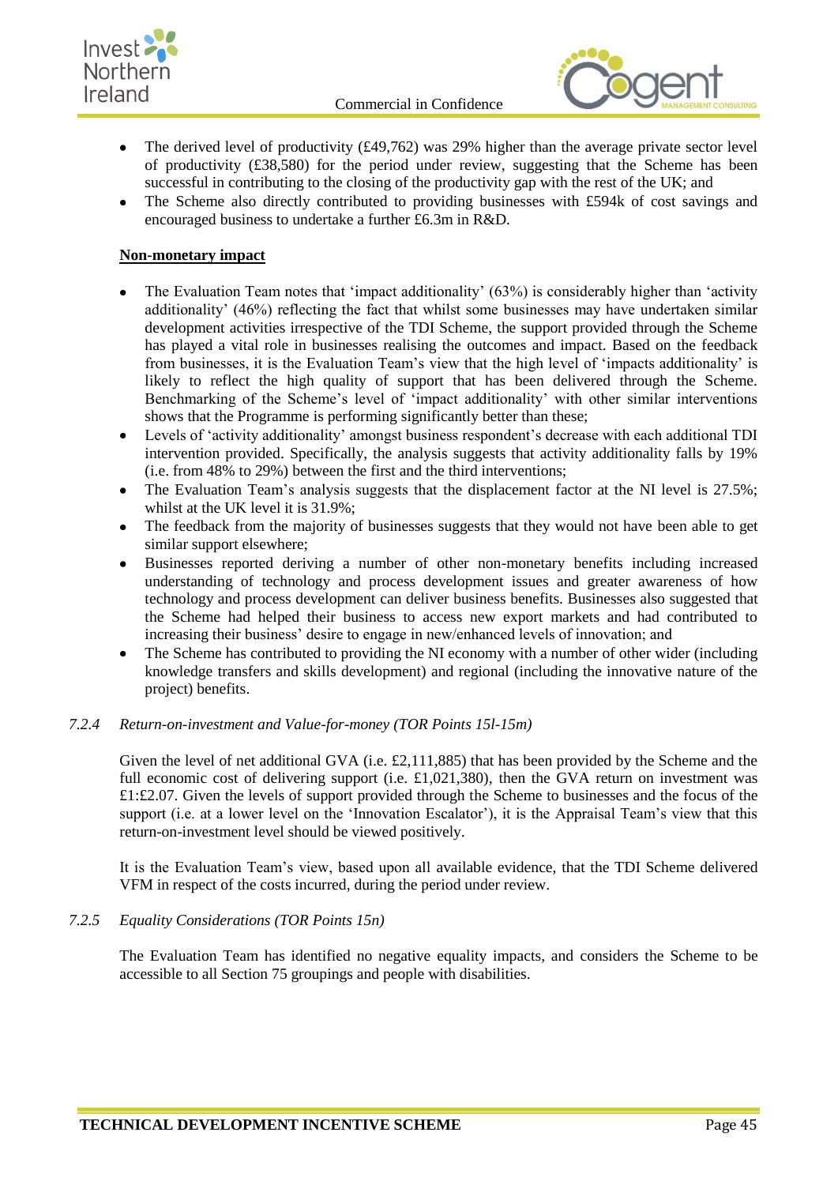- The derived level of productivity (£49,762) was 29% higher than the average private sector level of productivity (£38,580) for the period under review, suggesting that the Scheme has been successful in contributing to the closing of the productivity gap with the rest of the UK; and
- The Scheme also directly contributed to providing businesses with £594k of cost savings and encouraged business to undertake a further £6.3m in R&D.

**Non-monetary impact**

- The Evaluation Team notes that 'impact additionality' (63%) is considerably higher than 'activity additionality' (46%) reflecting the fact that whilst some businesses may have undertaken similar development activities irrespective of the TDI Scheme, the support provided through the Scheme has played a vital role in businesses realising the outcomes and impact. Based on the feedback from businesses, it is the Evaluation Team's view that the high level of 'impacts additionality' is likely to reflect the high quality of support that has been delivered through the Scheme. Benchmarking of the Scheme's level of 'impact additionality' with other similar interventions shows that the Programme is performing significantly better than these;
- Levels of 'activity additionality' amongst business respondent's decrease with each additional TDI intervention provided. Specifically, the analysis suggests that activity additionality falls by 19% (i.e. from 48% to 29%) between the first and the third interventions;
- The Evaluation Team's analysis suggests that the displacement factor at the NI level is 27.5%; whilst at the UK level it is 31.9%;
- The feedback from the majority of businesses suggests that they would not have been able to get similar support elsewhere;
- Businesses reported deriving a number of other non-monetary benefits including increased understanding of technology and process development issues and greater awareness of how technology and process development can deliver business benefits. Businesses also suggested that the Scheme had helped their business to access new export markets and had contributed to increasing their business' desire to engage in new/enhanced levels of innovation; and
- The Scheme has contributed to providing the NI economy with a number of other wider (including knowledge transfers and skills development) and regional (including the innovative nature of the project) benefits.

### *7.2.4 Return-on-investment and Value-for-money (TOR Points 15l-15m)*

Given the level of net additional GVA (i.e. £2,111,885) that has been provided by the Scheme and the full economic cost of delivering support (i.e. £1,021,380), then the GVA return on investment was £1:£2.07. Given the levels of support provided through the Scheme to businesses and the focus of the support (i.e. at a lower level on the 'Innovation Escalator'), it is the Appraisal Team's view that this return-on-investment level should be viewed positively.

It is the Evaluation Team's view, based upon all available evidence, that the TDI Scheme delivered VFM in respect of the costs incurred, during the period under review.

### *7.2.5 Equality Considerations (TOR Points 15n)*

The Evaluation Team has identified no negative equality impacts, and considers the Scheme to be accessible to all Section 75 groupings and people with disabilities.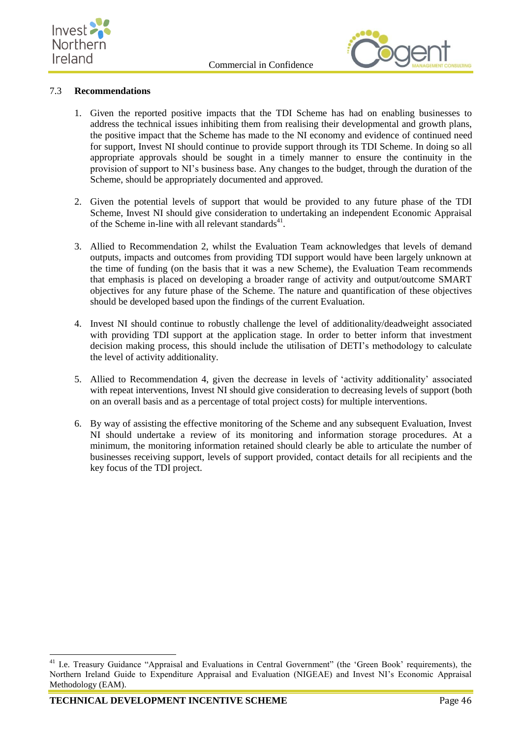## 7.3 Recommendations

1. Given the reported positive impacts that the TDI Scheme has had on enabling businesses to address the technical issues inhibiting them from realising their developmental and growth plans, the positive impact that the Scheme has made to the NI economy and evidence of continued need for support, Invest NI should continue to provide support through its TDI Scheme. In doing so all appropriate approvals should be sought in a timely manner to ensure the continuity in the provision of support to NI's business base. Any changes to the budget, through the duration of the Scheme, should be appropriately documented and approved.

2. Given the potential levels of support that would be provided to any future phase of the TDI Scheme, Invest NI should give consideration to undertaking an independent Economic Appraisal of the Scheme in-line with all relevant standards[41].

3. Allied to Recommendation 2, whilst the Evaluation Team acknowledges that levels of demand outputs, impacts and outcomes from providing TDI support would have been largely unknown at the time of funding (on the basis that it was a new Scheme), the Evaluation Team recommends that emphasis is placed on developing a broader range of activity and output/outcome SMART objectives for any future phase of the Scheme. The nature and quantification of these objectives should be developed based upon the findings of the current Evaluation.

4. Invest NI should continue to robustly challenge the level of additionality/deadweight associated with providing TDI support at the application stage. In order to better inform that investment decision making process, this should include the utilisation of DETI's methodology to calculate the level of activity additionality.

5. Allied to Recommendation 4, given the decrease in levels of 'activity additionality' associated with repeat interventions, Invest NI should give consideration to decreasing levels of support (both on an overall basis and as a percentage of total project costs) for multiple interventions.

6. By way of assisting the effective monitoring of the Scheme and any subsequent Evaluation, Invest NI should undertake a review of its monitoring and information storage procedures. At a minimum, the monitoring information retained should clearly be able to articulate the number of businesses receiving support, levels of support provided, contact details for all recipients and the key focus of the TDI project.

[41] I.e. Treasury Guidance "Appraisal and Evaluations in Central Government" (the 'Green Book' requirements), the Northern Ireland Guide to Expenditure Appraisal and Evaluation (NIGEAE) and Invest NI's Economic Appraisal Methodology (EAM).